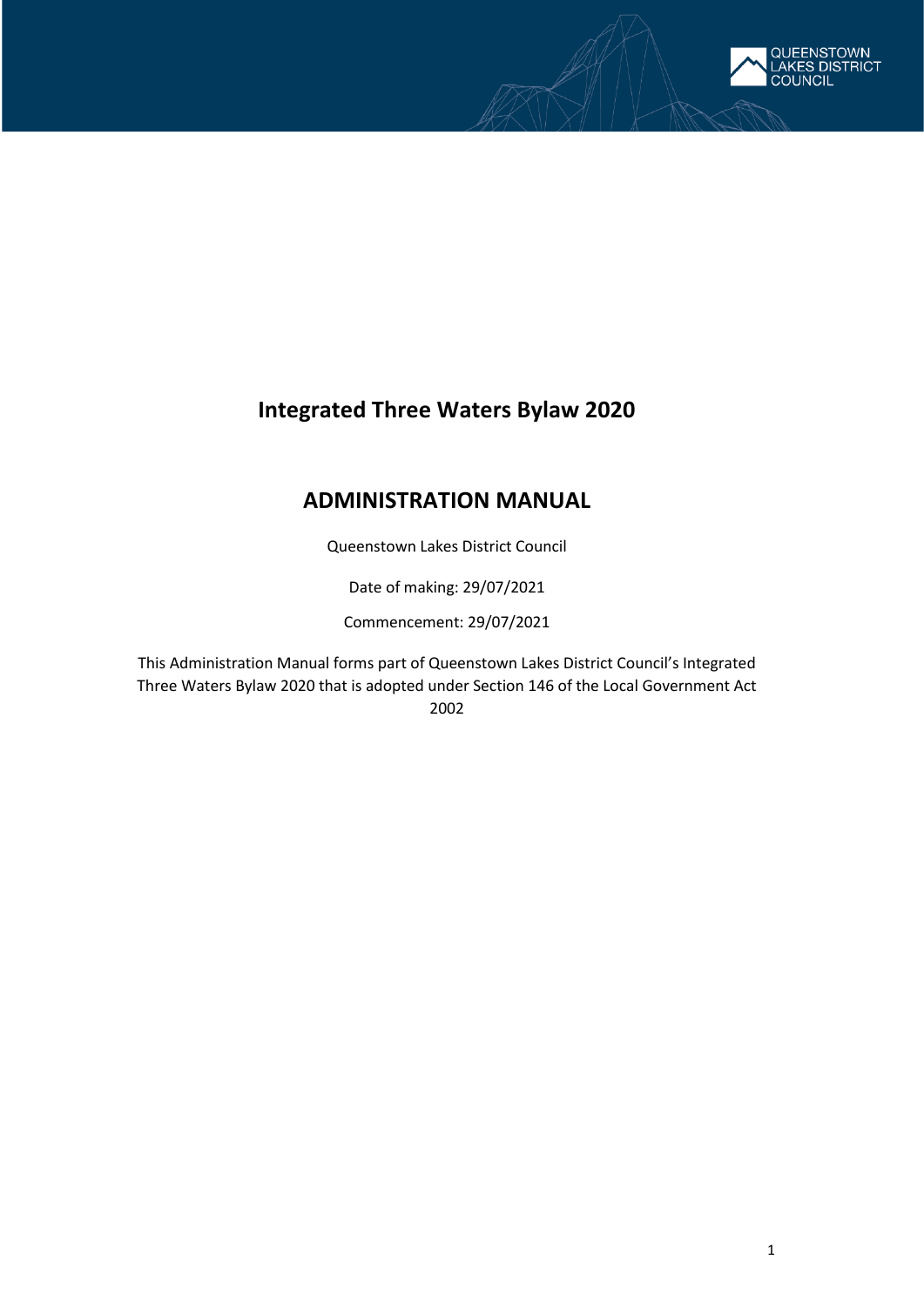# Integrated Three Waters Bylaw 2020

## ADMINISTRATION MANUAL

Queenstown Lakes District Council

Date of making: 29/07/2021

Commencement: 29/07/2021

This Administration Manual forms part of Queenstown Lakes District Council's Integrated Three Waters Bylaw 2020 that is adopted under Section 146 of the Local Government Act 2002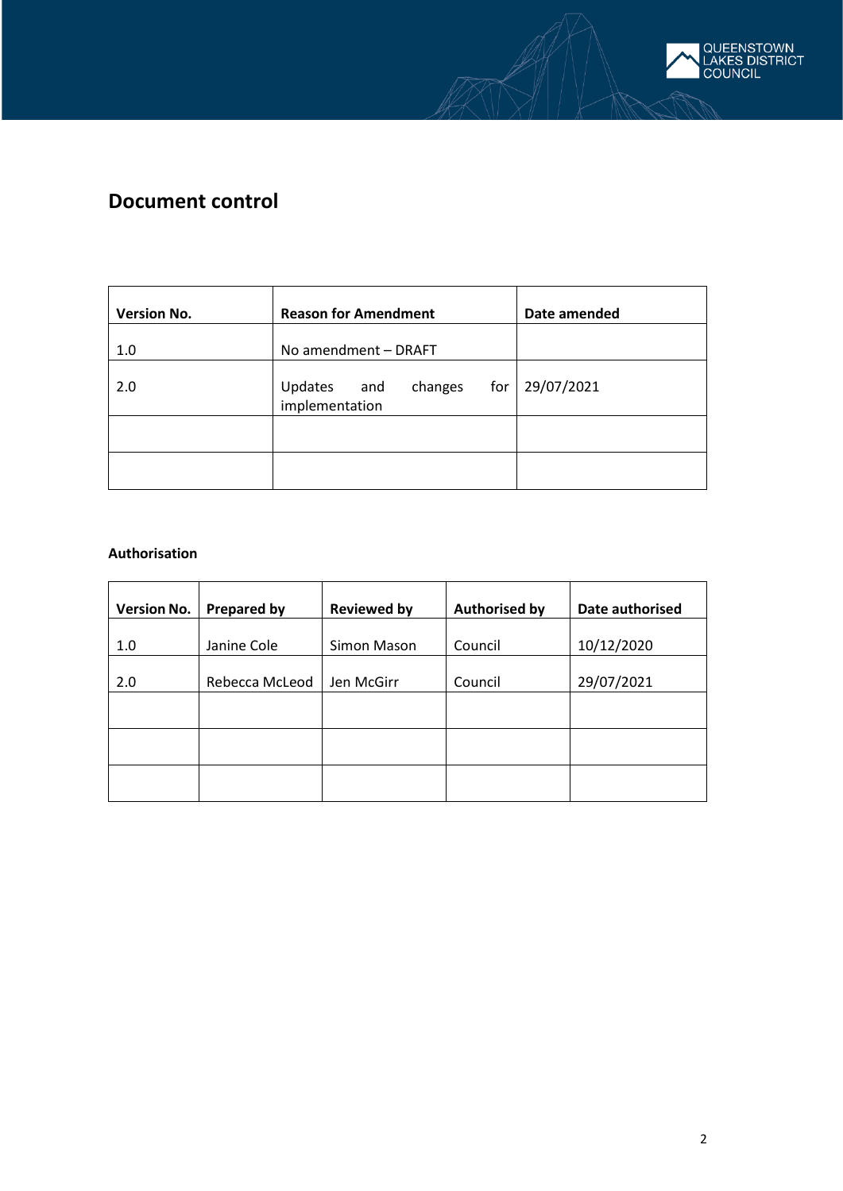# Document control

| Version No. | Reason for Amendment | Date amended |
|---|---|---|
| 1.0 | No amendment – DRAFT | |
| 2.0 | Updates and changes for implementation | 29/07/2021 |
| | | |
| | | |

**Authorisation**

| Version No. | Prepared by | Reviewed by | Authorised by | Date authorised |
|---|---|---|---|---|
| 1.0 | Janine Cole | Simon Mason | Council | 10/12/2020 |
| 2.0 | Rebecca McLeod | Jen McGirr | Council | 29/07/2021 |
| | | | | |
| | | | | |
| | | | | |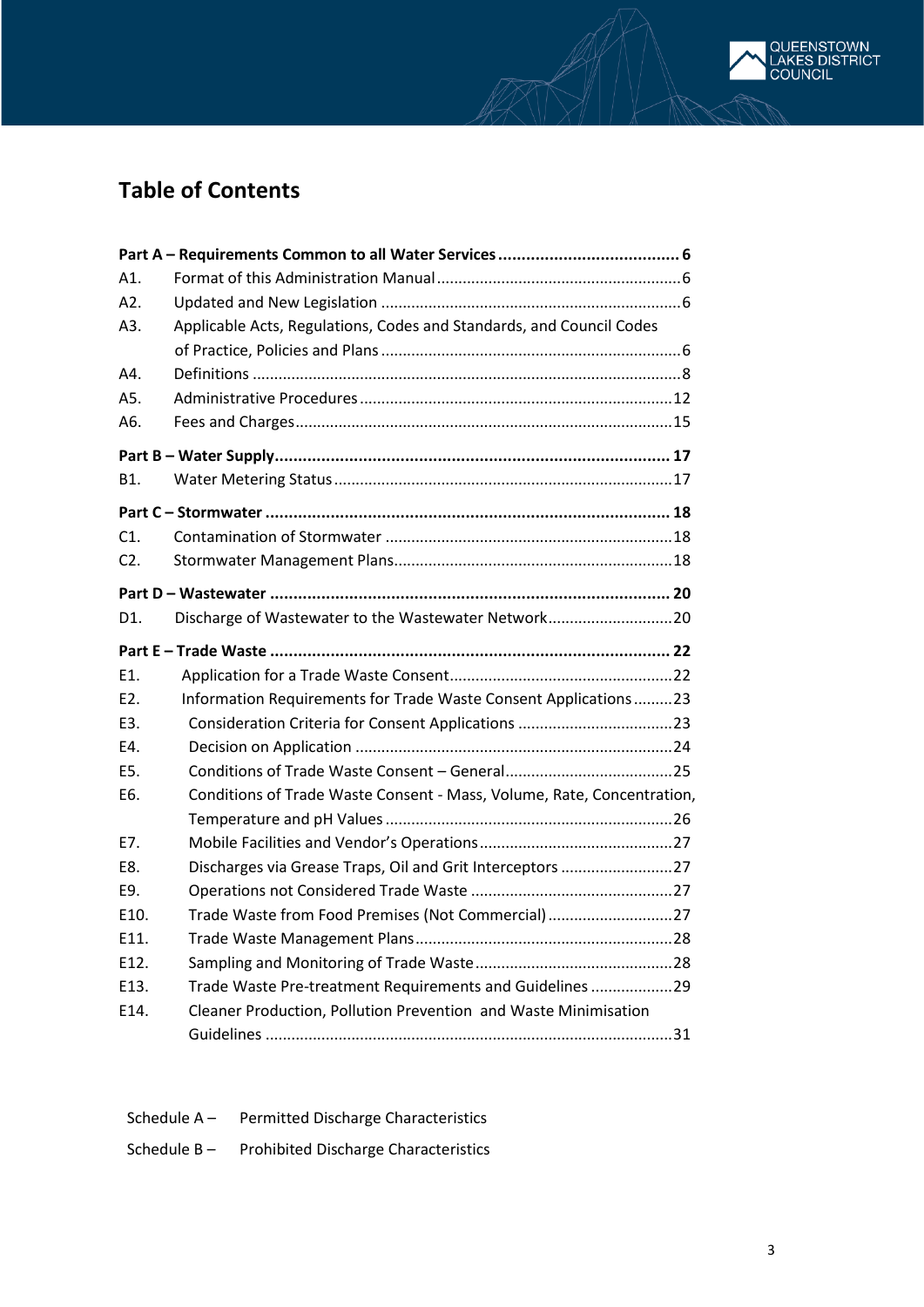## Table of Contents

**Part A – Requirements Common to all Water Services ....................................... 6**

A1. Format of this Administration Manual ......................................................... 6

A2. Updated and New Legislation ..................................................................... 6

A3. Applicable Acts, Regulations, Codes and Standards, and Council Codes of Practice, Policies and Plans ..................................................................... 6

A4. Definitions .................................................................................................. 8

A5. Administrative Procedures ........................................................................ 12

A6. Fees and Charges ....................................................................................... 15

**Part B – Water Supply..................................................................................... 17**

B1. Water Metering Status .............................................................................. 17

**Part C – Stormwater ....................................................................................... 18**

C1. Contamination of Stormwater .................................................................. 18

C2. Stormwater Management Plans ................................................................ 18

**Part D – Wastewater ...................................................................................... 20**

D1. Discharge of Wastewater to the Wastewater Network ............................. 20

**Part E – Trade Waste ...................................................................................... 22**

E1. Application for a Trade Waste Consent .................................................... 22

E2. Information Requirements for Trade Waste Consent Applications ......... 23

E3. Consideration Criteria for Consent Applications .................................... 23

E4. Decision on Application ........................................................................... 24

E5. Conditions of Trade Waste Consent – General ....................................... 25

E6. Conditions of Trade Waste Consent - Mass, Volume, Rate, Concentration, Temperature and pH Values .................................................................. 26

E7. Mobile Facilities and Vendor's Operations ............................................. 27

E8. Discharges via Grease Traps, Oil and Grit Interceptors .......................... 27

E9. Operations not Considered Trade Waste ............................................... 27

E10. Trade Waste from Food Premises (Not Commercial) ............................. 27

E11. Trade Waste Management Plans ............................................................ 28

E12. Sampling and Monitoring of Trade Waste .............................................. 28

E13. Trade Waste Pre-treatment Requirements and Guidelines ................... 29

E14. Cleaner Production, Pollution Prevention and Waste Minimisation Guidelines .............................................................................................. 31

Schedule A – Permitted Discharge Characteristics

Schedule B – Prohibited Discharge Characteristics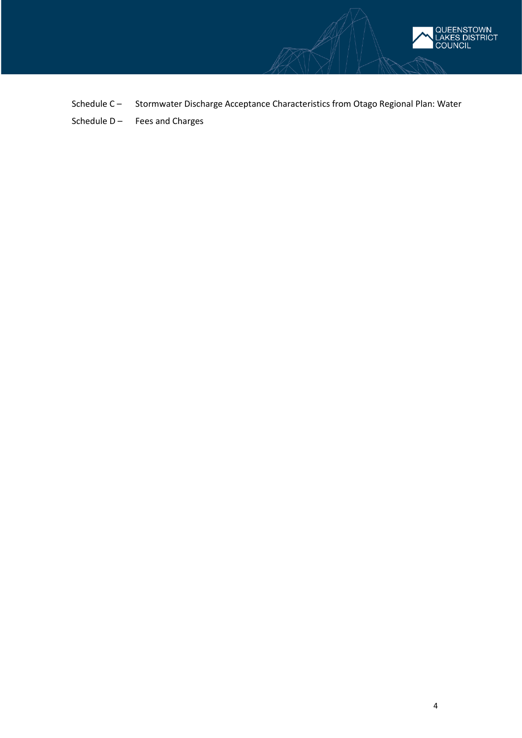Schedule C – Stormwater Discharge Acceptance Characteristics from Otago Regional Plan: Water

Schedule D – Fees and Charges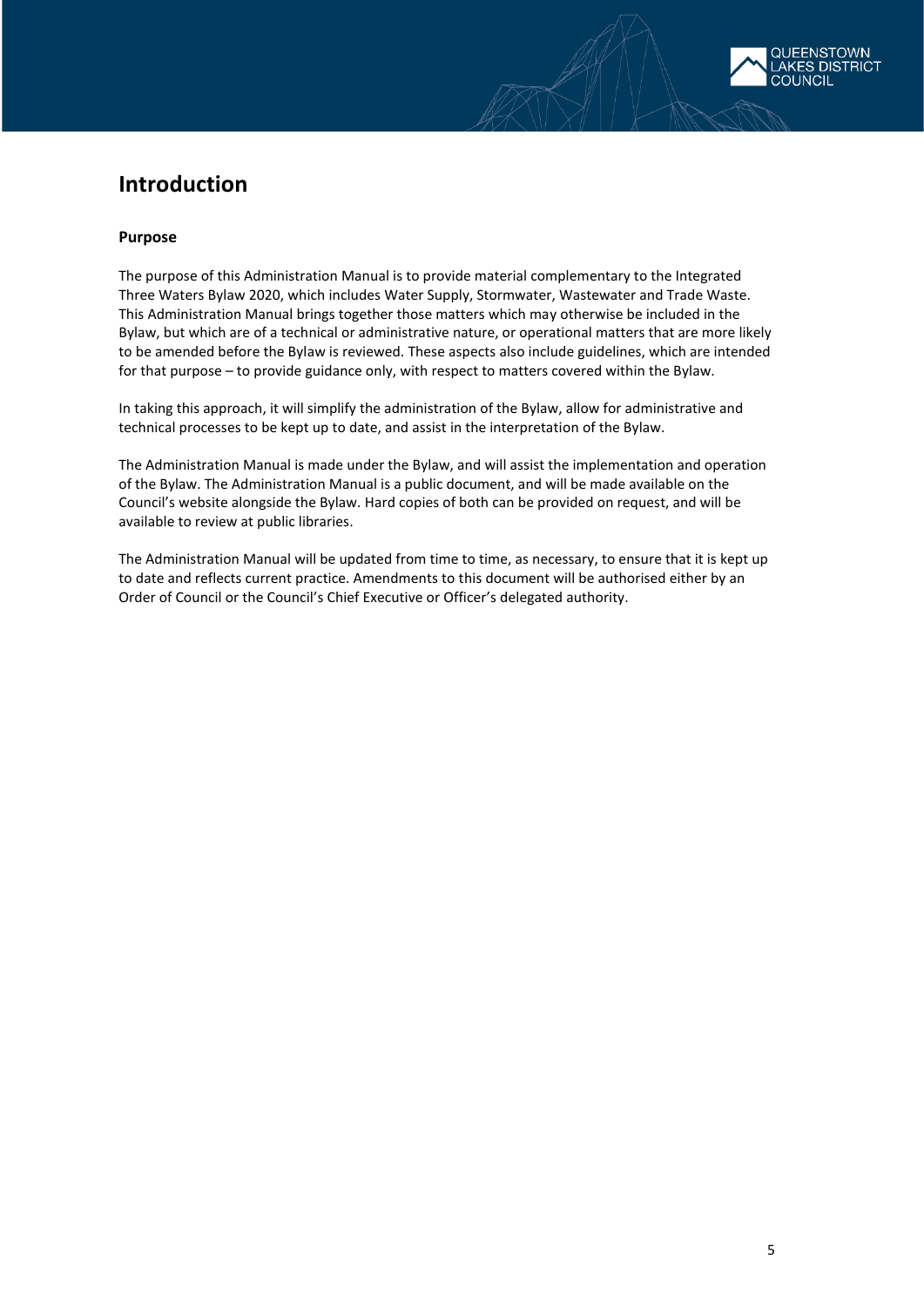# Introduction

### Purpose

The purpose of this Administration Manual is to provide material complementary to the Integrated Three Waters Bylaw 2020, which includes Water Supply, Stormwater, Wastewater and Trade Waste. This Administration Manual brings together those matters which may otherwise be included in the Bylaw, but which are of a technical or administrative nature, or operational matters that are more likely to be amended before the Bylaw is reviewed. These aspects also include guidelines, which are intended for that purpose – to provide guidance only, with respect to matters covered within the Bylaw.

In taking this approach, it will simplify the administration of the Bylaw, allow for administrative and technical processes to be kept up to date, and assist in the interpretation of the Bylaw.

The Administration Manual is made under the Bylaw, and will assist the implementation and operation of the Bylaw. The Administration Manual is a public document, and will be made available on the Council's website alongside the Bylaw. Hard copies of both can be provided on request, and will be available to review at public libraries.

The Administration Manual will be updated from time to time, as necessary, to ensure that it is kept up to date and reflects current practice. Amendments to this document will be authorised either by an Order of Council or the Council's Chief Executive or Officer's delegated authority.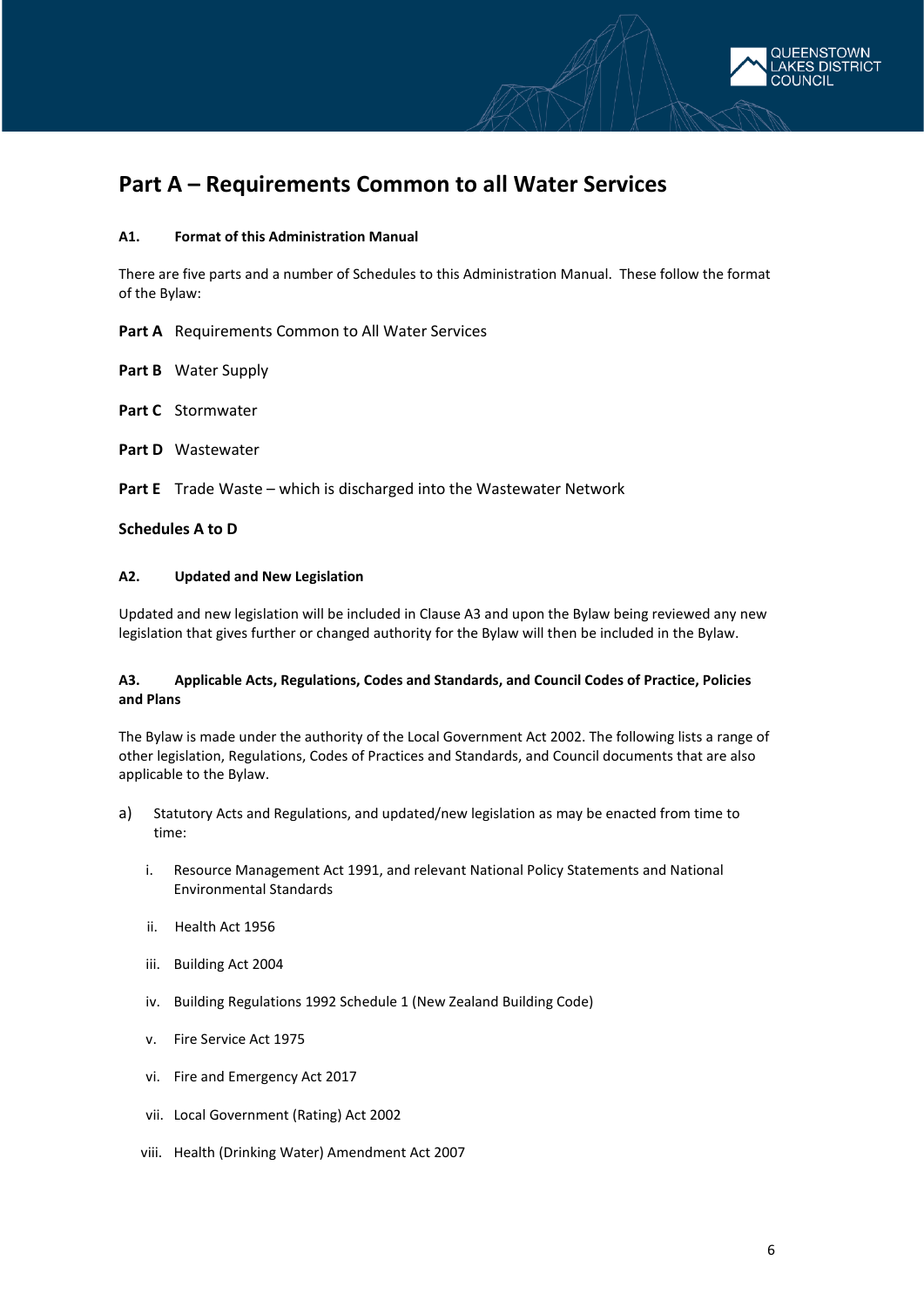# Part A – Requirements Common to all Water Services

### A1. Format of this Administration Manual

There are five parts and a number of Schedules to this Administration Manual. These follow the format of the Bylaw:

**Part A** Requirements Common to All Water Services

**Part B** Water Supply

**Part C** Stormwater

**Part D** Wastewater

**Part E** Trade Waste – which is discharged into the Wastewater Network

**Schedules A to D**

### A2. Updated and New Legislation

Updated and new legislation will be included in Clause A3 and upon the Bylaw being reviewed any new legislation that gives further or changed authority for the Bylaw will then be included in the Bylaw.

### A3. Applicable Acts, Regulations, Codes and Standards, and Council Codes of Practice, Policies and Plans

The Bylaw is made under the authority of the Local Government Act 2002. The following lists a range of other legislation, Regulations, Codes of Practices and Standards, and Council documents that are also applicable to the Bylaw.

a) Statutory Acts and Regulations, and updated/new legislation as may be enacted from time to time:

   i. Resource Management Act 1991, and relevant National Policy Statements and National Environmental Standards

   ii. Health Act 1956

   iii. Building Act 2004

   iv. Building Regulations 1992 Schedule 1 (New Zealand Building Code)

   v. Fire Service Act 1975

   vi. Fire and Emergency Act 2017

   vii. Local Government (Rating) Act 2002

   viii. Health (Drinking Water) Amendment Act 2007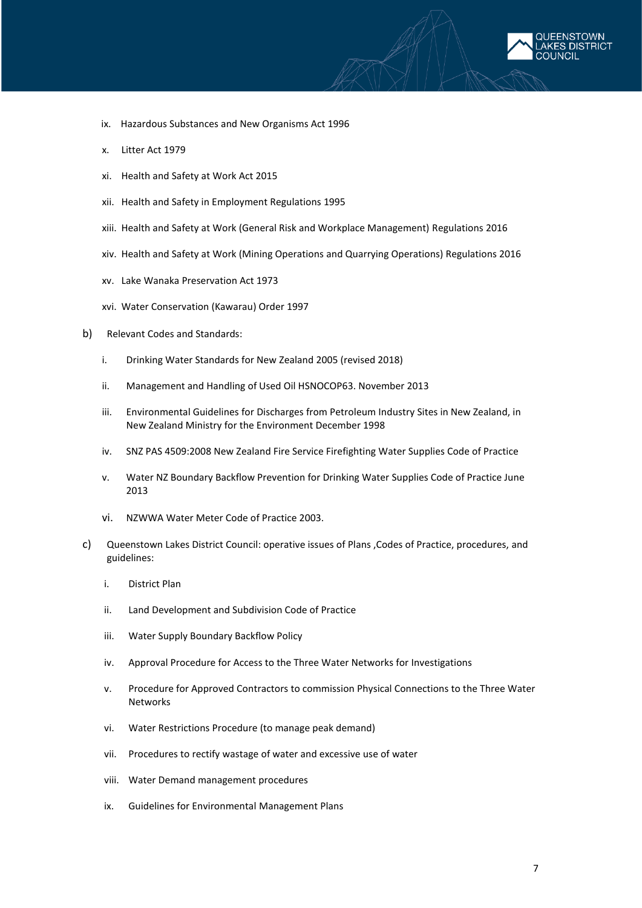ix. Hazardous Substances and New Organisms Act 1996

x. Litter Act 1979

xi. Health and Safety at Work Act 2015

xii. Health and Safety in Employment Regulations 1995

xiii. Health and Safety at Work (General Risk and Workplace Management) Regulations 2016

xiv. Health and Safety at Work (Mining Operations and Quarrying Operations) Regulations 2016

xv. Lake Wanaka Preservation Act 1973

xvi. Water Conservation (Kawarau) Order 1997

b) Relevant Codes and Standards:

i. Drinking Water Standards for New Zealand 2005 (revised 2018)

ii. Management and Handling of Used Oil HSNOCOP63. November 2013

iii. Environmental Guidelines for Discharges from Petroleum Industry Sites in New Zealand, in New Zealand Ministry for the Environment December 1998

iv. SNZ PAS 4509:2008 New Zealand Fire Service Firefighting Water Supplies Code of Practice

v. Water NZ Boundary Backflow Prevention for Drinking Water Supplies Code of Practice June 2013

vi. NZWWA Water Meter Code of Practice 2003.

c) Queenstown Lakes District Council: operative issues of Plans ,Codes of Practice, procedures, and guidelines:

i. District Plan

ii. Land Development and Subdivision Code of Practice

iii. Water Supply Boundary Backflow Policy

iv. Approval Procedure for Access to the Three Water Networks for Investigations

v. Procedure for Approved Contractors to commission Physical Connections to the Three Water Networks

vi. Water Restrictions Procedure (to manage peak demand)

vii. Procedures to rectify wastage of water and excessive use of water

viii. Water Demand management procedures

ix. Guidelines for Environmental Management Plans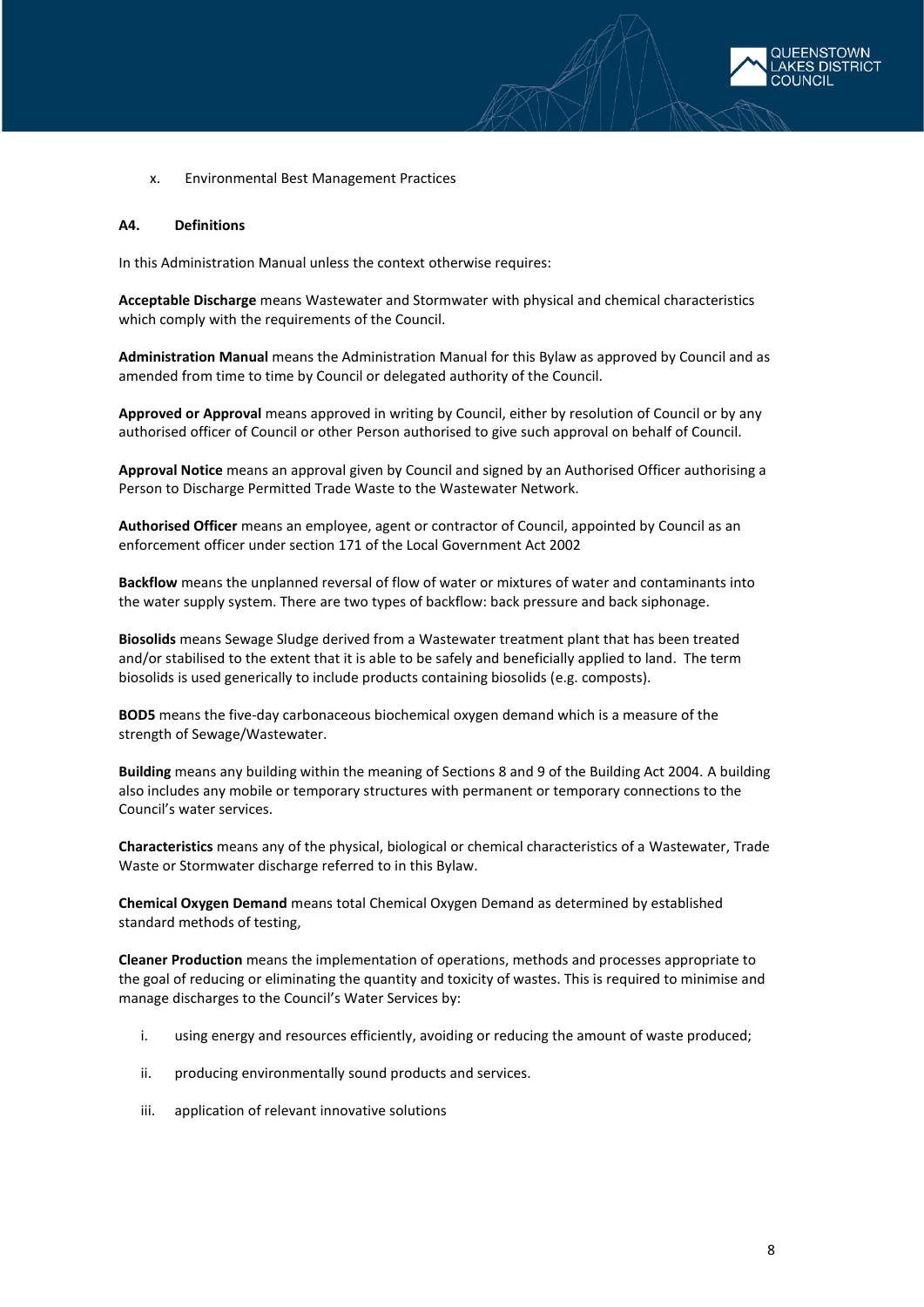x. Environmental Best Management Practices

## A4. Definitions

In this Administration Manual unless the context otherwise requires:

**Acceptable Discharge** means Wastewater and Stormwater with physical and chemical characteristics which comply with the requirements of the Council.

**Administration Manual** means the Administration Manual for this Bylaw as approved by Council and as amended from time to time by Council or delegated authority of the Council.

**Approved or Approval** means approved in writing by Council, either by resolution of Council or by any authorised officer of Council or other Person authorised to give such approval on behalf of Council.

**Approval Notice** means an approval given by Council and signed by an Authorised Officer authorising a Person to Discharge Permitted Trade Waste to the Wastewater Network.

**Authorised Officer** means an employee, agent or contractor of Council, appointed by Council as an enforcement officer under section 171 of the Local Government Act 2002

**Backflow** means the unplanned reversal of flow of water or mixtures of water and contaminants into the water supply system. There are two types of backflow: back pressure and back siphonage.

**Biosolids** means Sewage Sludge derived from a Wastewater treatment plant that has been treated and/or stabilised to the extent that it is able to be safely and beneficially applied to land. The term biosolids is used generically to include products containing biosolids (e.g. composts).

**BOD5** means the five-day carbonaceous biochemical oxygen demand which is a measure of the strength of Sewage/Wastewater.

**Building** means any building within the meaning of Sections 8 and 9 of the Building Act 2004. A building also includes any mobile or temporary structures with permanent or temporary connections to the Council's water services.

**Characteristics** means any of the physical, biological or chemical characteristics of a Wastewater, Trade Waste or Stormwater discharge referred to in this Bylaw.

**Chemical Oxygen Demand** means total Chemical Oxygen Demand as determined by established standard methods of testing,

**Cleaner Production** means the implementation of operations, methods and processes appropriate to the goal of reducing or eliminating the quantity and toxicity of wastes. This is required to minimise and manage discharges to the Council's Water Services by:

i. using energy and resources efficiently, avoiding or reducing the amount of waste produced;

ii. producing environmentally sound products and services.

iii. application of relevant innovative solutions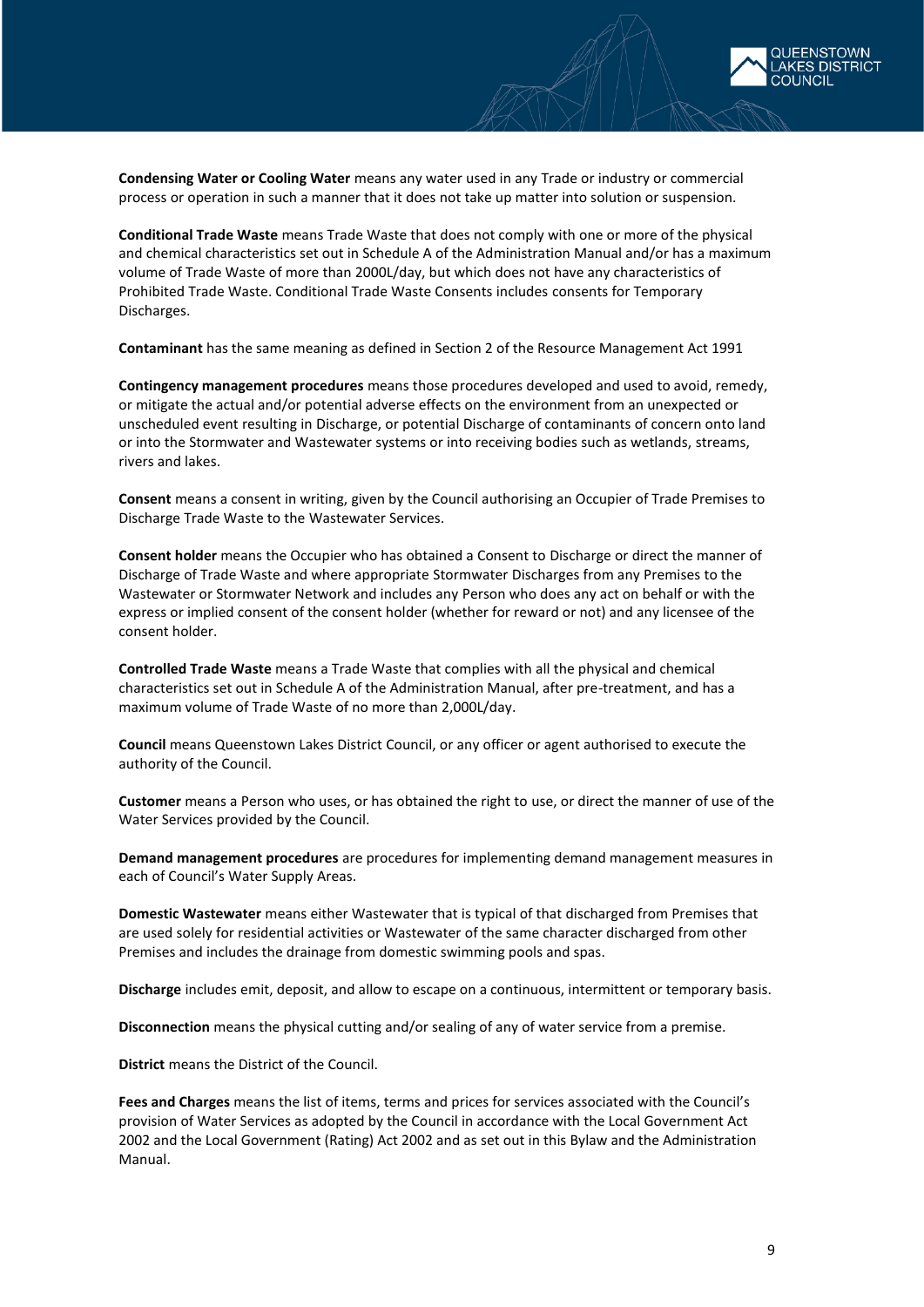**Condensing Water or Cooling Water** means any water used in any Trade or industry or commercial process or operation in such a manner that it does not take up matter into solution or suspension.

**Conditional Trade Waste** means Trade Waste that does not comply with one or more of the physical and chemical characteristics set out in Schedule A of the Administration Manual and/or has a maximum volume of Trade Waste of more than 2000L/day, but which does not have any characteristics of Prohibited Trade Waste. Conditional Trade Waste Consents includes consents for Temporary Discharges.

**Contaminant** has the same meaning as defined in Section 2 of the Resource Management Act 1991

**Contingency management procedures** means those procedures developed and used to avoid, remedy, or mitigate the actual and/or potential adverse effects on the environment from an unexpected or unscheduled event resulting in Discharge, or potential Discharge of contaminants of concern onto land or into the Stormwater and Wastewater systems or into receiving bodies such as wetlands, streams, rivers and lakes.

**Consent** means a consent in writing, given by the Council authorising an Occupier of Trade Premises to Discharge Trade Waste to the Wastewater Services.

**Consent holder** means the Occupier who has obtained a Consent to Discharge or direct the manner of Discharge of Trade Waste and where appropriate Stormwater Discharges from any Premises to the Wastewater or Stormwater Network and includes any Person who does any act on behalf or with the express or implied consent of the consent holder (whether for reward or not) and any licensee of the consent holder.

**Controlled Trade Waste** means a Trade Waste that complies with all the physical and chemical characteristics set out in Schedule A of the Administration Manual, after pre-treatment, and has a maximum volume of Trade Waste of no more than 2,000L/day.

**Council** means Queenstown Lakes District Council, or any officer or agent authorised to execute the authority of the Council.

**Customer** means a Person who uses, or has obtained the right to use, or direct the manner of use of the Water Services provided by the Council.

**Demand management procedures** are procedures for implementing demand management measures in each of Council's Water Supply Areas.

**Domestic Wastewater** means either Wastewater that is typical of that discharged from Premises that are used solely for residential activities or Wastewater of the same character discharged from other Premises and includes the drainage from domestic swimming pools and spas.

**Discharge** includes emit, deposit, and allow to escape on a continuous, intermittent or temporary basis.

**Disconnection** means the physical cutting and/or sealing of any of water service from a premise.

**District** means the District of the Council.

**Fees and Charges** means the list of items, terms and prices for services associated with the Council's provision of Water Services as adopted by the Council in accordance with the Local Government Act 2002 and the Local Government (Rating) Act 2002 and as set out in this Bylaw and the Administration Manual.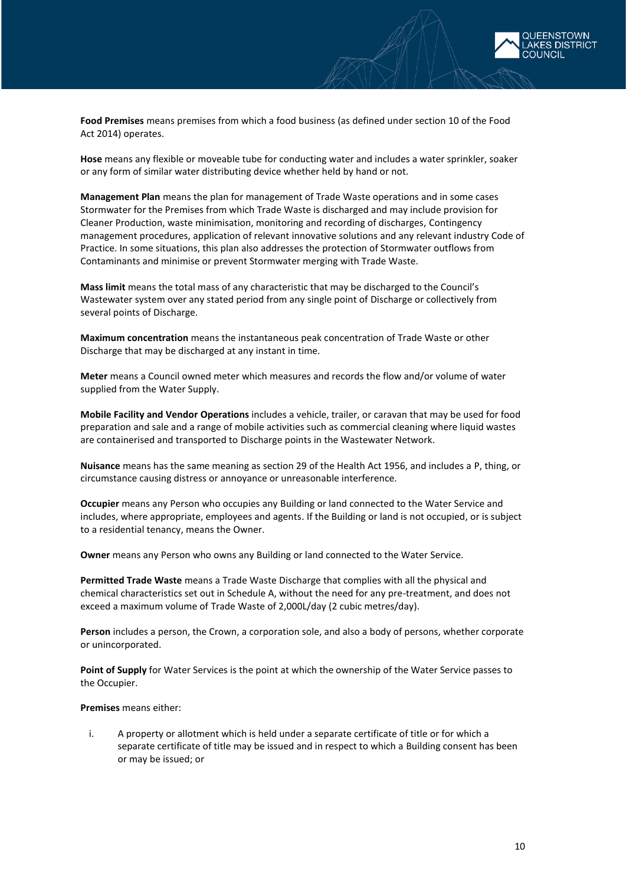**Food Premises** means premises from which a food business (as defined under section 10 of the Food Act 2014) operates.

**Hose** means any flexible or moveable tube for conducting water and includes a water sprinkler, soaker or any form of similar water distributing device whether held by hand or not.

**Management Plan** means the plan for management of Trade Waste operations and in some cases Stormwater for the Premises from which Trade Waste is discharged and may include provision for Cleaner Production, waste minimisation, monitoring and recording of discharges, Contingency management procedures, application of relevant innovative solutions and any relevant industry Code of Practice. In some situations, this plan also addresses the protection of Stormwater outflows from Contaminants and minimise or prevent Stormwater merging with Trade Waste.

**Mass limit** means the total mass of any characteristic that may be discharged to the Council's Wastewater system over any stated period from any single point of Discharge or collectively from several points of Discharge.

**Maximum concentration** means the instantaneous peak concentration of Trade Waste or other Discharge that may be discharged at any instant in time.

**Meter** means a Council owned meter which measures and records the flow and/or volume of water supplied from the Water Supply.

**Mobile Facility and Vendor Operations** includes a vehicle, trailer, or caravan that may be used for food preparation and sale and a range of mobile activities such as commercial cleaning where liquid wastes are containerised and transported to Discharge points in the Wastewater Network.

**Nuisance** means has the same meaning as section 29 of the Health Act 1956, and includes a P, thing, or circumstance causing distress or annoyance or unreasonable interference.

**Occupier** means any Person who occupies any Building or land connected to the Water Service and includes, where appropriate, employees and agents. If the Building or land is not occupied, or is subject to a residential tenancy, means the Owner.

**Owner** means any Person who owns any Building or land connected to the Water Service.

**Permitted Trade Waste** means a Trade Waste Discharge that complies with all the physical and chemical characteristics set out in Schedule A, without the need for any pre-treatment, and does not exceed a maximum volume of Trade Waste of 2,000L/day (2 cubic metres/day).

**Person** includes a person, the Crown, a corporation sole, and also a body of persons, whether corporate or unincorporated.

**Point of Supply** for Water Services is the point at which the ownership of the Water Service passes to the Occupier.

**Premises** means either:

i. A property or allotment which is held under a separate certificate of title or for which a separate certificate of title may be issued and in respect to which a Building consent has been or may be issued; or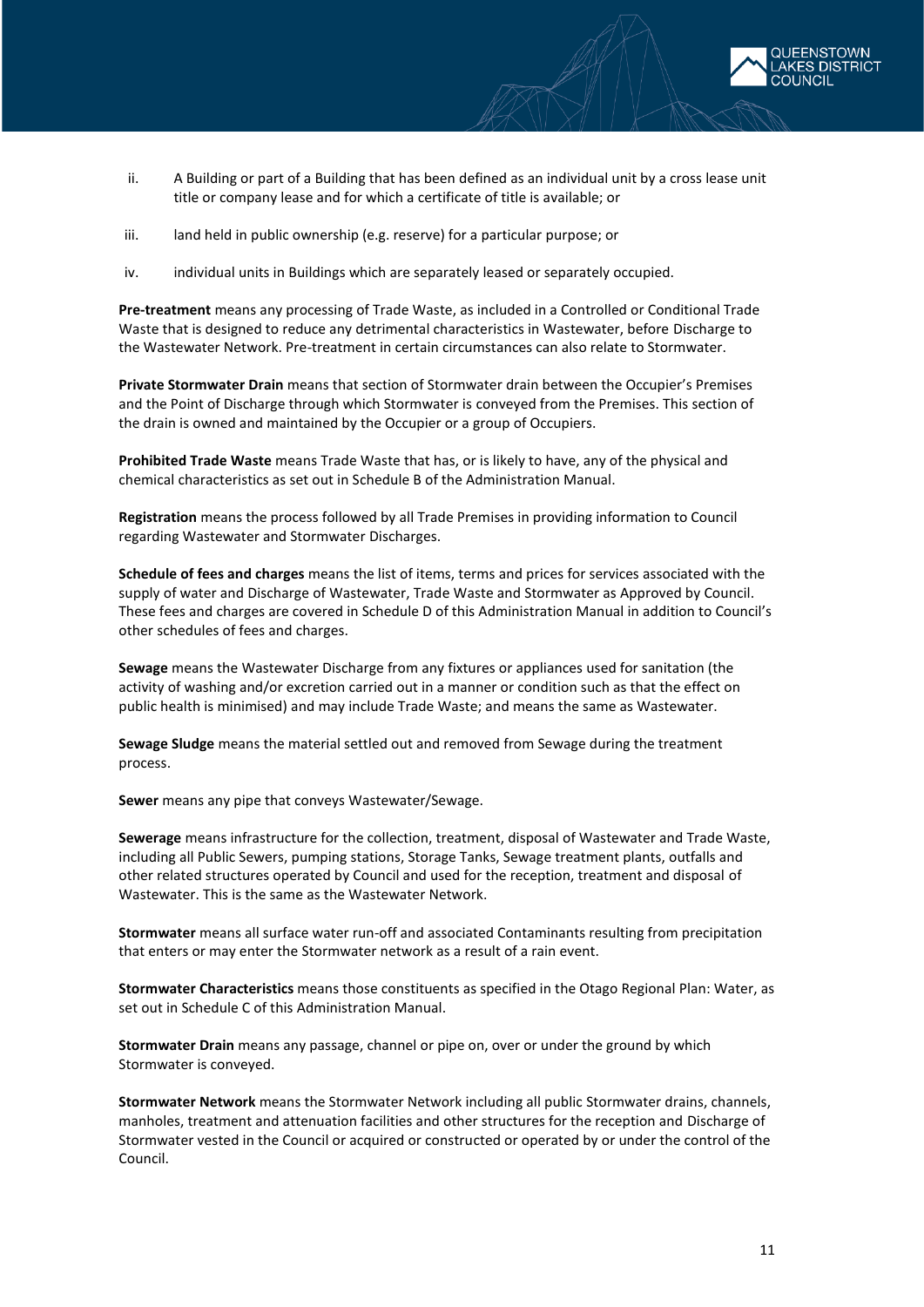ii. A Building or part of a Building that has been defined as an individual unit by a cross lease unit title or company lease and for which a certificate of title is available; or

iii. land held in public ownership (e.g. reserve) for a particular purpose; or

iv. individual units in Buildings which are separately leased or separately occupied.

**Pre-treatment** means any processing of Trade Waste, as included in a Controlled or Conditional Trade Waste that is designed to reduce any detrimental characteristics in Wastewater, before Discharge to the Wastewater Network. Pre-treatment in certain circumstances can also relate to Stormwater.

**Private Stormwater Drain** means that section of Stormwater drain between the Occupier's Premises and the Point of Discharge through which Stormwater is conveyed from the Premises. This section of the drain is owned and maintained by the Occupier or a group of Occupiers.

**Prohibited Trade Waste** means Trade Waste that has, or is likely to have, any of the physical and chemical characteristics as set out in Schedule B of the Administration Manual.

**Registration** means the process followed by all Trade Premises in providing information to Council regarding Wastewater and Stormwater Discharges.

**Schedule of fees and charges** means the list of items, terms and prices for services associated with the supply of water and Discharge of Wastewater, Trade Waste and Stormwater as Approved by Council. These fees and charges are covered in Schedule D of this Administration Manual in addition to Council's other schedules of fees and charges.

**Sewage** means the Wastewater Discharge from any fixtures or appliances used for sanitation (the activity of washing and/or excretion carried out in a manner or condition such as that the effect on public health is minimised) and may include Trade Waste; and means the same as Wastewater.

**Sewage Sludge** means the material settled out and removed from Sewage during the treatment process.

**Sewer** means any pipe that conveys Wastewater/Sewage.

**Sewerage** means infrastructure for the collection, treatment, disposal of Wastewater and Trade Waste, including all Public Sewers, pumping stations, Storage Tanks, Sewage treatment plants, outfalls and other related structures operated by Council and used for the reception, treatment and disposal of Wastewater. This is the same as the Wastewater Network.

**Stormwater** means all surface water run-off and associated Contaminants resulting from precipitation that enters or may enter the Stormwater network as a result of a rain event.

**Stormwater Characteristics** means those constituents as specified in the Otago Regional Plan: Water, as set out in Schedule C of this Administration Manual.

**Stormwater Drain** means any passage, channel or pipe on, over or under the ground by which Stormwater is conveyed.

**Stormwater Network** means the Stormwater Network including all public Stormwater drains, channels, manholes, treatment and attenuation facilities and other structures for the reception and Discharge of Stormwater vested in the Council or acquired or constructed or operated by or under the control of the Council.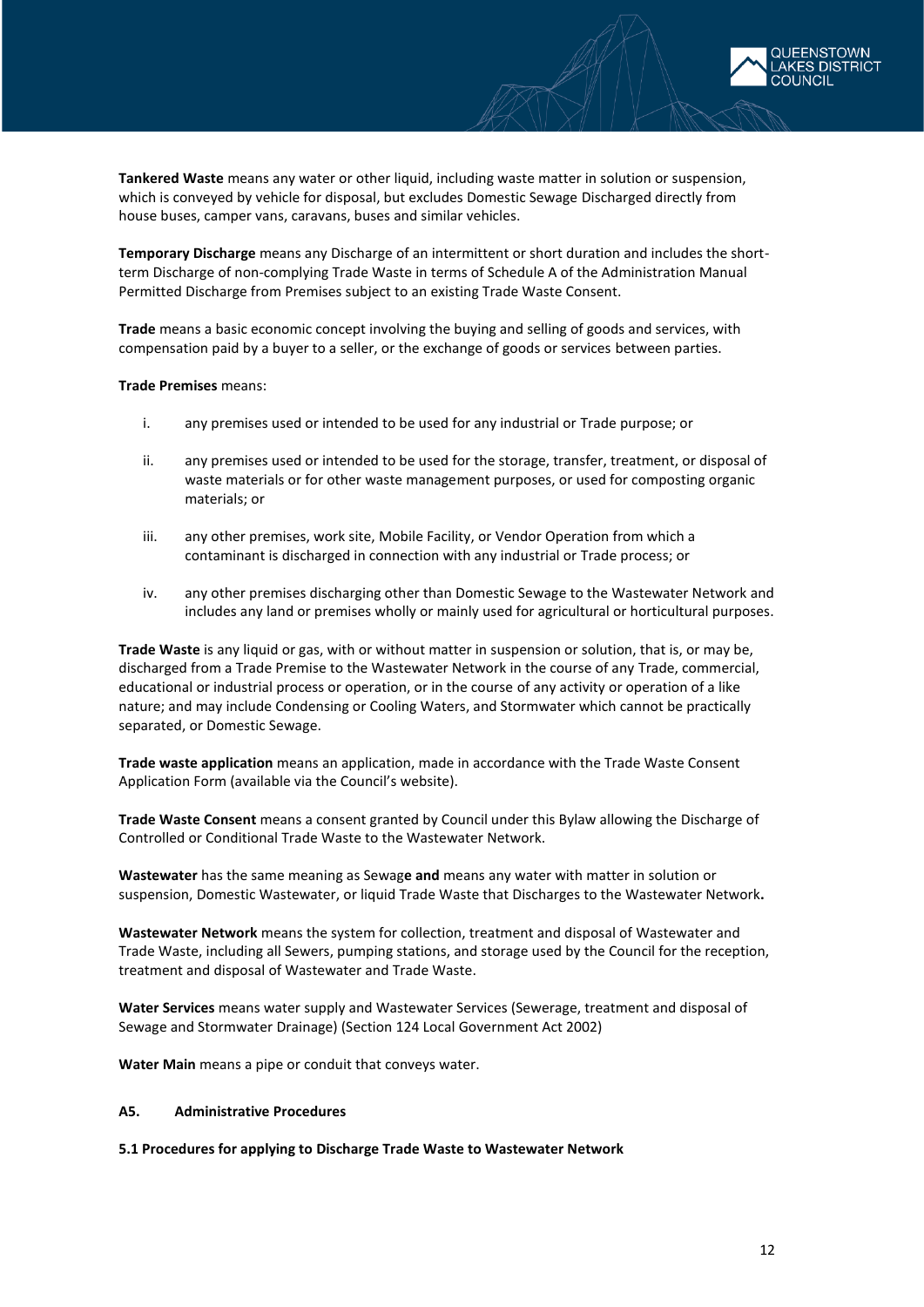**Tankered Waste** means any water or other liquid, including waste matter in solution or suspension, which is conveyed by vehicle for disposal, but excludes Domestic Sewage Discharged directly from house buses, camper vans, caravans, buses and similar vehicles.

**Temporary Discharge** means any Discharge of an intermittent or short duration and includes the short-term Discharge of non-complying Trade Waste in terms of Schedule A of the Administration Manual Permitted Discharge from Premises subject to an existing Trade Waste Consent.

**Trade** means a basic economic concept involving the buying and selling of goods and services, with compensation paid by a buyer to a seller, or the exchange of goods or services between parties.

**Trade Premises** means:

i. any premises used or intended to be used for any industrial or Trade purpose; or

ii. any premises used or intended to be used for the storage, transfer, treatment, or disposal of waste materials or for other waste management purposes, or used for composting organic materials; or

iii. any other premises, work site, Mobile Facility, or Vendor Operation from which a contaminant is discharged in connection with any industrial or Trade process; or

iv. any other premises discharging other than Domestic Sewage to the Wastewater Network and includes any land or premises wholly or mainly used for agricultural or horticultural purposes.

**Trade Waste** is any liquid or gas, with or without matter in suspension or solution, that is, or may be, discharged from a Trade Premise to the Wastewater Network in the course of any Trade, commercial, educational or industrial process or operation, or in the course of any activity or operation of a like nature; and may include Condensing or Cooling Waters, and Stormwater which cannot be practically separated, or Domestic Sewage.

**Trade waste application** means an application, made in accordance with the Trade Waste Consent Application Form (available via the Council's website).

**Trade Waste Consent** means a consent granted by Council under this Bylaw allowing the Discharge of Controlled or Conditional Trade Waste to the Wastewater Network.

**Wastewater** has the same meaning as Sewag**e and** means any water with matter in solution or suspension, Domestic Wastewater, or liquid Trade Waste that Discharges to the Wastewater Network**.**

**Wastewater Network** means the system for collection, treatment and disposal of Wastewater and Trade Waste, including all Sewers, pumping stations, and storage used by the Council for the reception, treatment and disposal of Wastewater and Trade Waste.

**Water Services** means water supply and Wastewater Services (Sewerage, treatment and disposal of Sewage and Stormwater Drainage) (Section 124 Local Government Act 2002)

**Water Main** means a pipe or conduit that conveys water.

## A5. Administrative Procedures

### 5.1 Procedures for applying to Discharge Trade Waste to Wastewater Network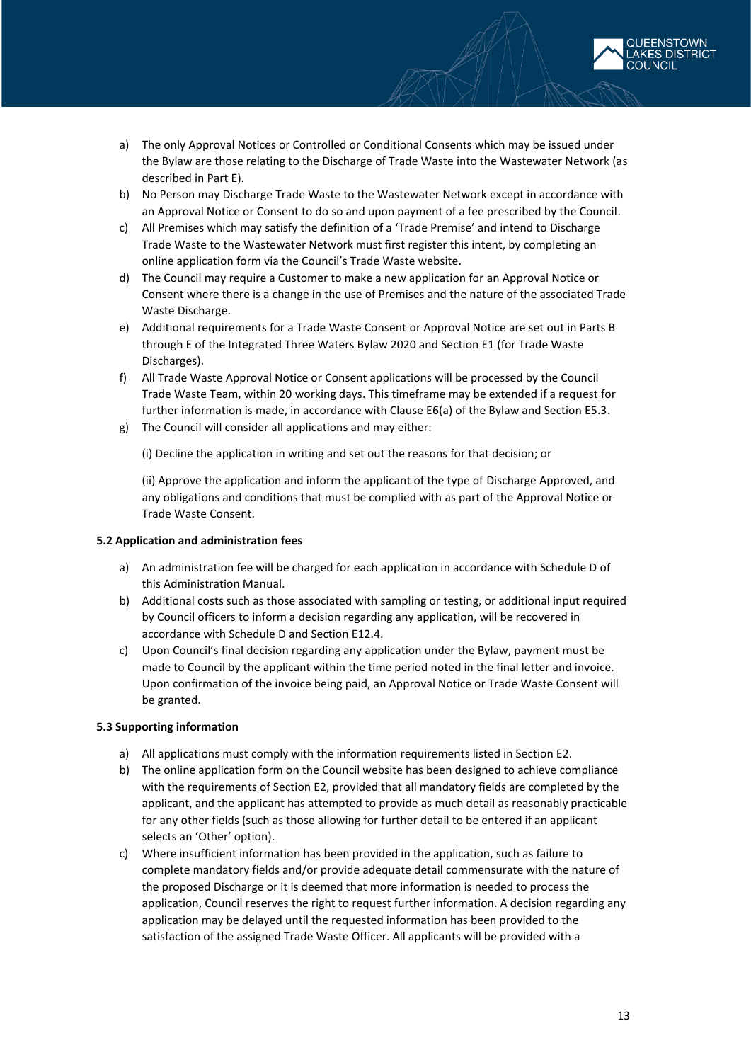a) The only Approval Notices or Controlled or Conditional Consents which may be issued under the Bylaw are those relating to the Discharge of Trade Waste into the Wastewater Network (as described in Part E).
b) No Person may Discharge Trade Waste to the Wastewater Network except in accordance with an Approval Notice or Consent to do so and upon payment of a fee prescribed by the Council.
c) All Premises which may satisfy the definition of a 'Trade Premise' and intend to Discharge Trade Waste to the Wastewater Network must first register this intent, by completing an online application form via the Council's Trade Waste website.
d) The Council may require a Customer to make a new application for an Approval Notice or Consent where there is a change in the use of Premises and the nature of the associated Trade Waste Discharge.
e) Additional requirements for a Trade Waste Consent or Approval Notice are set out in Parts B through E of the Integrated Three Waters Bylaw 2020 and Section E1 (for Trade Waste Discharges).
f) All Trade Waste Approval Notice or Consent applications will be processed by the Council Trade Waste Team, within 20 working days. This timeframe may be extended if a request for further information is made, in accordance with Clause E6(a) of the Bylaw and Section E5.3.
g) The Council will consider all applications and may either:

   (i) Decline the application in writing and set out the reasons for that decision; or

   (ii) Approve the application and inform the applicant of the type of Discharge Approved, and any obligations and conditions that must be complied with as part of the Approval Notice or Trade Waste Consent.

**5.2 Application and administration fees**

a) An administration fee will be charged for each application in accordance with Schedule D of this Administration Manual.
b) Additional costs such as those associated with sampling or testing, or additional input required by Council officers to inform a decision regarding any application, will be recovered in accordance with Schedule D and Section E12.4.
c) Upon Council's final decision regarding any application under the Bylaw, payment must be made to Council by the applicant within the time period noted in the final letter and invoice. Upon confirmation of the invoice being paid, an Approval Notice or Trade Waste Consent will be granted.

**5.3 Supporting information**

a) All applications must comply with the information requirements listed in Section E2.
b) The online application form on the Council website has been designed to achieve compliance with the requirements of Section E2, provided that all mandatory fields are completed by the applicant, and the applicant has attempted to provide as much detail as reasonably practicable for any other fields (such as those allowing for further detail to be entered if an applicant selects an 'Other' option).
c) Where insufficient information has been provided in the application, such as failure to complete mandatory fields and/or provide adequate detail commensurate with the nature of the proposed Discharge or it is deemed that more information is needed to process the application, Council reserves the right to request further information. A decision regarding any application may be delayed until the requested information has been provided to the satisfaction of the assigned Trade Waste Officer. All applicants will be provided with a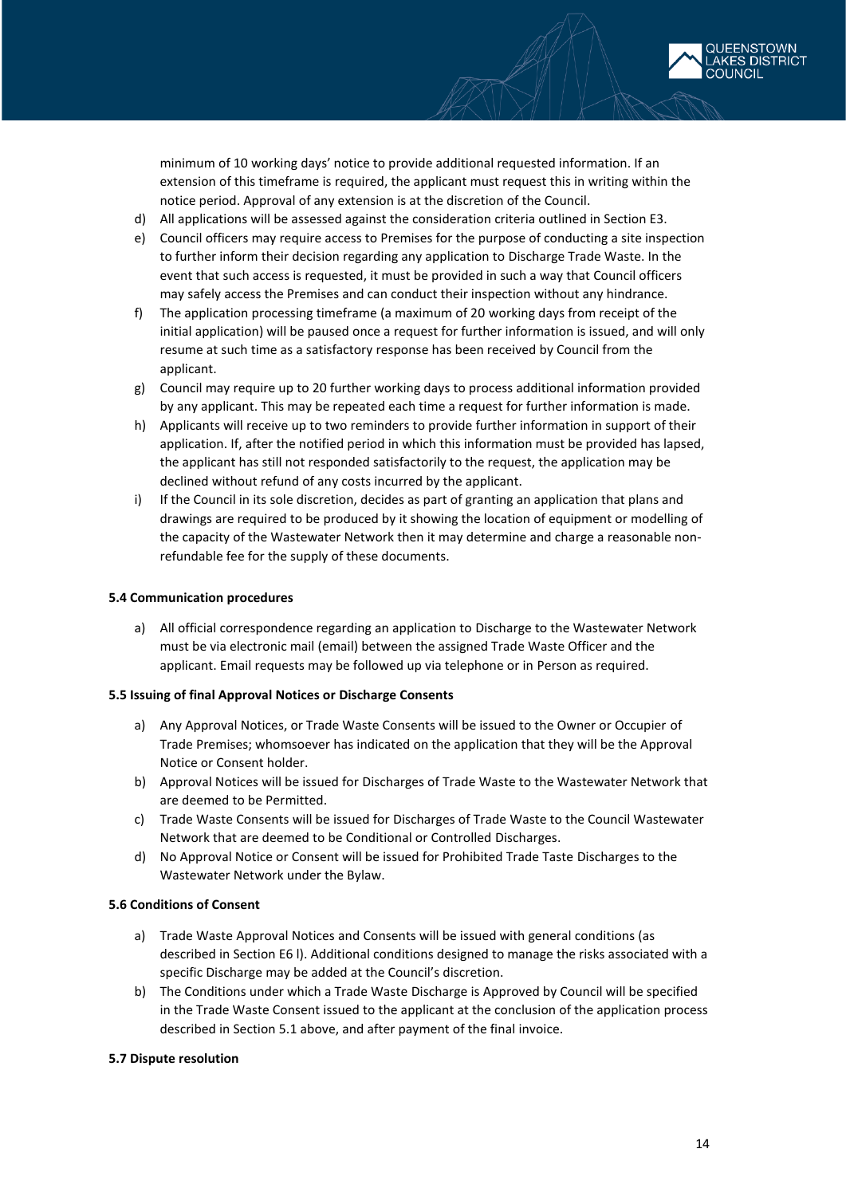minimum of 10 working days' notice to provide additional requested information. If an extension of this timeframe is required, the applicant must request this in writing within the notice period. Approval of any extension is at the discretion of the Council.

d) All applications will be assessed against the consideration criteria outlined in Section E3.

e) Council officers may require access to Premises for the purpose of conducting a site inspection to further inform their decision regarding any application to Discharge Trade Waste. In the event that such access is requested, it must be provided in such a way that Council officers may safely access the Premises and can conduct their inspection without any hindrance.

f) The application processing timeframe (a maximum of 20 working days from receipt of the initial application) will be paused once a request for further information is issued, and will only resume at such time as a satisfactory response has been received by Council from the applicant.

g) Council may require up to 20 further working days to process additional information provided by any applicant. This may be repeated each time a request for further information is made.

h) Applicants will receive up to two reminders to provide further information in support of their application. If, after the notified period in which this information must be provided has lapsed, the applicant has still not responded satisfactorily to the request, the application may be declined without refund of any costs incurred by the applicant.

i) If the Council in its sole discretion, decides as part of granting an application that plans and drawings are required to be produced by it showing the location of equipment or modelling of the capacity of the Wastewater Network then it may determine and charge a reasonable non-refundable fee for the supply of these documents.

**5.4 Communication procedures**

a) All official correspondence regarding an application to Discharge to the Wastewater Network must be via electronic mail (email) between the assigned Trade Waste Officer and the applicant. Email requests may be followed up via telephone or in Person as required.

**5.5 Issuing of final Approval Notices or Discharge Consents**

a) Any Approval Notices, or Trade Waste Consents will be issued to the Owner or Occupier of Trade Premises; whomsoever has indicated on the application that they will be the Approval Notice or Consent holder.

b) Approval Notices will be issued for Discharges of Trade Waste to the Wastewater Network that are deemed to be Permitted.

c) Trade Waste Consents will be issued for Discharges of Trade Waste to the Council Wastewater Network that are deemed to be Conditional or Controlled Discharges.

d) No Approval Notice or Consent will be issued for Prohibited Trade Taste Discharges to the Wastewater Network under the Bylaw.

**5.6 Conditions of Consent**

a) Trade Waste Approval Notices and Consents will be issued with general conditions (as described in Section E6 l). Additional conditions designed to manage the risks associated with a specific Discharge may be added at the Council's discretion.

b) The Conditions under which a Trade Waste Discharge is Approved by Council will be specified in the Trade Waste Consent issued to the applicant at the conclusion of the application process described in Section 5.1 above, and after payment of the final invoice.

**5.7 Dispute resolution**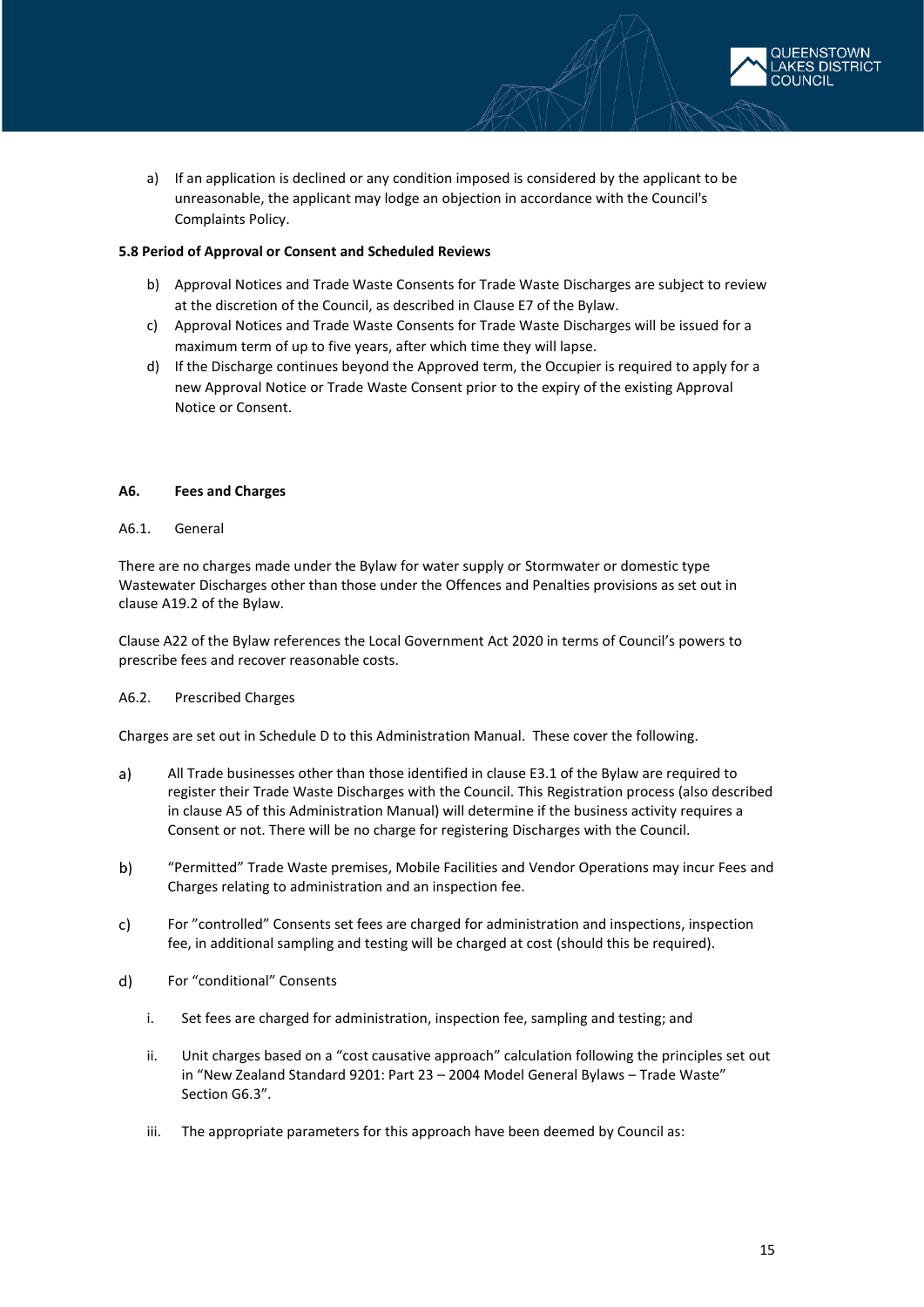a) If an application is declined or any condition imposed is considered by the applicant to be unreasonable, the applicant may lodge an objection in accordance with the Council's Complaints Policy.

**5.8 Period of Approval or Consent and Scheduled Reviews**

b) Approval Notices and Trade Waste Consents for Trade Waste Discharges are subject to review at the discretion of the Council, as described in Clause E7 of the Bylaw.

c) Approval Notices and Trade Waste Consents for Trade Waste Discharges will be issued for a maximum term of up to five years, after which time they will lapse.

d) If the Discharge continues beyond the Approved term, the Occupier is required to apply for a new Approval Notice or Trade Waste Consent prior to the expiry of the existing Approval Notice or Consent.

## A6. Fees and Charges

### A6.1. General

There are no charges made under the Bylaw for water supply or Stormwater or domestic type Wastewater Discharges other than those under the Offences and Penalties provisions as set out in clause A19.2 of the Bylaw.

Clause A22 of the Bylaw references the Local Government Act 2020 in terms of Council's powers to prescribe fees and recover reasonable costs.

### A6.2. Prescribed Charges

Charges are set out in Schedule D to this Administration Manual. These cover the following.

a) All Trade businesses other than those identified in clause E3.1 of the Bylaw are required to register their Trade Waste Discharges with the Council. This Registration process (also described in clause A5 of this Administration Manual) will determine if the business activity requires a Consent or not. There will be no charge for registering Discharges with the Council.

b) "Permitted" Trade Waste premises, Mobile Facilities and Vendor Operations may incur Fees and Charges relating to administration and an inspection fee.

c) For "controlled" Consents set fees are charged for administration and inspections, inspection fee, in additional sampling and testing will be charged at cost (should this be required).

d) For "conditional" Consents

   i. Set fees are charged for administration, inspection fee, sampling and testing; and

   ii. Unit charges based on a "cost causative approach" calculation following the principles set out in "New Zealand Standard 9201: Part 23 – 2004 Model General Bylaws – Trade Waste" Section G6.3".

   iii. The appropriate parameters for this approach have been deemed by Council as: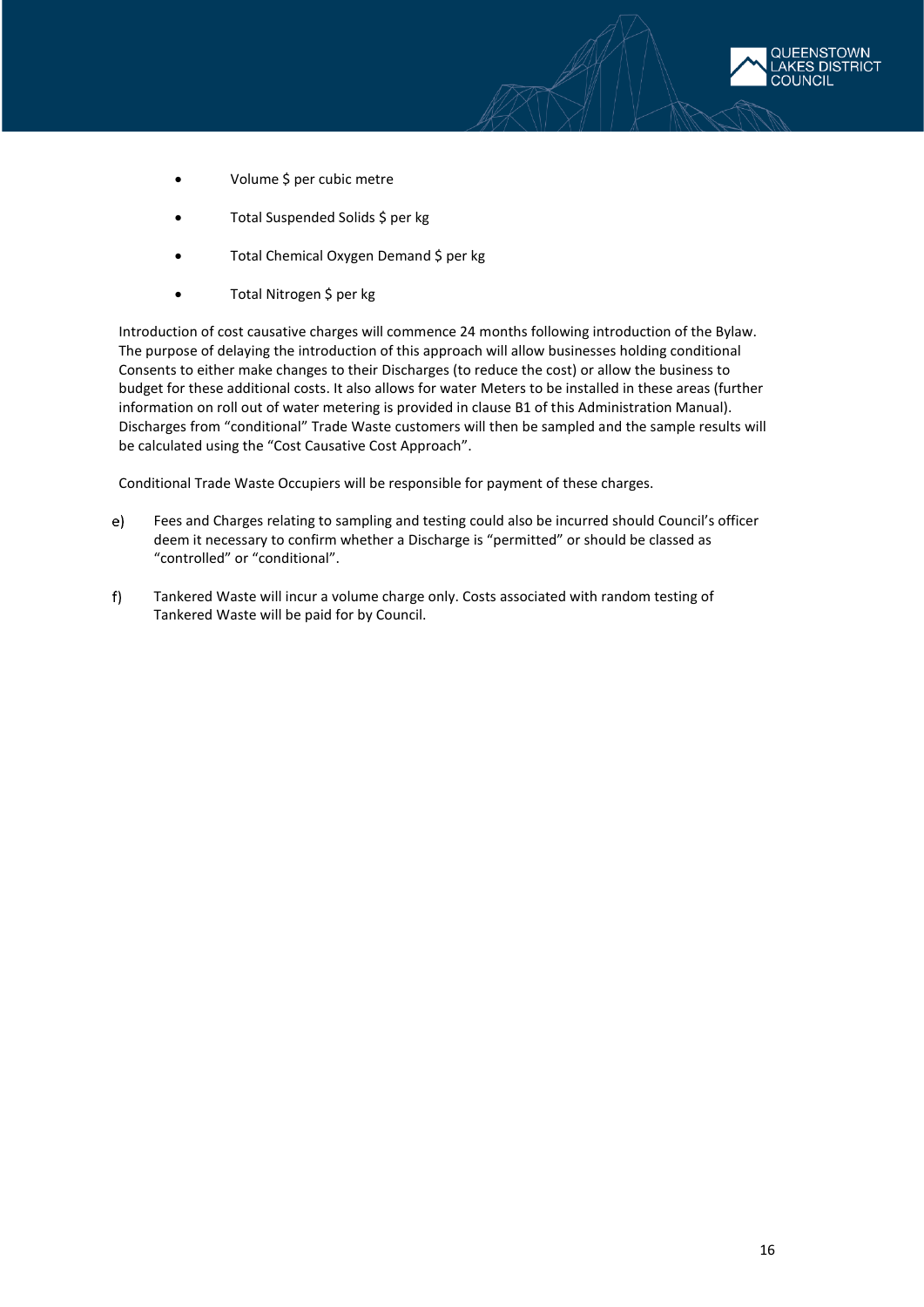- Volume $ per cubic metre
- Total Suspended Solids $ per kg
- Total Chemical Oxygen Demand $ per kg
- Total Nitrogen $ per kg

Introduction of cost causative charges will commence 24 months following introduction of the Bylaw. The purpose of delaying the introduction of this approach will allow businesses holding conditional Consents to either make changes to their Discharges (to reduce the cost) or allow the business to budget for these additional costs. It also allows for water Meters to be installed in these areas (further information on roll out of water metering is provided in clause B1 of this Administration Manual). Discharges from "conditional" Trade Waste customers will then be sampled and the sample results will be calculated using the "Cost Causative Cost Approach".

Conditional Trade Waste Occupiers will be responsible for payment of these charges.

e) Fees and Charges relating to sampling and testing could also be incurred should Council's officer deem it necessary to confirm whether a Discharge is "permitted" or should be classed as "controlled" or "conditional".

f) Tankered Waste will incur a volume charge only. Costs associated with random testing of Tankered Waste will be paid for by Council.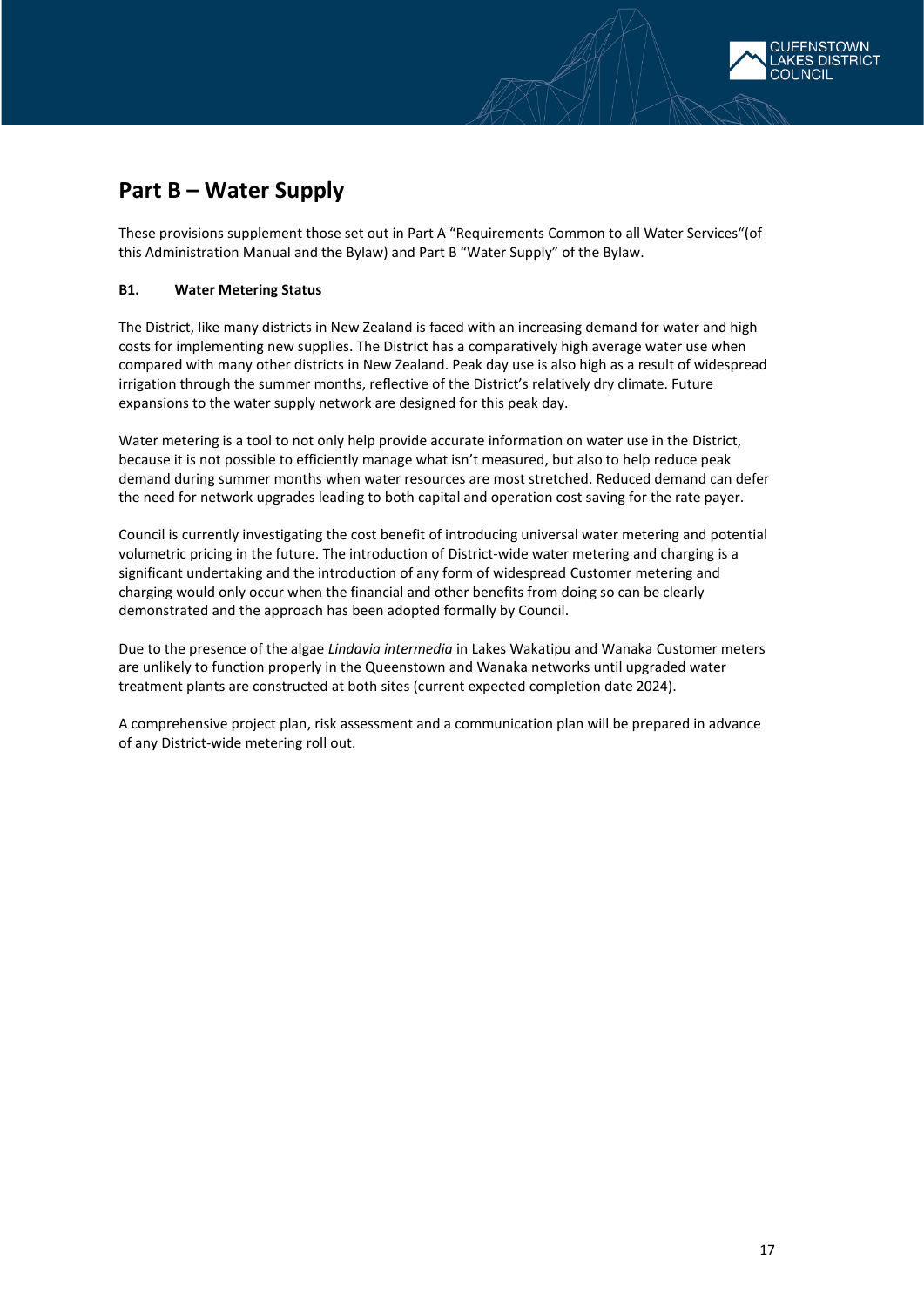# Part B – Water Supply

These provisions supplement those set out in Part A "Requirements Common to all Water Services"(of this Administration Manual and the Bylaw) and Part B "Water Supply" of the Bylaw.

### B1. Water Metering Status

The District, like many districts in New Zealand is faced with an increasing demand for water and high costs for implementing new supplies. The District has a comparatively high average water use when compared with many other districts in New Zealand. Peak day use is also high as a result of widespread irrigation through the summer months, reflective of the District's relatively dry climate. Future expansions to the water supply network are designed for this peak day.

Water metering is a tool to not only help provide accurate information on water use in the District, because it is not possible to efficiently manage what isn't measured, but also to help reduce peak demand during summer months when water resources are most stretched. Reduced demand can defer the need for network upgrades leading to both capital and operation cost saving for the rate payer.

Council is currently investigating the cost benefit of introducing universal water metering and potential volumetric pricing in the future. The introduction of District-wide water metering and charging is a significant undertaking and the introduction of any form of widespread Customer metering and charging would only occur when the financial and other benefits from doing so can be clearly demonstrated and the approach has been adopted formally by Council.

Due to the presence of the algae *Lindavia intermedia* in Lakes Wakatipu and Wanaka Customer meters are unlikely to function properly in the Queenstown and Wanaka networks until upgraded water treatment plants are constructed at both sites (current expected completion date 2024).

A comprehensive project plan, risk assessment and a communication plan will be prepared in advance of any District-wide metering roll out.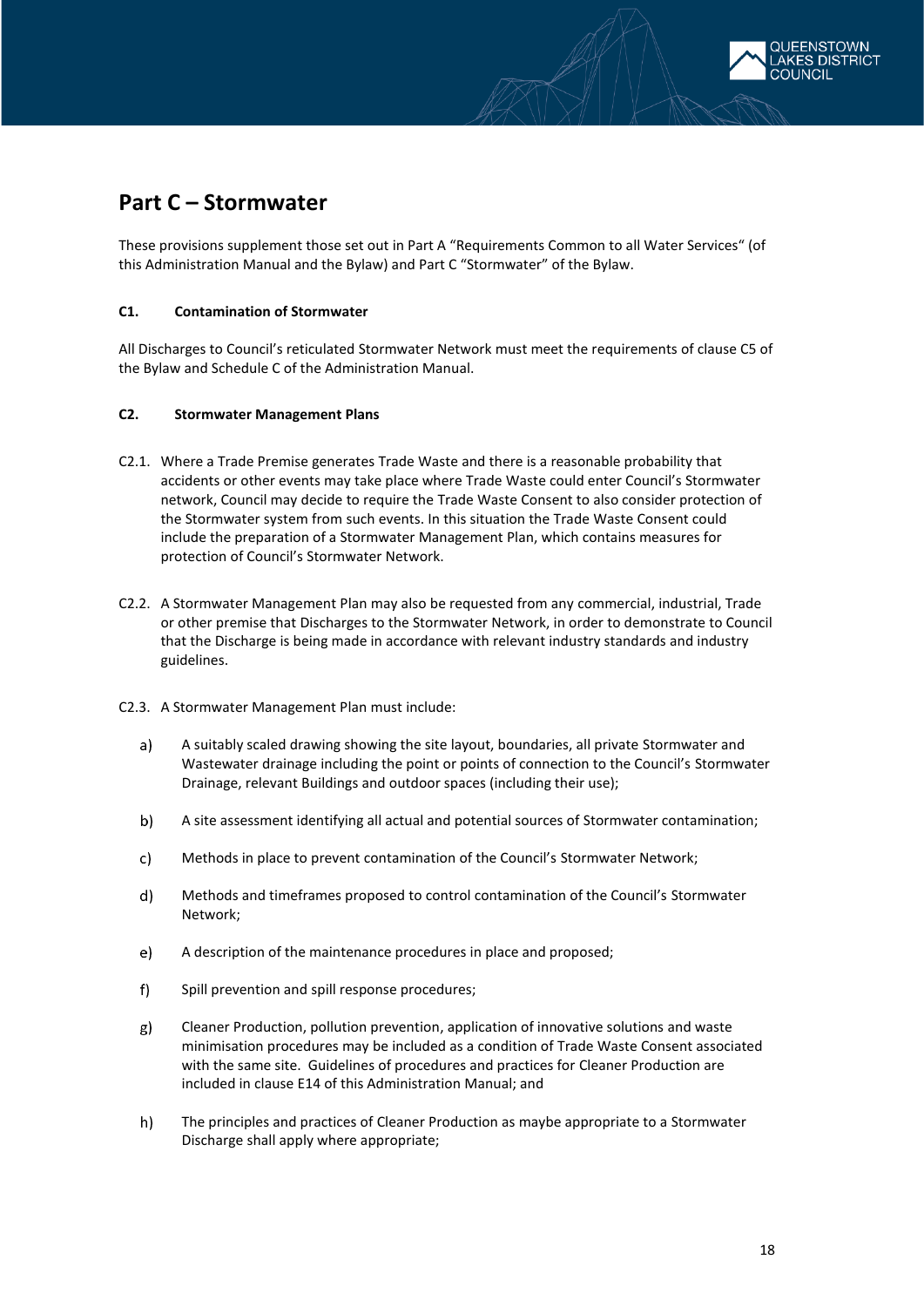# Part C – Stormwater

These provisions supplement those set out in Part A "Requirements Common to all Water Services" (of this Administration Manual and the Bylaw) and Part C "Stormwater" of the Bylaw.

### C1. Contamination of Stormwater

All Discharges to Council's reticulated Stormwater Network must meet the requirements of clause C5 of the Bylaw and Schedule C of the Administration Manual.

### C2. Stormwater Management Plans

C2.1. Where a Trade Premise generates Trade Waste and there is a reasonable probability that accidents or other events may take place where Trade Waste could enter Council's Stormwater network, Council may decide to require the Trade Waste Consent to also consider protection of the Stormwater system from such events. In this situation the Trade Waste Consent could include the preparation of a Stormwater Management Plan, which contains measures for protection of Council's Stormwater Network.

C2.2. A Stormwater Management Plan may also be requested from any commercial, industrial, Trade or other premise that Discharges to the Stormwater Network, in order to demonstrate to Council that the Discharge is being made in accordance with relevant industry standards and industry guidelines.

C2.3. A Stormwater Management Plan must include:

a) A suitably scaled drawing showing the site layout, boundaries, all private Stormwater and Wastewater drainage including the point or points of connection to the Council's Stormwater Drainage, relevant Buildings and outdoor spaces (including their use);

b) A site assessment identifying all actual and potential sources of Stormwater contamination;

c) Methods in place to prevent contamination of the Council's Stormwater Network;

d) Methods and timeframes proposed to control contamination of the Council's Stormwater Network;

e) A description of the maintenance procedures in place and proposed;

f) Spill prevention and spill response procedures;

g) Cleaner Production, pollution prevention, application of innovative solutions and waste minimisation procedures may be included as a condition of Trade Waste Consent associated with the same site. Guidelines of procedures and practices for Cleaner Production are included in clause E14 of this Administration Manual; and

h) The principles and practices of Cleaner Production as maybe appropriate to a Stormwater Discharge shall apply where appropriate;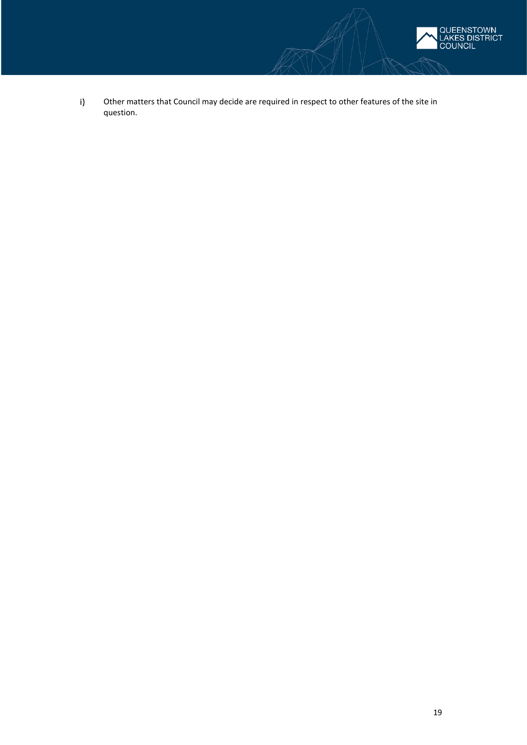i) Other matters that Council may decide are required in respect to other features of the site in question.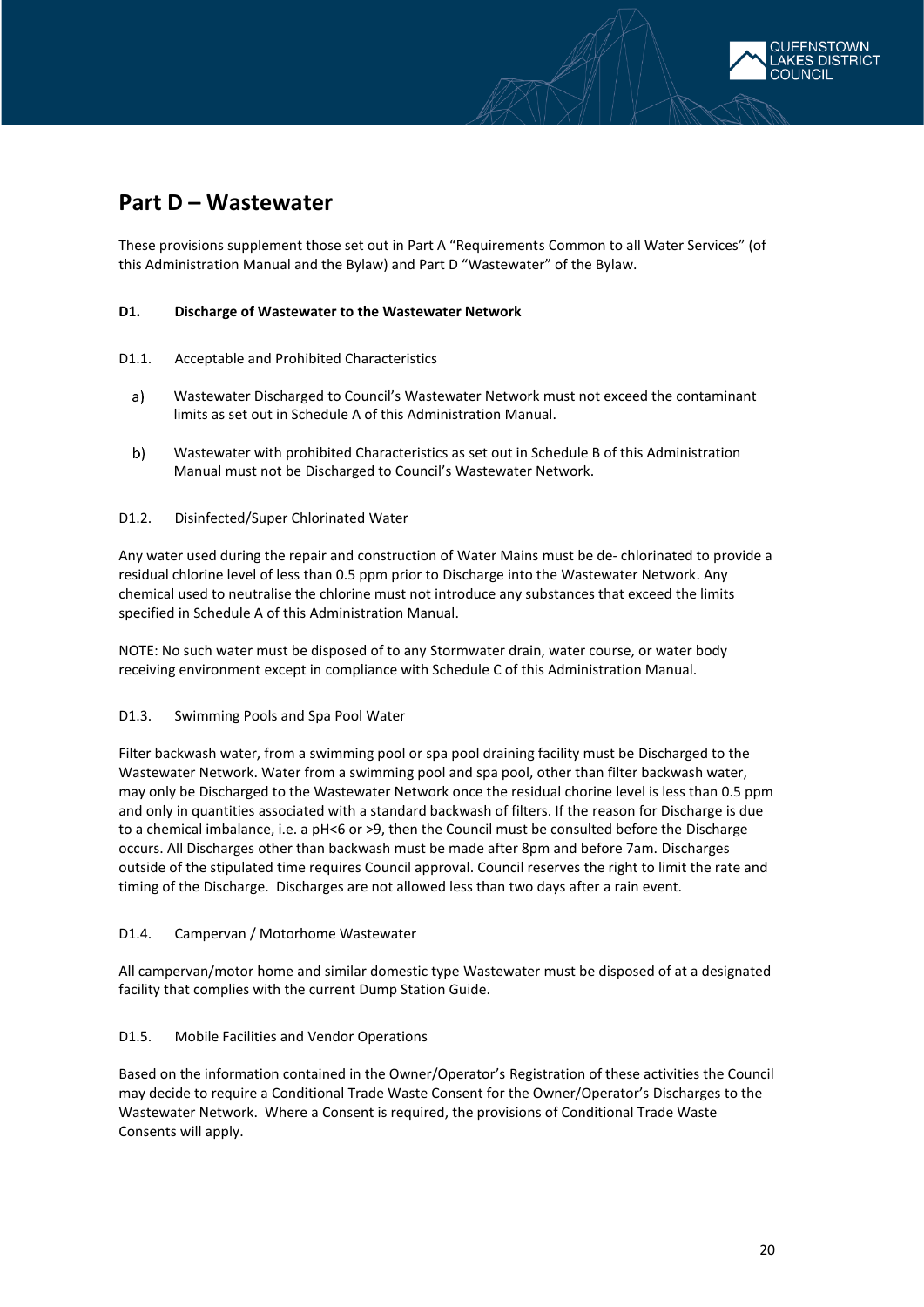## Part D – Wastewater

These provisions supplement those set out in Part A "Requirements Common to all Water Services" (of this Administration Manual and the Bylaw) and Part D "Wastewater" of the Bylaw.

### D1. Discharge of Wastewater to the Wastewater Network

D1.1. Acceptable and Prohibited Characteristics

a) Wastewater Discharged to Council's Wastewater Network must not exceed the contaminant limits as set out in Schedule A of this Administration Manual.

b) Wastewater with prohibited Characteristics as set out in Schedule B of this Administration Manual must not be Discharged to Council's Wastewater Network.

D1.2. Disinfected/Super Chlorinated Water

Any water used during the repair and construction of Water Mains must be de- chlorinated to provide a residual chlorine level of less than 0.5 ppm prior to Discharge into the Wastewater Network. Any chemical used to neutralise the chlorine must not introduce any substances that exceed the limits specified in Schedule A of this Administration Manual.

NOTE: No such water must be disposed of to any Stormwater drain, water course, or water body receiving environment except in compliance with Schedule C of this Administration Manual.

D1.3. Swimming Pools and Spa Pool Water

Filter backwash water, from a swimming pool or spa pool draining facility must be Discharged to the Wastewater Network. Water from a swimming pool and spa pool, other than filter backwash water, may only be Discharged to the Wastewater Network once the residual chorine level is less than 0.5 ppm and only in quantities associated with a standard backwash of filters. If the reason for Discharge is due to a chemical imbalance, i.e. a pH<6 or >9, then the Council must be consulted before the Discharge occurs. All Discharges other than backwash must be made after 8pm and before 7am. Discharges outside of the stipulated time requires Council approval. Council reserves the right to limit the rate and timing of the Discharge. Discharges are not allowed less than two days after a rain event.

D1.4. Campervan / Motorhome Wastewater

All campervan/motor home and similar domestic type Wastewater must be disposed of at a designated facility that complies with the current Dump Station Guide.

D1.5. Mobile Facilities and Vendor Operations

Based on the information contained in the Owner/Operator's Registration of these activities the Council may decide to require a Conditional Trade Waste Consent for the Owner/Operator's Discharges to the Wastewater Network. Where a Consent is required, the provisions of Conditional Trade Waste Consents will apply.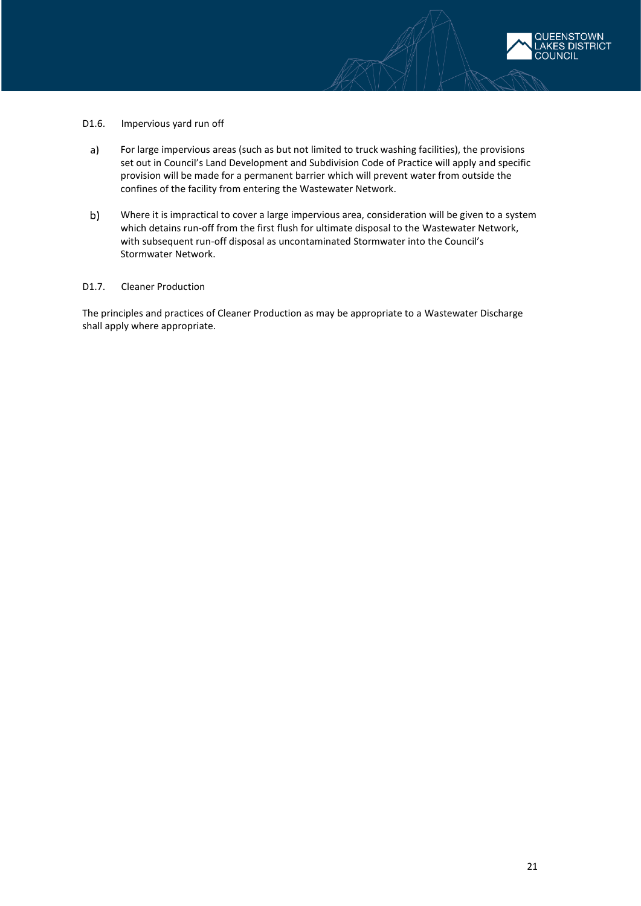### D1.6. Impervious yard run off

a) For large impervious areas (such as but not limited to truck washing facilities), the provisions set out in Council's Land Development and Subdivision Code of Practice will apply and specific provision will be made for a permanent barrier which will prevent water from outside the confines of the facility from entering the Wastewater Network.

b) Where it is impractical to cover a large impervious area, consideration will be given to a system which detains run-off from the first flush for ultimate disposal to the Wastewater Network, with subsequent run-off disposal as uncontaminated Stormwater into the Council's Stormwater Network.

### D1.7. Cleaner Production

The principles and practices of Cleaner Production as may be appropriate to a Wastewater Discharge shall apply where appropriate.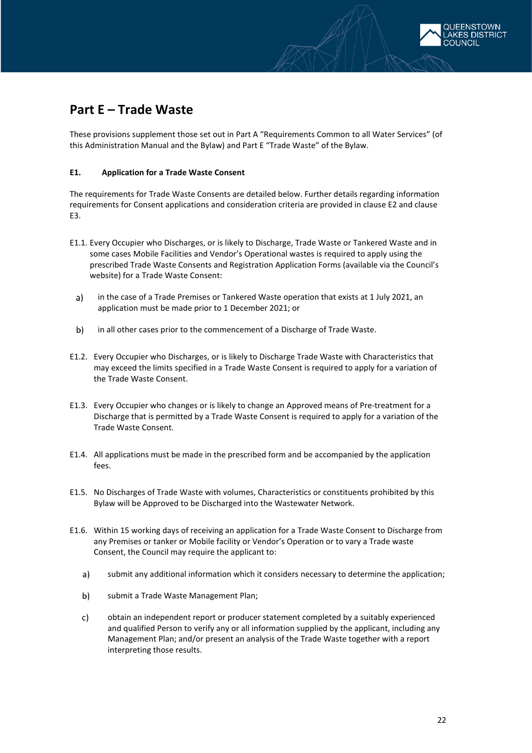# Part E – Trade Waste

These provisions supplement those set out in Part A "Requirements Common to all Water Services" (of this Administration Manual and the Bylaw) and Part E "Trade Waste" of the Bylaw.

**E1. Application for a Trade Waste Consent**

The requirements for Trade Waste Consents are detailed below. Further details regarding information requirements for Consent applications and consideration criteria are provided in clause E2 and clause E3.

E1.1. Every Occupier who Discharges, or is likely to Discharge, Trade Waste or Tankered Waste and in some cases Mobile Facilities and Vendor's Operational wastes is required to apply using the prescribed Trade Waste Consents and Registration Application Forms (available via the Council's website) for a Trade Waste Consent:

a) in the case of a Trade Premises or Tankered Waste operation that exists at 1 July 2021, an application must be made prior to 1 December 2021; or

b) in all other cases prior to the commencement of a Discharge of Trade Waste.

E1.2. Every Occupier who Discharges, or is likely to Discharge Trade Waste with Characteristics that may exceed the limits specified in a Trade Waste Consent is required to apply for a variation of the Trade Waste Consent.

E1.3. Every Occupier who changes or is likely to change an Approved means of Pre-treatment for a Discharge that is permitted by a Trade Waste Consent is required to apply for a variation of the Trade Waste Consent.

E1.4. All applications must be made in the prescribed form and be accompanied by the application fees.

E1.5. No Discharges of Trade Waste with volumes, Characteristics or constituents prohibited by this Bylaw will be Approved to be Discharged into the Wastewater Network.

E1.6. Within 15 working days of receiving an application for a Trade Waste Consent to Discharge from any Premises or tanker or Mobile facility or Vendor's Operation or to vary a Trade waste Consent, the Council may require the applicant to:

a) submit any additional information which it considers necessary to determine the application;

b) submit a Trade Waste Management Plan;

c) obtain an independent report or producer statement completed by a suitably experienced and qualified Person to verify any or all information supplied by the applicant, including any Management Plan; and/or present an analysis of the Trade Waste together with a report interpreting those results.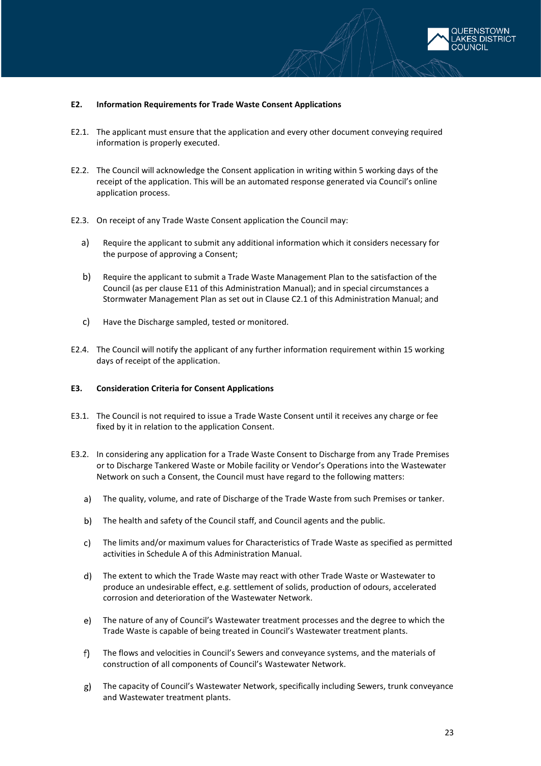**E2. Information Requirements for Trade Waste Consent Applications**

E2.1. The applicant must ensure that the application and every other document conveying required information is properly executed.

E2.2. The Council will acknowledge the Consent application in writing within 5 working days of the receipt of the application. This will be an automated response generated via Council's online application process.

E2.3. On receipt of any Trade Waste Consent application the Council may:

a) Require the applicant to submit any additional information which it considers necessary for the purpose of approving a Consent;

b) Require the applicant to submit a Trade Waste Management Plan to the satisfaction of the Council (as per clause E11 of this Administration Manual); and in special circumstances a Stormwater Management Plan as set out in Clause C2.1 of this Administration Manual; and

c) Have the Discharge sampled, tested or monitored.

E2.4. The Council will notify the applicant of any further information requirement within 15 working days of receipt of the application.

**E3. Consideration Criteria for Consent Applications**

E3.1. The Council is not required to issue a Trade Waste Consent until it receives any charge or fee fixed by it in relation to the application Consent.

E3.2. In considering any application for a Trade Waste Consent to Discharge from any Trade Premises or to Discharge Tankered Waste or Mobile facility or Vendor's Operations into the Wastewater Network on such a Consent, the Council must have regard to the following matters:

a) The quality, volume, and rate of Discharge of the Trade Waste from such Premises or tanker.

b) The health and safety of the Council staff, and Council agents and the public.

c) The limits and/or maximum values for Characteristics of Trade Waste as specified as permitted activities in Schedule A of this Administration Manual.

d) The extent to which the Trade Waste may react with other Trade Waste or Wastewater to produce an undesirable effect, e.g. settlement of solids, production of odours, accelerated corrosion and deterioration of the Wastewater Network.

e) The nature of any of Council's Wastewater treatment processes and the degree to which the Trade Waste is capable of being treated in Council's Wastewater treatment plants.

f) The flows and velocities in Council's Sewers and conveyance systems, and the materials of construction of all components of Council's Wastewater Network.

g) The capacity of Council's Wastewater Network, specifically including Sewers, trunk conveyance and Wastewater treatment plants.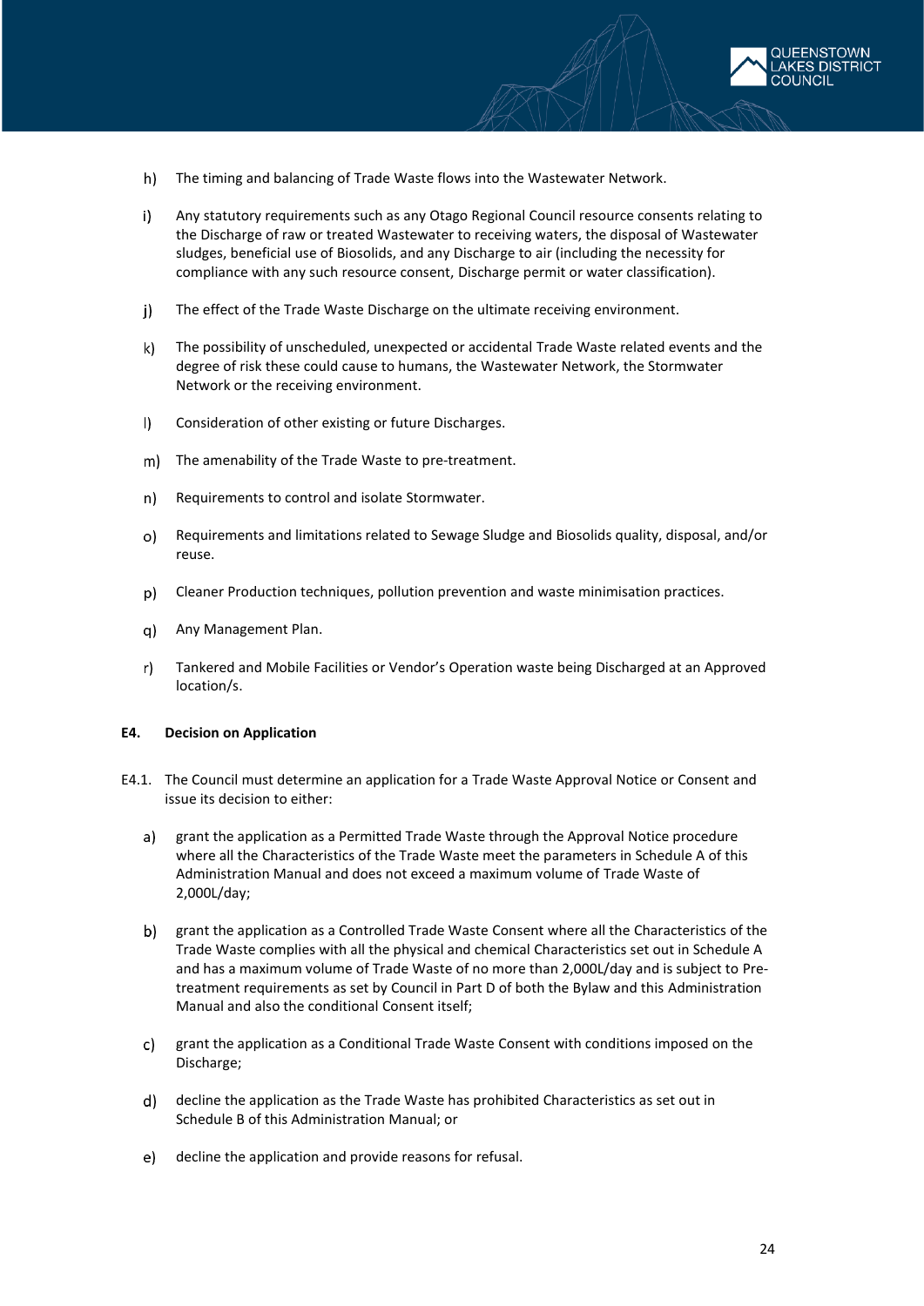h) The timing and balancing of Trade Waste flows into the Wastewater Network.

i) Any statutory requirements such as any Otago Regional Council resource consents relating to the Discharge of raw or treated Wastewater to receiving waters, the disposal of Wastewater sludges, beneficial use of Biosolids, and any Discharge to air (including the necessity for compliance with any such resource consent, Discharge permit or water classification).

j) The effect of the Trade Waste Discharge on the ultimate receiving environment.

k) The possibility of unscheduled, unexpected or accidental Trade Waste related events and the degree of risk these could cause to humans, the Wastewater Network, the Stormwater Network or the receiving environment.

l) Consideration of other existing or future Discharges.

m) The amenability of the Trade Waste to pre-treatment.

n) Requirements to control and isolate Stormwater.

o) Requirements and limitations related to Sewage Sludge and Biosolids quality, disposal, and/or reuse.

p) Cleaner Production techniques, pollution prevention and waste minimisation practices.

q) Any Management Plan.

r) Tankered and Mobile Facilities or Vendor's Operation waste being Discharged at an Approved location/s.

**E4. Decision on Application**

E4.1. The Council must determine an application for a Trade Waste Approval Notice or Consent and issue its decision to either:

a) grant the application as a Permitted Trade Waste through the Approval Notice procedure where all the Characteristics of the Trade Waste meet the parameters in Schedule A of this Administration Manual and does not exceed a maximum volume of Trade Waste of 2,000L/day;

b) grant the application as a Controlled Trade Waste Consent where all the Characteristics of the Trade Waste complies with all the physical and chemical Characteristics set out in Schedule A and has a maximum volume of Trade Waste of no more than 2,000L/day and is subject to Pre-treatment requirements as set by Council in Part D of both the Bylaw and this Administration Manual and also the conditional Consent itself;

c) grant the application as a Conditional Trade Waste Consent with conditions imposed on the Discharge;

d) decline the application as the Trade Waste has prohibited Characteristics as set out in Schedule B of this Administration Manual; or

e) decline the application and provide reasons for refusal.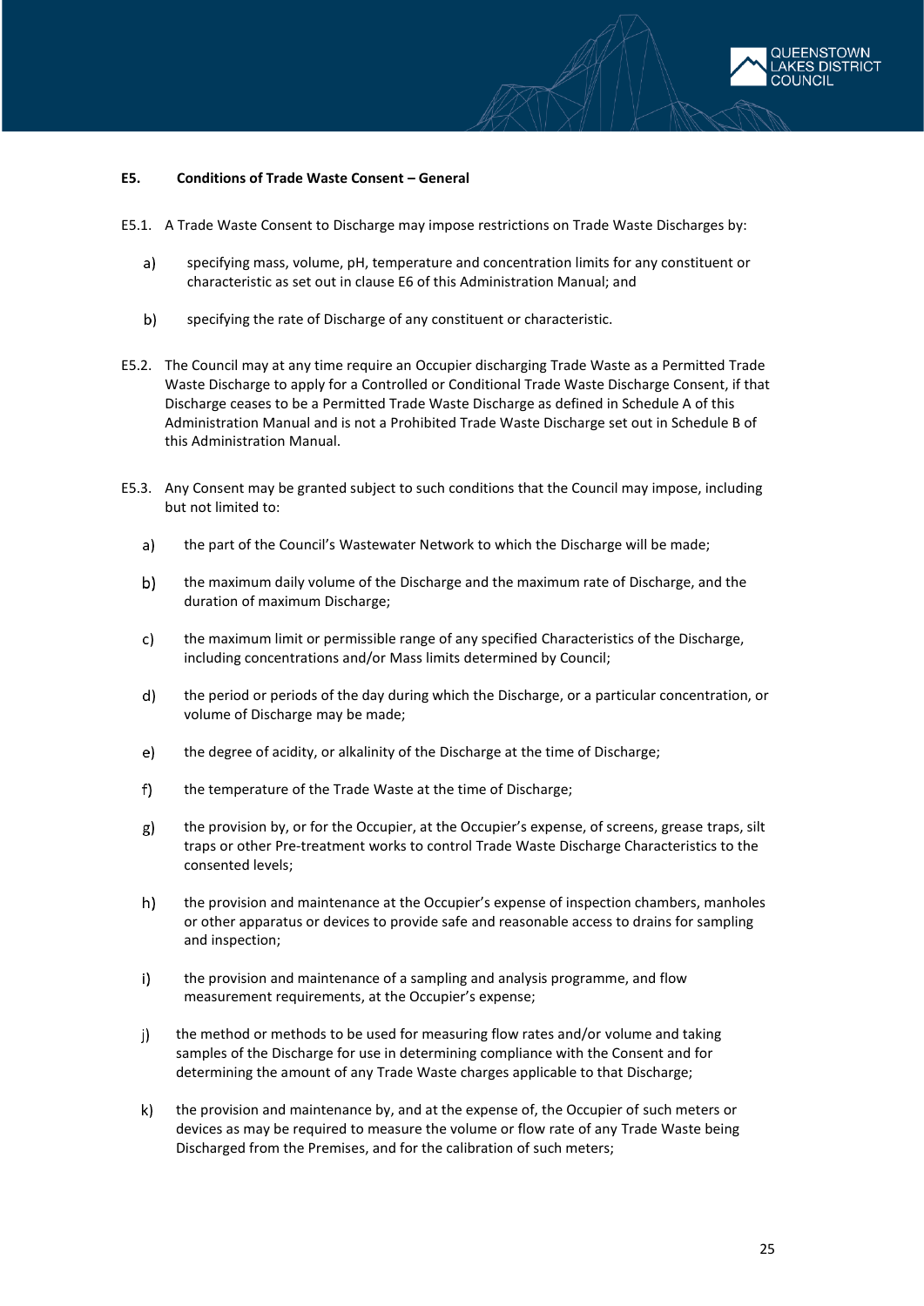## E5. Conditions of Trade Waste Consent – General

E5.1. A Trade Waste Consent to Discharge may impose restrictions on Trade Waste Discharges by:

a) specifying mass, volume, pH, temperature and concentration limits for any constituent or characteristic as set out in clause E6 of this Administration Manual; and

b) specifying the rate of Discharge of any constituent or characteristic.

E5.2. The Council may at any time require an Occupier discharging Trade Waste as a Permitted Trade Waste Discharge to apply for a Controlled or Conditional Trade Waste Discharge Consent, if that Discharge ceases to be a Permitted Trade Waste Discharge as defined in Schedule A of this Administration Manual and is not a Prohibited Trade Waste Discharge set out in Schedule B of this Administration Manual.

E5.3. Any Consent may be granted subject to such conditions that the Council may impose, including but not limited to:

a) the part of the Council's Wastewater Network to which the Discharge will be made;

b) the maximum daily volume of the Discharge and the maximum rate of Discharge, and the duration of maximum Discharge;

c) the maximum limit or permissible range of any specified Characteristics of the Discharge, including concentrations and/or Mass limits determined by Council;

d) the period or periods of the day during which the Discharge, or a particular concentration, or volume of Discharge may be made;

e) the degree of acidity, or alkalinity of the Discharge at the time of Discharge;

f) the temperature of the Trade Waste at the time of Discharge;

g) the provision by, or for the Occupier, at the Occupier's expense, of screens, grease traps, silt traps or other Pre-treatment works to control Trade Waste Discharge Characteristics to the consented levels;

h) the provision and maintenance at the Occupier's expense of inspection chambers, manholes or other apparatus or devices to provide safe and reasonable access to drains for sampling and inspection;

i) the provision and maintenance of a sampling and analysis programme, and flow measurement requirements, at the Occupier's expense;

j) the method or methods to be used for measuring flow rates and/or volume and taking samples of the Discharge for use in determining compliance with the Consent and for determining the amount of any Trade Waste charges applicable to that Discharge;

k) the provision and maintenance by, and at the expense of, the Occupier of such meters or devices as may be required to measure the volume or flow rate of any Trade Waste being Discharged from the Premises, and for the calibration of such meters;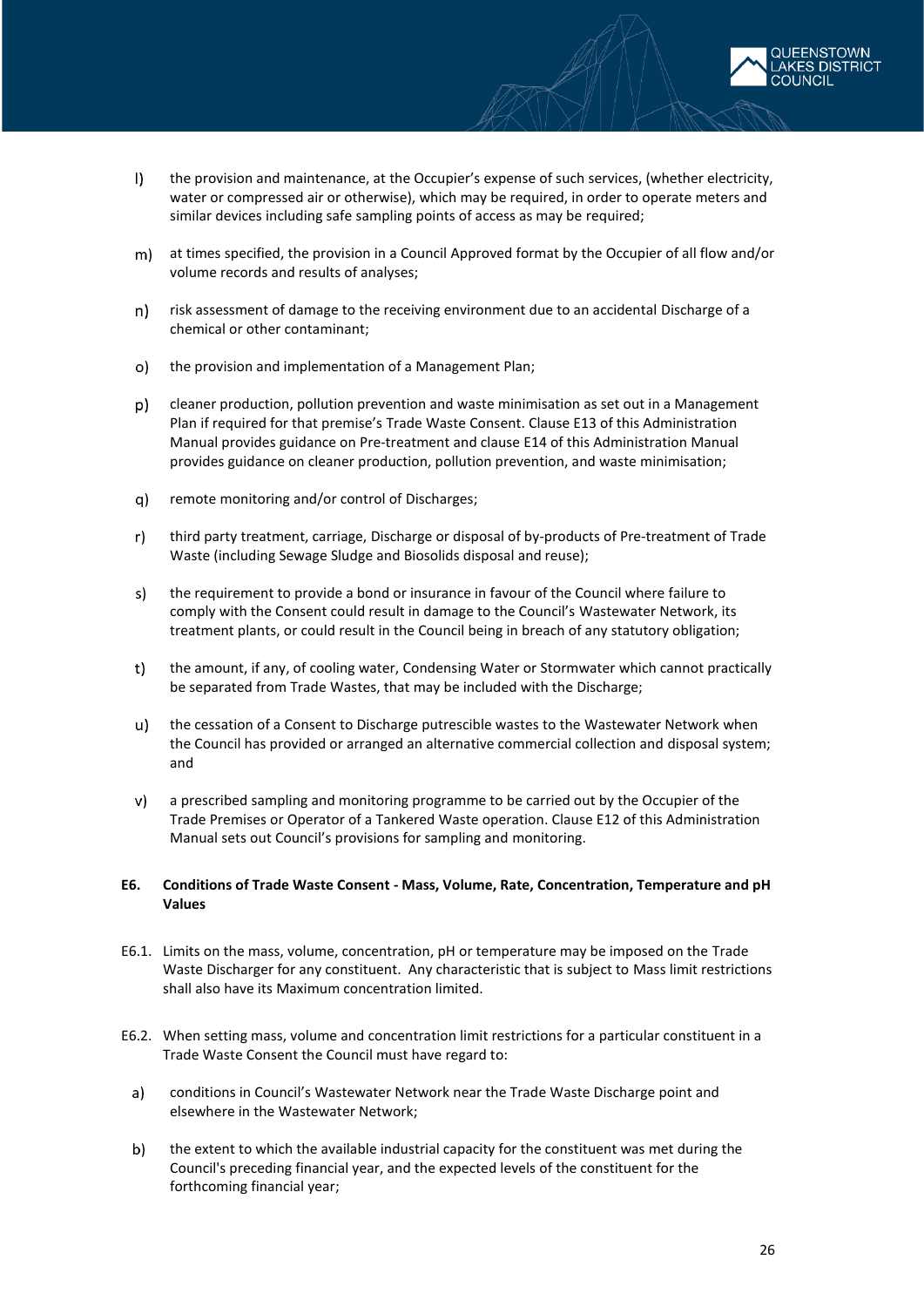l) the provision and maintenance, at the Occupier's expense of such services, (whether electricity, water or compressed air or otherwise), which may be required, in order to operate meters and similar devices including safe sampling points of access as may be required;

m) at times specified, the provision in a Council Approved format by the Occupier of all flow and/or volume records and results of analyses;

n) risk assessment of damage to the receiving environment due to an accidental Discharge of a chemical or other contaminant;

o) the provision and implementation of a Management Plan;

p) cleaner production, pollution prevention and waste minimisation as set out in a Management Plan if required for that premise's Trade Waste Consent. Clause E13 of this Administration Manual provides guidance on Pre-treatment and clause E14 of this Administration Manual provides guidance on cleaner production, pollution prevention, and waste minimisation;

q) remote monitoring and/or control of Discharges;

r) third party treatment, carriage, Discharge or disposal of by-products of Pre-treatment of Trade Waste (including Sewage Sludge and Biosolids disposal and reuse);

s) the requirement to provide a bond or insurance in favour of the Council where failure to comply with the Consent could result in damage to the Council's Wastewater Network, its treatment plants, or could result in the Council being in breach of any statutory obligation;

t) the amount, if any, of cooling water, Condensing Water or Stormwater which cannot practically be separated from Trade Wastes, that may be included with the Discharge;

u) the cessation of a Consent to Discharge putrescible wastes to the Wastewater Network when the Council has provided or arranged an alternative commercial collection and disposal system; and

v) a prescribed sampling and monitoring programme to be carried out by the Occupier of the Trade Premises or Operator of a Tankered Waste operation. Clause E12 of this Administration Manual sets out Council's provisions for sampling and monitoring.

**E6. Conditions of Trade Waste Consent - Mass, Volume, Rate, Concentration, Temperature and pH Values**

E6.1. Limits on the mass, volume, concentration, pH or temperature may be imposed on the Trade Waste Discharger for any constituent. Any characteristic that is subject to Mass limit restrictions shall also have its Maximum concentration limited.

E6.2. When setting mass, volume and concentration limit restrictions for a particular constituent in a Trade Waste Consent the Council must have regard to:

a) conditions in Council's Wastewater Network near the Trade Waste Discharge point and elsewhere in the Wastewater Network;

b) the extent to which the available industrial capacity for the constituent was met during the Council's preceding financial year, and the expected levels of the constituent for the forthcoming financial year;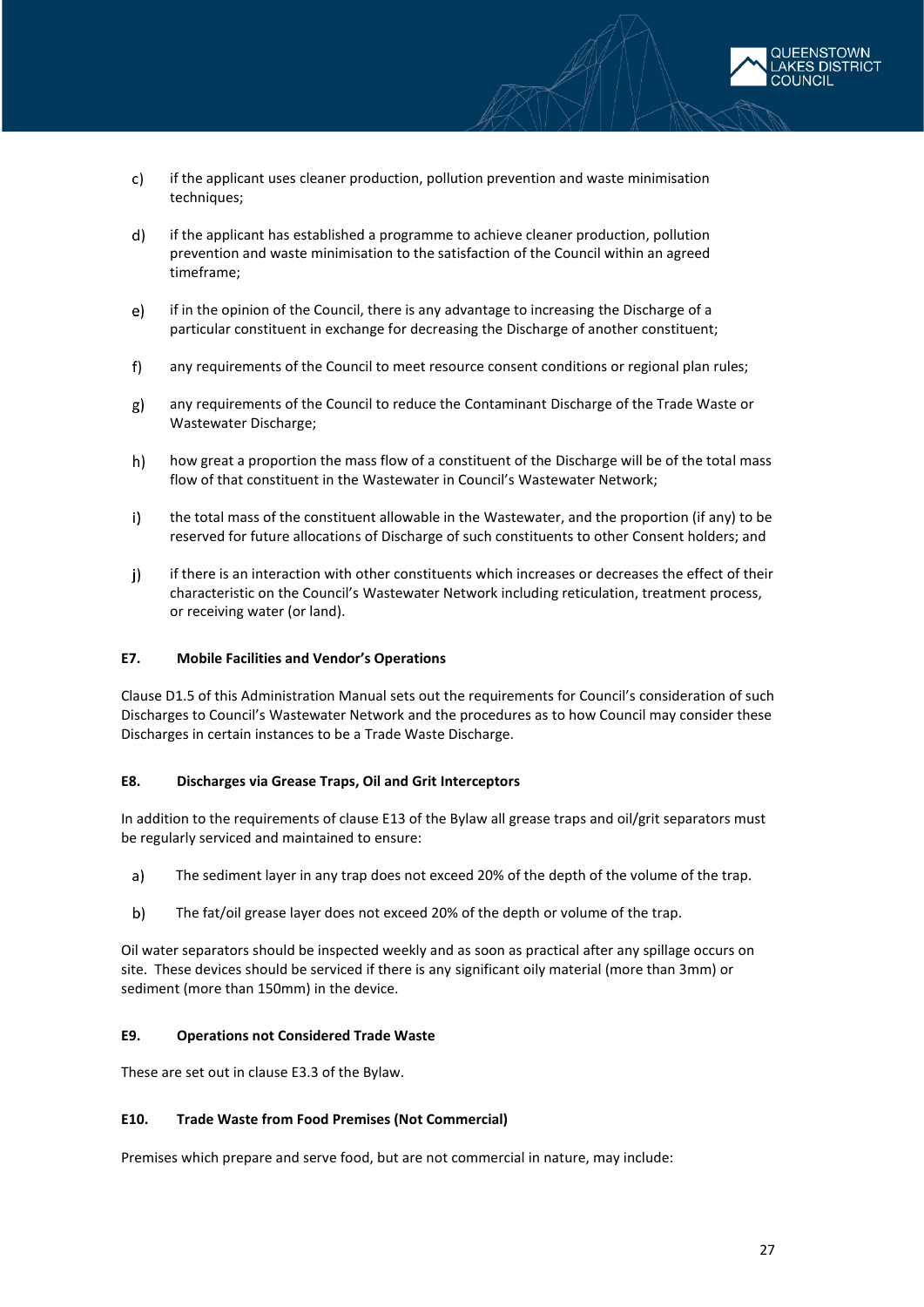c) if the applicant uses cleaner production, pollution prevention and waste minimisation techniques;

d) if the applicant has established a programme to achieve cleaner production, pollution prevention and waste minimisation to the satisfaction of the Council within an agreed timeframe;

e) if in the opinion of the Council, there is any advantage to increasing the Discharge of a particular constituent in exchange for decreasing the Discharge of another constituent;

f) any requirements of the Council to meet resource consent conditions or regional plan rules;

g) any requirements of the Council to reduce the Contaminant Discharge of the Trade Waste or Wastewater Discharge;

h) how great a proportion the mass flow of a constituent of the Discharge will be of the total mass flow of that constituent in the Wastewater in Council's Wastewater Network;

i) the total mass of the constituent allowable in the Wastewater, and the proportion (if any) to be reserved for future allocations of Discharge of such constituents to other Consent holders; and

j) if there is an interaction with other constituents which increases or decreases the effect of their characteristic on the Council's Wastewater Network including reticulation, treatment process, or receiving water (or land).

**E7. Mobile Facilities and Vendor's Operations**

Clause D1.5 of this Administration Manual sets out the requirements for Council's consideration of such Discharges to Council's Wastewater Network and the procedures as to how Council may consider these Discharges in certain instances to be a Trade Waste Discharge.

**E8. Discharges via Grease Traps, Oil and Grit Interceptors**

In addition to the requirements of clause E13 of the Bylaw all grease traps and oil/grit separators must be regularly serviced and maintained to ensure:

a) The sediment layer in any trap does not exceed 20% of the depth of the volume of the trap.

b) The fat/oil grease layer does not exceed 20% of the depth or volume of the trap.

Oil water separators should be inspected weekly and as soon as practical after any spillage occurs on site. These devices should be serviced if there is any significant oily material (more than 3mm) or sediment (more than 150mm) in the device.

**E9. Operations not Considered Trade Waste**

These are set out in clause E3.3 of the Bylaw.

**E10. Trade Waste from Food Premises (Not Commercial)**

Premises which prepare and serve food, but are not commercial in nature, may include: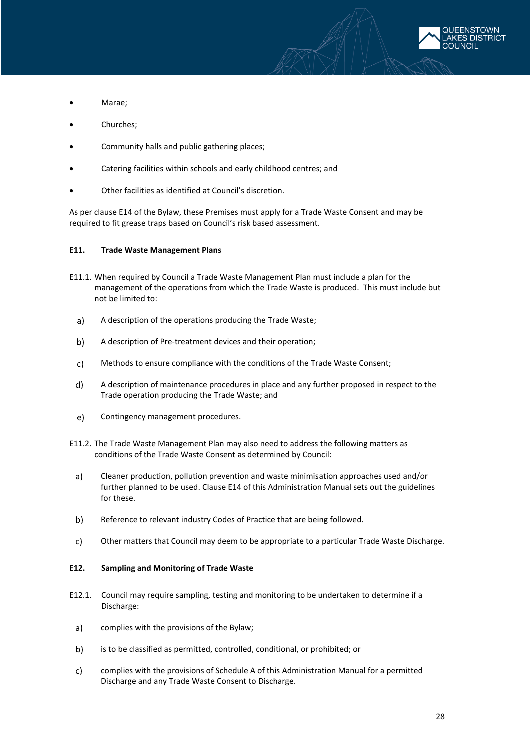- Marae;
- Churches;
- Community halls and public gathering places;
- Catering facilities within schools and early childhood centres; and
- Other facilities as identified at Council's discretion.

As per clause E14 of the Bylaw, these Premises must apply for a Trade Waste Consent and may be required to fit grease traps based on Council's risk based assessment.

### E11. Trade Waste Management Plans

E11.1. When required by Council a Trade Waste Management Plan must include a plan for the management of the operations from which the Trade Waste is produced. This must include but not be limited to:

a) A description of the operations producing the Trade Waste;

b) A description of Pre-treatment devices and their operation;

c) Methods to ensure compliance with the conditions of the Trade Waste Consent;

d) A description of maintenance procedures in place and any further proposed in respect to the Trade operation producing the Trade Waste; and

e) Contingency management procedures.

E11.2. The Trade Waste Management Plan may also need to address the following matters as conditions of the Trade Waste Consent as determined by Council:

a) Cleaner production, pollution prevention and waste minimisation approaches used and/or further planned to be used. Clause E14 of this Administration Manual sets out the guidelines for these.

b) Reference to relevant industry Codes of Practice that are being followed.

c) Other matters that Council may deem to be appropriate to a particular Trade Waste Discharge.

### E12. Sampling and Monitoring of Trade Waste

E12.1. Council may require sampling, testing and monitoring to be undertaken to determine if a Discharge:

a) complies with the provisions of the Bylaw;

b) is to be classified as permitted, controlled, conditional, or prohibited; or

c) complies with the provisions of Schedule A of this Administration Manual for a permitted Discharge and any Trade Waste Consent to Discharge.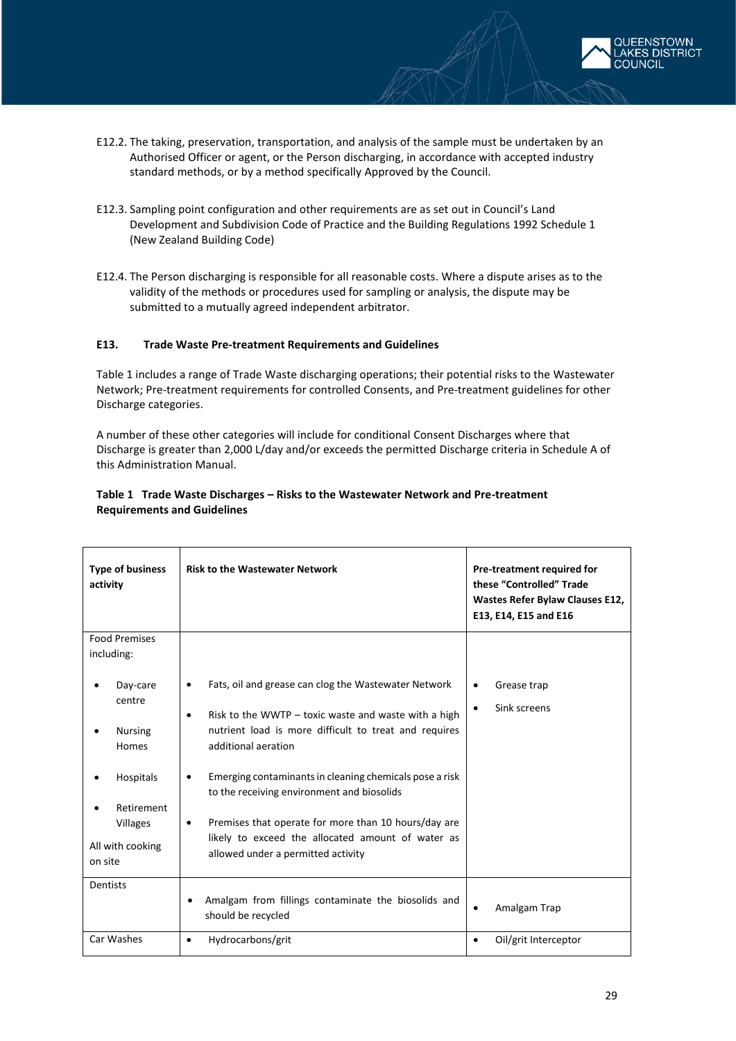E12.2. The taking, preservation, transportation, and analysis of the sample must be undertaken by an Authorised Officer or agent, or the Person discharging, in accordance with accepted industry standard methods, or by a method specifically Approved by the Council.

E12.3. Sampling point configuration and other requirements are as set out in Council's Land Development and Subdivision Code of Practice and the Building Regulations 1992 Schedule 1 (New Zealand Building Code)

E12.4. The Person discharging is responsible for all reasonable costs. Where a dispute arises as to the validity of the methods or procedures used for sampling or analysis, the dispute may be submitted to a mutually agreed independent arbitrator.

### E13. Trade Waste Pre-treatment Requirements and Guidelines

Table 1 includes a range of Trade Waste discharging operations; their potential risks to the Wastewater Network; Pre-treatment requirements for controlled Consents, and Pre-treatment guidelines for other Discharge categories.

A number of these other categories will include for conditional Consent Discharges where that Discharge is greater than 2,000 L/day and/or exceeds the permitted Discharge criteria in Schedule A of this Administration Manual.

**Table 1 Trade Waste Discharges – Risks to the Wastewater Network and Pre-treatment Requirements and Guidelines**

| Type of business activity | Risk to the Wastewater Network | Pre-treatment required for these "Controlled" Trade Wastes Refer Bylaw Clauses E12, E13, E14, E15 and E16 |
|---|---|---|
| Food Premises including:<br>• Day-care centre<br>• Nursing Homes<br>• Hospitals<br>• Retirement Villages<br>All with cooking on site | • Fats, oil and grease can clog the Wastewater Network<br>• Risk to the WWTP – toxic waste and waste with a high nutrient load is more difficult to treat and requires additional aeration<br>• Emerging contaminants in cleaning chemicals pose a risk to the receiving environment and biosolids<br>• Premises that operate for more than 10 hours/day are likely to exceed the allocated amount of water as allowed under a permitted activity | • Grease trap<br>• Sink screens |
| Dentists | • Amalgam from fillings contaminate the biosolids and should be recycled | • Amalgam Trap |
| Car Washes | • Hydrocarbons/grit | • Oil/grit Interceptor |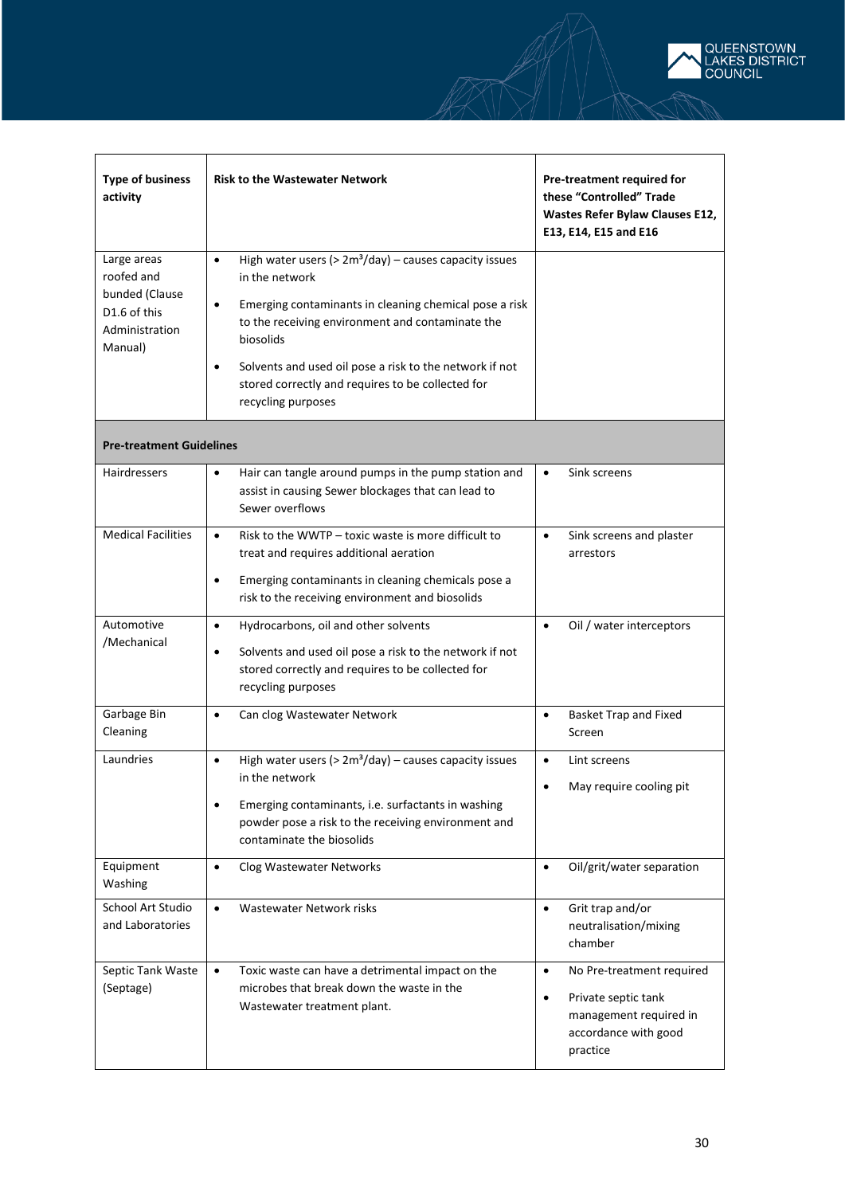| Type of business activity | Risk to the Wastewater Network | Pre-treatment required for these "Controlled" Trade Wastes Refer Bylaw Clauses E12, E13, E14, E15 and E16 |
|---|---|---|
| Large areas roofed and bunded (Clause D1.6 of this Administration Manual) | • High water users (> $2m^3$/day) – causes capacity issues in the network<br>• Emerging contaminants in cleaning chemical pose a risk to the receiving environment and contaminate the biosolids<br>• Solvents and used oil pose a risk to the network if not stored correctly and requires to be collected for recycling purposes | |
| **Pre-treatment Guidelines** | | |
| Hairdressers | • Hair can tangle around pumps in the pump station and assist in causing Sewer blockages that can lead to Sewer overflows | • Sink screens |
| Medical Facilities | • Risk to the WWTP – toxic waste is more difficult to treat and requires additional aeration<br>• Emerging contaminants in cleaning chemicals pose a risk to the receiving environment and biosolids | • Sink screens and plaster arrestors |
| Automotive /Mechanical | • Hydrocarbons, oil and other solvents<br>• Solvents and used oil pose a risk to the network if not stored correctly and requires to be collected for recycling purposes | • Oil / water interceptors |
| Garbage Bin Cleaning | • Can clog Wastewater Network | • Basket Trap and Fixed Screen |
| Laundries | • High water users (> $2m^3$/day) – causes capacity issues in the network<br>• Emerging contaminants, i.e. surfactants in washing powder pose a risk to the receiving environment and contaminate the biosolids | • Lint screens<br>• May require cooling pit |
| Equipment Washing | • Clog Wastewater Networks | • Oil/grit/water separation |
| School Art Studio and Laboratories | • Wastewater Network risks | • Grit trap and/or neutralisation/mixing chamber |
| Septic Tank Waste (Septage) | • Toxic waste can have a detrimental impact on the microbes that break down the waste in the Wastewater treatment plant. | • No Pre-treatment required<br>• Private septic tank management required in accordance with good practice |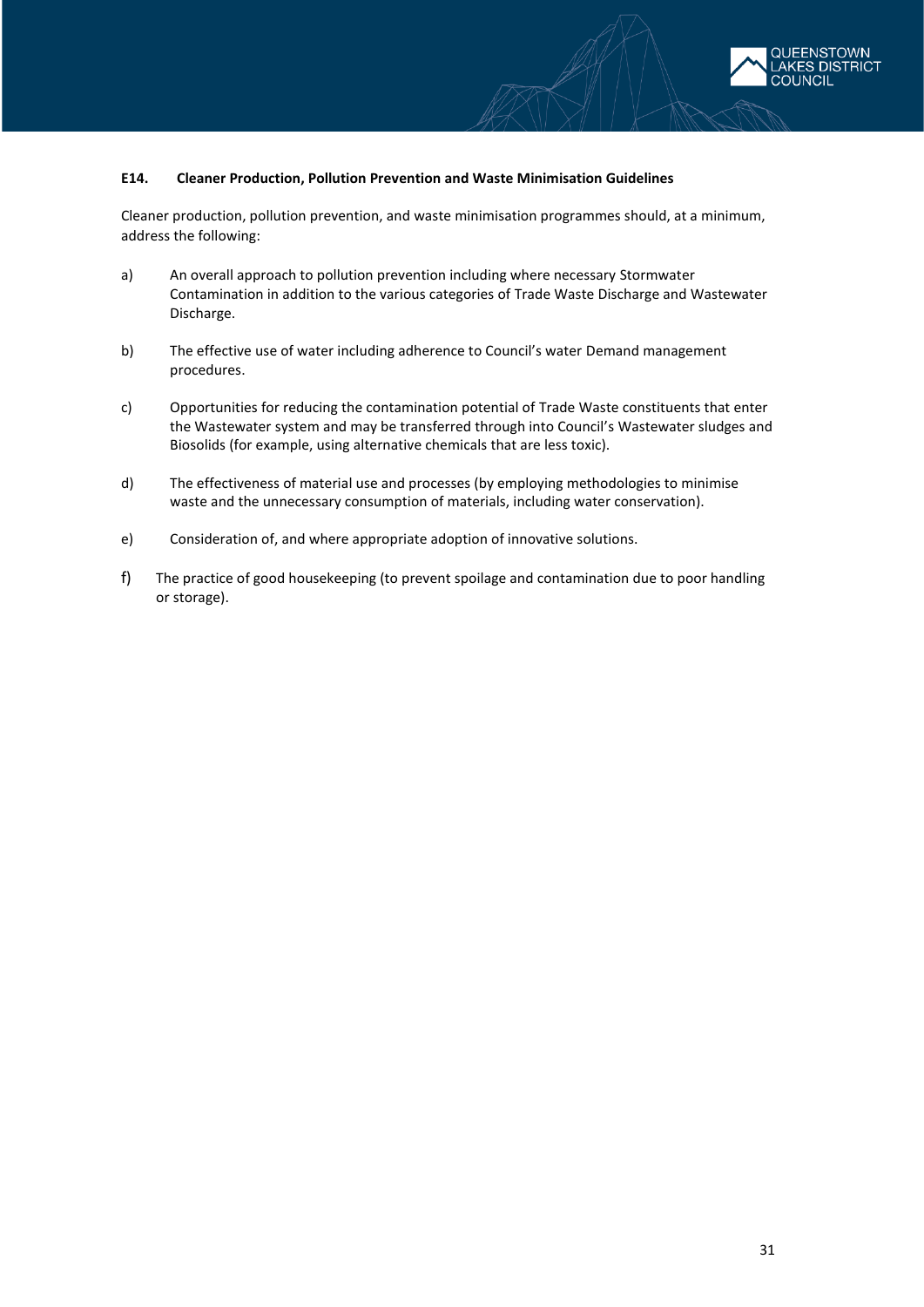### E14. Cleaner Production, Pollution Prevention and Waste Minimisation Guidelines

Cleaner production, pollution prevention, and waste minimisation programmes should, at a minimum, address the following:

a) An overall approach to pollution prevention including where necessary Stormwater Contamination in addition to the various categories of Trade Waste Discharge and Wastewater Discharge.

b) The effective use of water including adherence to Council's water Demand management procedures.

c) Opportunities for reducing the contamination potential of Trade Waste constituents that enter the Wastewater system and may be transferred through into Council's Wastewater sludges and Biosolids (for example, using alternative chemicals that are less toxic).

d) The effectiveness of material use and processes (by employing methodologies to minimise waste and the unnecessary consumption of materials, including water conservation).

e) Consideration of, and where appropriate adoption of innovative solutions.

f) The practice of good housekeeping (to prevent spoilage and contamination due to poor handling or storage).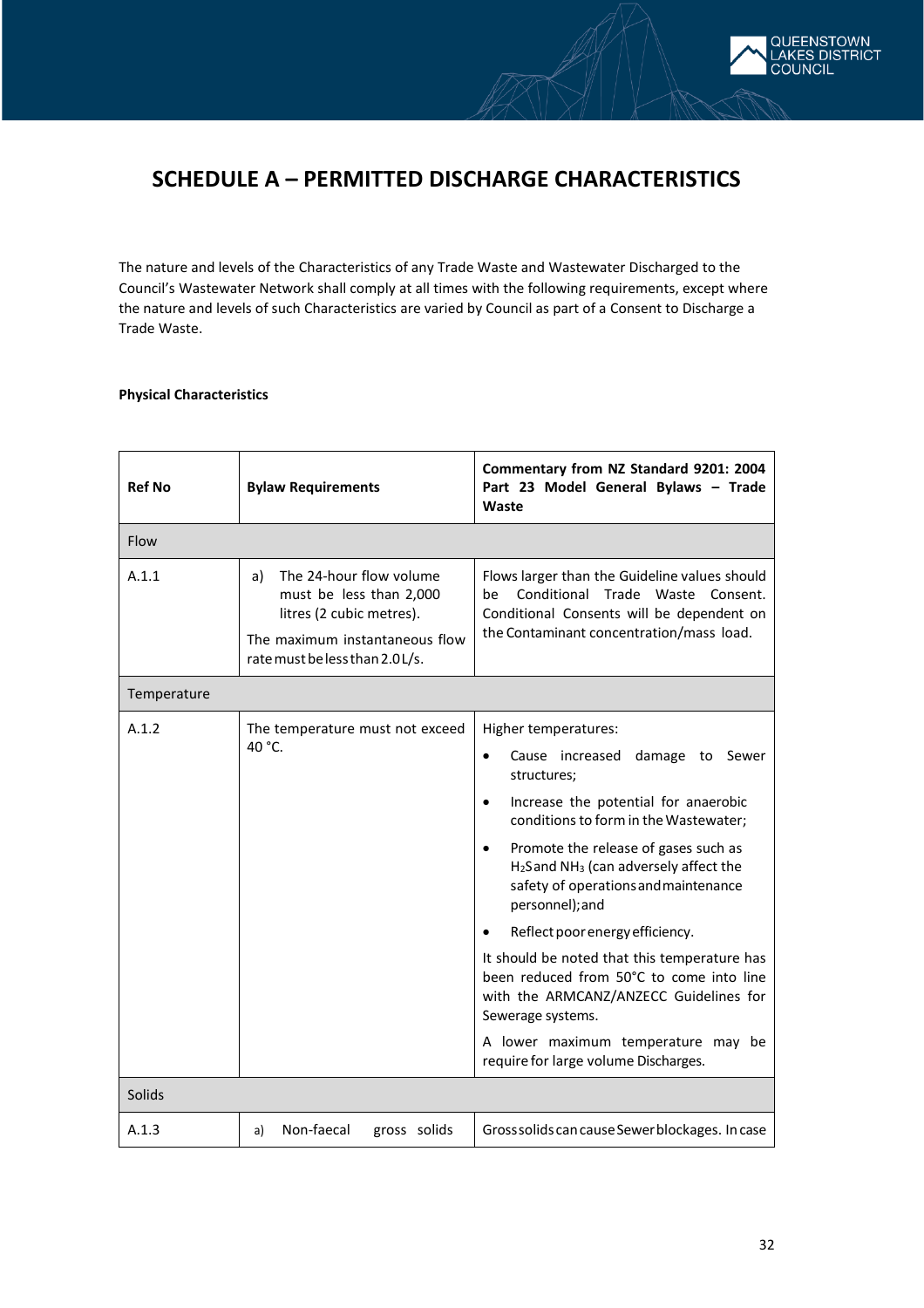# SCHEDULE A – PERMITTED DISCHARGE CHARACTERISTICS

The nature and levels of the Characteristics of any Trade Waste and Wastewater Discharged to the Council's Wastewater Network shall comply at all times with the following requirements, except where the nature and levels of such Characteristics are varied by Council as part of a Consent to Discharge a Trade Waste.

**Physical Characteristics**

| Ref No | Bylaw Requirements | Commentary from NZ Standard 9201: 2004 Part 23 Model General Bylaws – Trade Waste |
|---|---|---|
| Flow | | |
| A.1.1 | a) The 24-hour flow volume must be less than 2,000 litres (2 cubic metres).<br>The maximum instantaneous flow rate must be less than 2.0 L/s. | Flows larger than the Guideline values should be Conditional Trade Waste Consent. Conditional Consents will be dependent on the Contaminant concentration/mass load. |
| Temperature | | |
| A.1.2 | The temperature must not exceed 40 °C. | Higher temperatures:<br>• Cause increased damage to Sewer structures;<br>• Increase the potential for anaerobic conditions to form in the Wastewater;<br>• Promote the release of gases such as $H_2S$ and $NH_3$ (can adversely affect the safety of operations and maintenance personnel); and<br>• Reflect poor energy efficiency.<br>It should be noted that this temperature has been reduced from 50°C to come into line with the ARMCANZ/ANZECC Guidelines for Sewerage systems.<br>A lower maximum temperature may be require for large volume Discharges. |
| Solids | | |
| A.1.3 | a) Non-faecal gross solids | Gross solids can cause Sewer blockages. In case |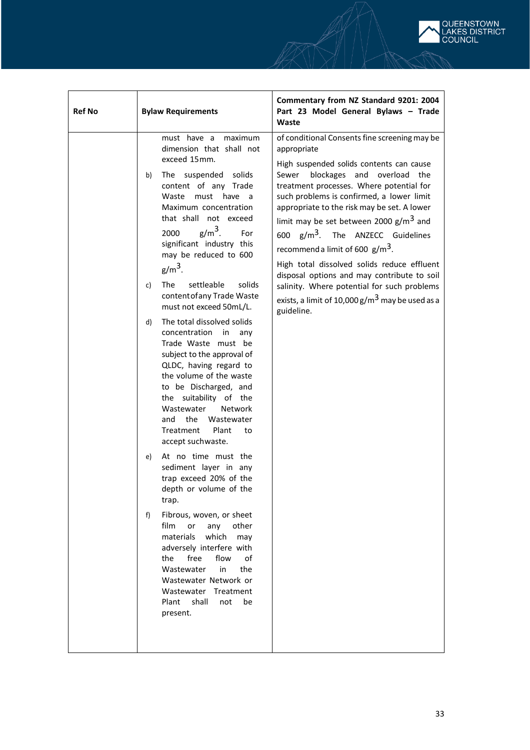| Ref No | Bylaw Requirements | Commentary from NZ Standard 9201: 2004 Part 23 Model General Bylaws – Trade Waste |
|---|---|---|
| | must have a maximum dimension that shall not exceed 15mm.<br><br>b) The suspended solids content of any Trade Waste must have a Maximum concentration that shall not exceed 2000 $g/m^3$. For significant industry this may be reduced to 600 $g/m^3$.<br><br>c) The settleable solids content of any Trade Waste must not exceed 50mL/L.<br><br>d) The total dissolved solids concentration in any Trade Waste must be subject to the approval of QLDC, having regard to the volume of the waste to be Discharged, and the suitability of the Wastewater Network and the Wastewater Treatment Plant to accept such waste.<br><br>e) At no time must the sediment layer in any trap exceed 20% of the depth or volume of the trap.<br><br>f) Fibrous, woven, or sheet film or any other materials which may adversely interfere with the free flow of Wastewater in the Wastewater Network or Wastewater Treatment Plant shall not be present. | of conditional Consents fine screening may be appropriate<br><br>High suspended solids contents can cause Sewer blockages and overload the treatment processes. Where potential for such problems is confirmed, a lower limit appropriate to the risk may be set. A lower limit may be set between 2000 $g/m^3$ and 600 $g/m^3$. The ANZECC Guidelines recommend a limit of 600 $g/m^3$.<br><br>High total dissolved solids reduce effluent disposal options and may contribute to soil salinity. Where potential for such problems exists, a limit of 10,000 $g/m^3$ may be used as a guideline. |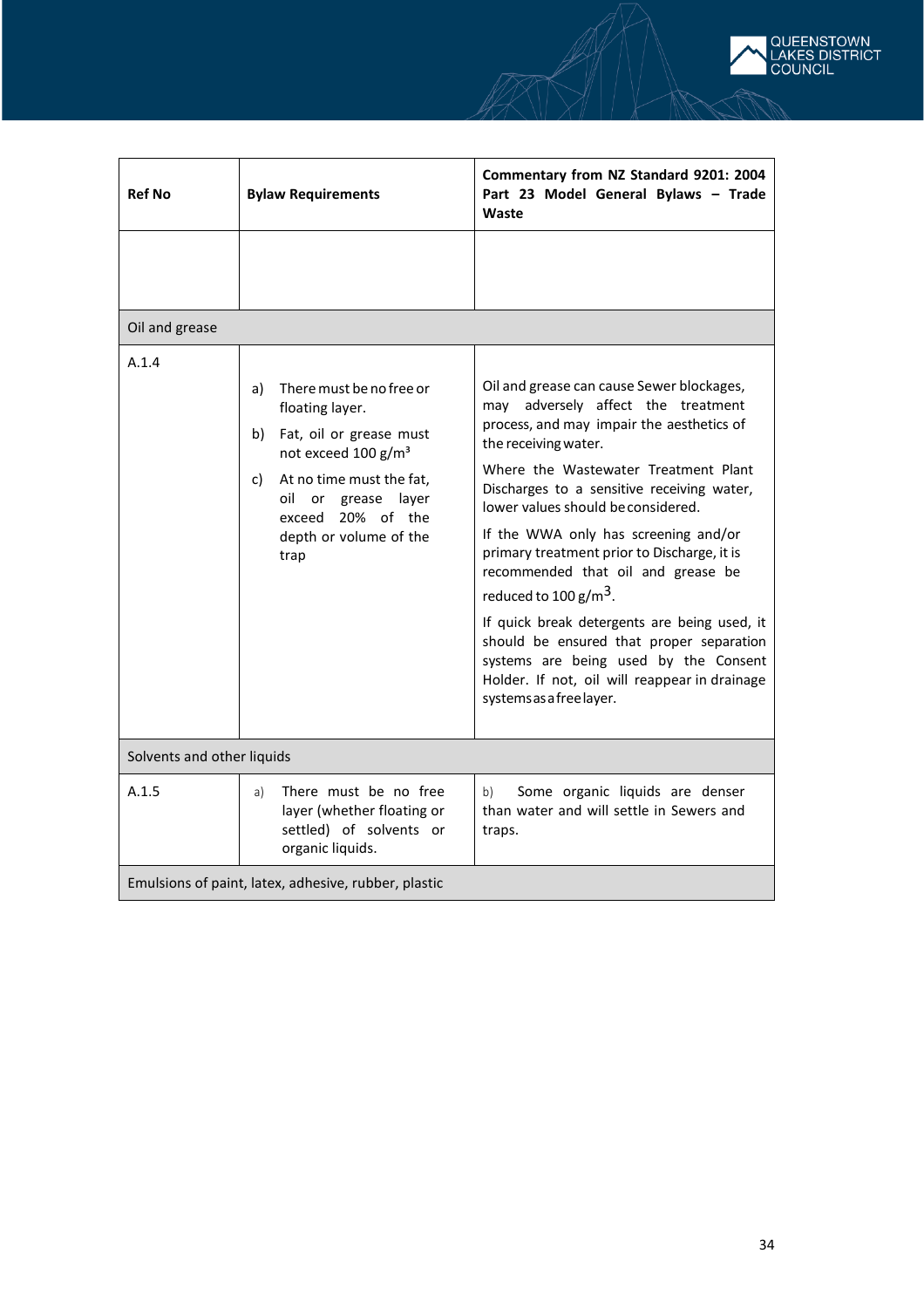| Ref No | Bylaw Requirements | Commentary from NZ Standard 9201: 2004 Part 23 Model General Bylaws – Trade Waste |
|---|---|---|
| | | |
| Oil and grease | | |
| A.1.4 | a) There must be no free or floating layer.<br>b) Fat, oil or grease must not exceed 100 g/m³<br>c) At no time must the fat, oil or grease layer exceed 20% of the depth or volume of the trap | Oil and grease can cause Sewer blockages, may adversely affect the treatment process, and may impair the aesthetics of the receiving water.<br>Where the Wastewater Treatment Plant Discharges to a sensitive receiving water, lower values should be considered.<br>If the WWA only has screening and/or primary treatment prior to Discharge, it is recommended that oil and grease be reduced to 100 g/m³.<br>If quick break detergents are being used, it should be ensured that proper separation systems are being used by the Consent Holder. If not, oil will reappear in drainage systems as a free layer. |
| Solvents and other liquids | | |
| A.1.5 | a) There must be no free layer (whether floating or settled) of solvents or organic liquids. | b) Some organic liquids are denser than water and will settle in Sewers and traps. |
| Emulsions of paint, latex, adhesive, rubber, plastic | | |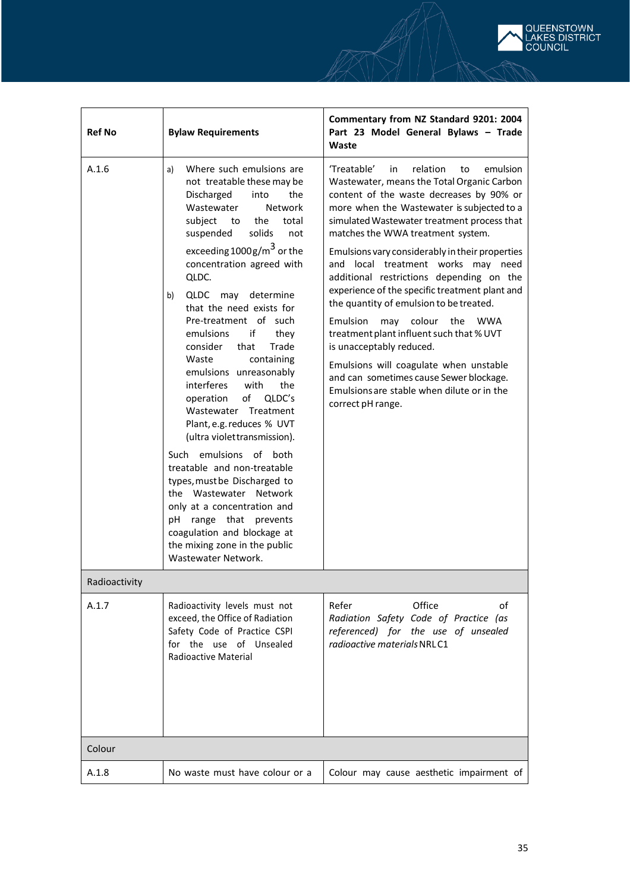| Ref No | Bylaw Requirements | Commentary from NZ Standard 9201: 2004 Part 23 Model General Bylaws – Trade Waste |
|---|---|---|
| A.1.6 | a) Where such emulsions are not treatable these may be Discharged into the Wastewater Network subject to the total suspended solids not exceeding 1000 g/$m^3$ or the concentration agreed with QLDC.<br><br>b) QLDC may determine that the need exists for Pre-treatment of such emulsions if they consider that Trade Waste containing emulsions unreasonably interferes with the operation of QLDC's Wastewater Treatment Plant, e.g. reduces % UVT (ultra violet transmission).<br><br>Such emulsions of both treatable and non-treatable types, must be Discharged to the Wastewater Network only at a concentration and pH range that prevents coagulation and blockage at the mixing zone in the public Wastewater Network. | 'Treatable' in relation to emulsion Wastewater, means the Total Organic Carbon content of the waste decreases by 90% or more when the Wastewater is subjected to a simulated Wastewater treatment process that matches the WWA treatment system.<br><br>Emulsions vary considerably in their properties and local treatment works may need additional restrictions depending on the experience of the specific treatment plant and the quantity of emulsion to be treated.<br><br>Emulsion may colour the WWA treatment plant influent such that % UVT is unacceptably reduced.<br><br>Emulsions will coagulate when unstable and can sometimes cause Sewer blockage. Emulsions are stable when dilute or in the correct pH range. |
| Radioactivity | | |
| A.1.7 | Radioactivity levels must not exceed, the Office of Radiation Safety Code of Practice CSPI for the use of Unsealed Radioactive Material | Refer Office of *Radiation Safety Code of Practice (as referenced) for the use of unsealed radioactive materials* NRL C1 |
| Colour | | |
| A.1.8 | No waste must have colour or a | Colour may cause aesthetic impairment of |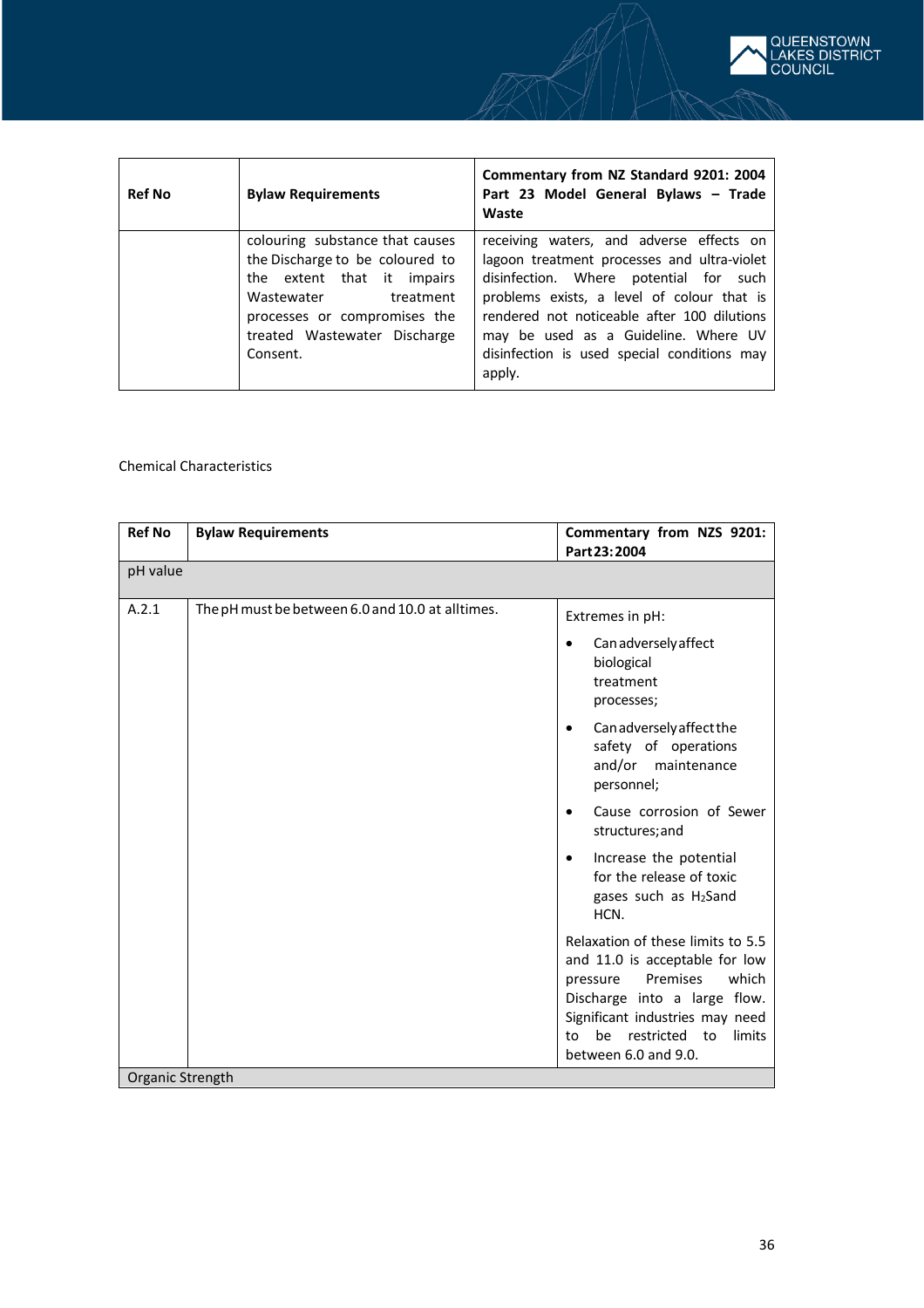| Ref No | Bylaw Requirements | Commentary from NZ Standard 9201: 2004 Part 23 Model General Bylaws – Trade Waste |
|---|---|---|
| | colouring substance that causes the Discharge to be coloured to the extent that it impairs Wastewater treatment processes or compromises the treated Wastewater Discharge Consent. | receiving waters, and adverse effects on lagoon treatment processes and ultra-violet disinfection. Where potential for such problems exists, a level of colour that is rendered not noticeable after 100 dilutions may be used as a Guideline. Where UV disinfection is used special conditions may apply. |

Chemical Characteristics

| Ref No | Bylaw Requirements | Commentary from NZS 9201: Part 23: 2004 |
|---|---|---|
| pH value | | |
| A.2.1 | The pH must be between 6.0 and 10.0 at all times. | Extremes in pH:<br>• Can adversely affect biological treatment processes;<br>• Can adversely affect the safety of operations and/or maintenance personnel;<br>• Cause corrosion of Sewer structures; and<br>• Increase the potential for the release of toxic gases such as $H_2S$ and HCN.<br><br>Relaxation of these limits to 5.5 and 11.0 is acceptable for low pressure Premises which Discharge into a large flow. Significant industries may need to be restricted to limits between 6.0 and 9.0. |
| Organic Strength | | |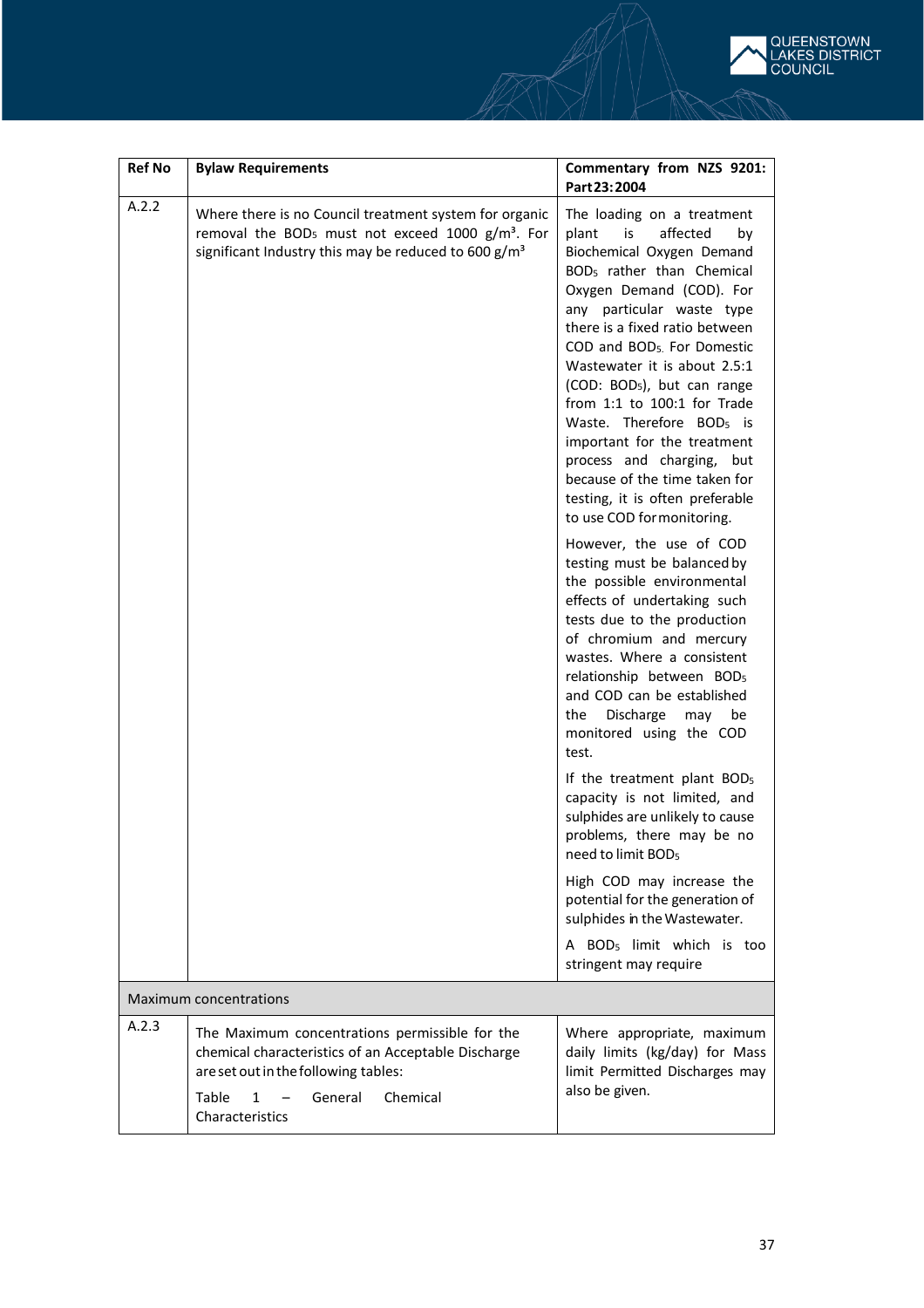| Ref No | Bylaw Requirements | Commentary from NZS 9201: Part 23: 2004 |
|---|---|---|
| A.2.2 | Where there is no Council treatment system for organic removal the $BOD_5$ must not exceed 1000 g/m³. For significant Industry this may be reduced to 600 g/m³ | The loading on a treatment plant is affected by Biochemical Oxygen Demand $BOD_5$ rather than Chemical Oxygen Demand (COD). For any particular waste type there is a fixed ratio between COD and $BOD_5$. For Domestic Wastewater it is about 2.5:1 (COD: $BOD_5$), but can range from 1:1 to 100:1 for Trade Waste. Therefore $BOD_5$ is important for the treatment process and charging, but because of the time taken for testing, it is often preferable to use COD for monitoring.<br><br>However, the use of COD testing must be balanced by the possible environmental effects of undertaking such tests due to the production of chromium and mercury wastes. Where a consistent relationship between $BOD_5$ and COD can be established the Discharge may be monitored using the COD test.<br><br>If the treatment plant $BOD_5$ capacity is not limited, and sulphides are unlikely to cause problems, there may be no need to limit $BOD_5$<br><br>High COD may increase the potential for the generation of sulphides in the Wastewater.<br><br>A $BOD_5$ limit which is too stringent may require |
| Maximum concentrations | | |
| A.2.3 | The Maximum concentrations permissible for the chemical characteristics of an Acceptable Discharge are set out in the following tables:<br><br>Table 1 – General Chemical Characteristics | Where appropriate, maximum daily limits (kg/day) for Mass limit Permitted Discharges may also be given. |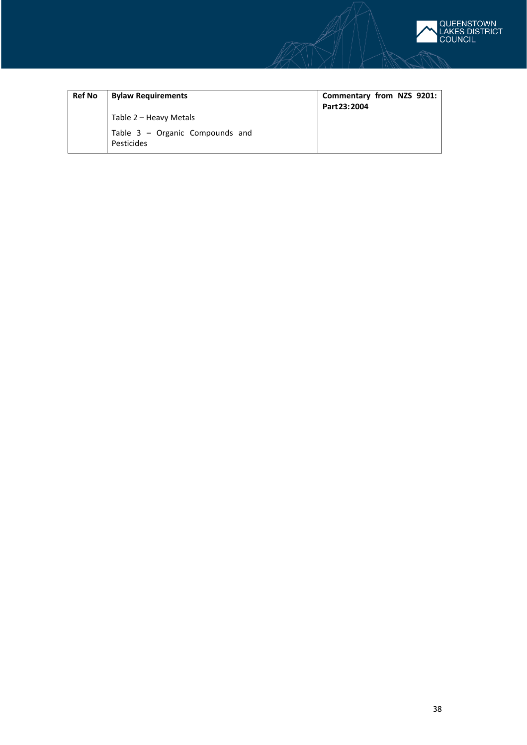| Ref No | Bylaw Requirements | Commentary from NZS 9201: Part 23: 2004 |
|---|---|---|
| | Table 2 – Heavy Metals<br><br>Table 3 – Organic Compounds and Pesticides | |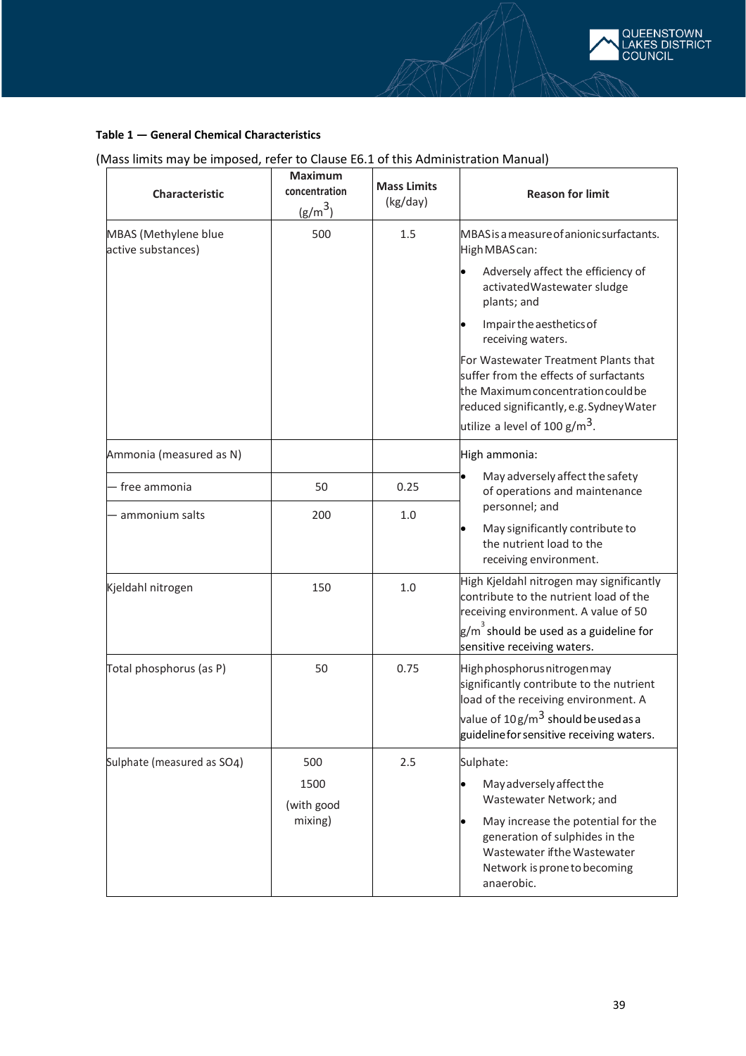**Table 1 — General Chemical Characteristics**

(Mass limits may be imposed, refer to Clause E6.1 of this Administration Manual)

| Characteristic | Maximum concentration ($g/m^3$) | Mass Limits (kg/day) | Reason for limit |
|---|---|---|---|
| MBAS (Methylene blue active substances) | 500 | 1.5 | MBAS is a measure of anionic surfactants. High MBAS can:<br>• Adversely affect the efficiency of activated Wastewater sludge plants; and<br>• Impair the aesthetics of receiving waters.<br>For Wastewater Treatment Plants that suffer from the effects of surfactants the Maximum concentration could be reduced significantly, e.g. Sydney Water utilize a level of 100 $g/m^3$. |
| Ammonia (measured as N) | | | High ammonia:<br>• May adversely affect the safety of operations and maintenance personnel; and<br>• May significantly contribute to the nutrient load to the receiving environment. |
| — free ammonia | 50 | 0.25 | |
| — ammonium salts | 200 | 1.0 | |
| Kjeldahl nitrogen | 150 | 1.0 | High Kjeldahl nitrogen may significantly contribute to the nutrient load of the receiving environment. A value of 50 $g/m^3$ should be used as a guideline for sensitive receiving waters. |
| Total phosphorus (as P) | 50 | 0.75 | High phosphorus nitrogen may significantly contribute to the nutrient load of the receiving environment. A value of 10 $g/m^3$ should be used as a guideline for sensitive receiving waters. |
| Sulphate (measured as $SO_4$) | 500<br>1500<br>(with good mixing) | 2.5 | Sulphate:<br>• May adversely affect the Wastewater Network; and<br>• May increase the potential for the generation of sulphides in the Wastewater if the Wastewater Network is prone to becoming anaerobic. |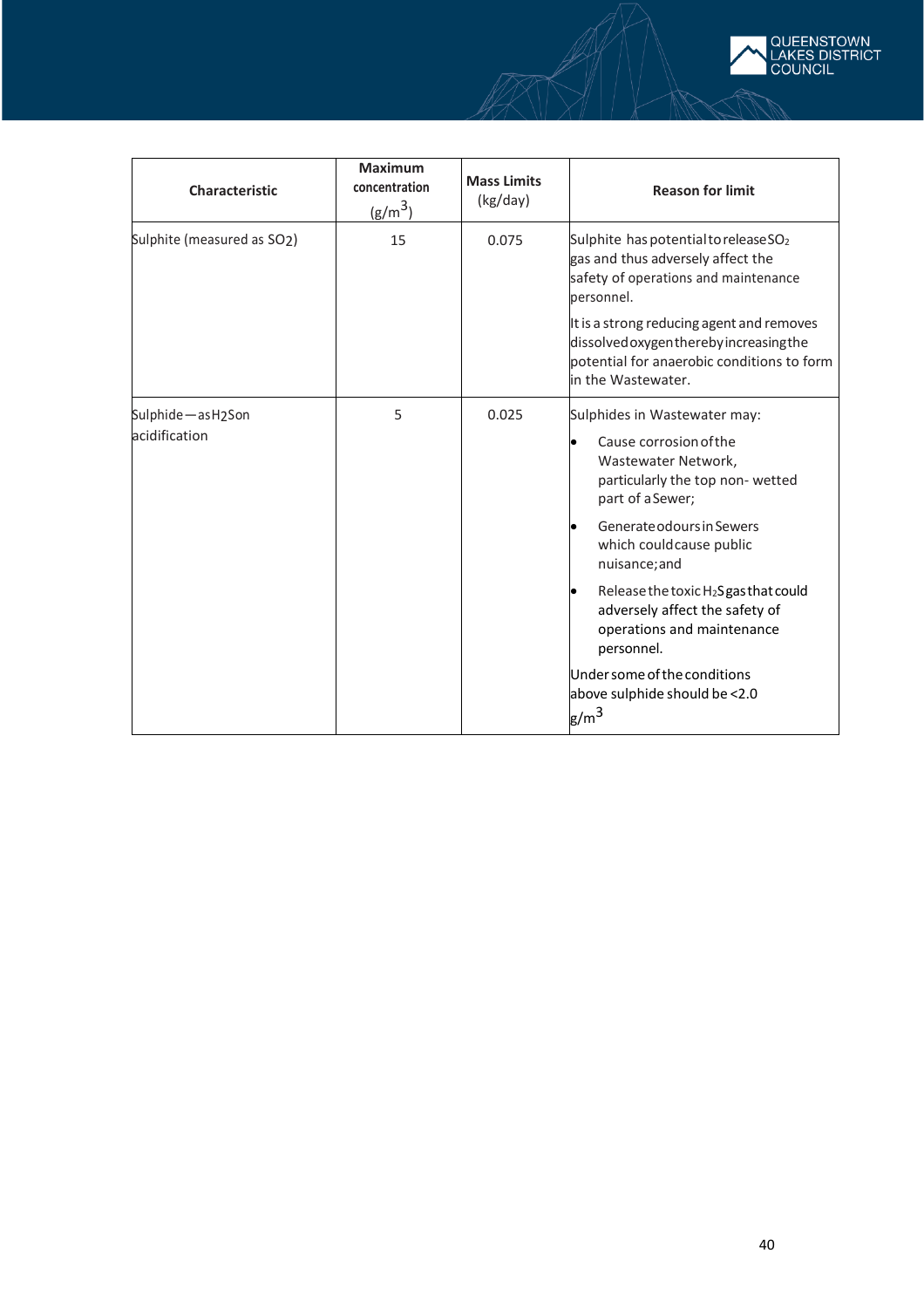| Characteristic | Maximum concentration ($g/m^3$) | Mass Limits (kg/day) | Reason for limit |
|---|---|---|---|
| Sulphite (measured as $SO_2$) | 15 | 0.075 | Sulphite has potential to release $SO_2$ gas and thus adversely affect the safety of operations and maintenance personnel.<br><br>It is a strong reducing agent and removes dissolved oxygen thereby increasing the potential for anaerobic conditions to form in the Wastewater. |
| Sulphide — as $H_2S$ on acidification | 5 | 0.025 | Sulphides in Wastewater may:<br>• Cause corrosion of the Wastewater Network, particularly the top non- wetted part of a Sewer;<br>• Generate odours in Sewers which could cause public nuisance; and<br>• Release the toxic $H_2S$ gas that could adversely affect the safety of operations and maintenance personnel.<br><br>Under some of the conditions above sulphide should be <2.0 $g/m^3$ |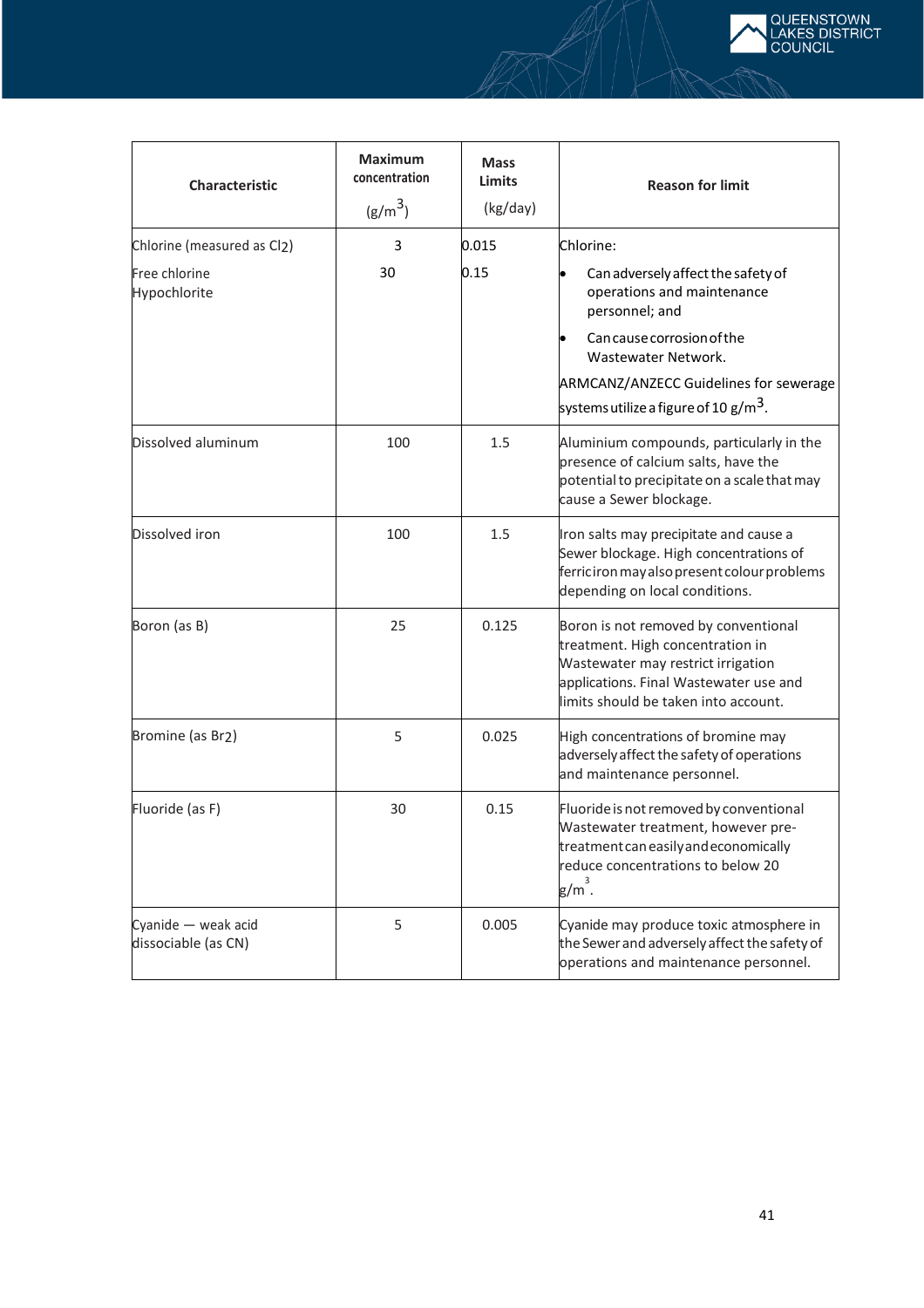| Characteristic | Maximum concentration ($g/m^3$) | Mass Limits (kg/day) | Reason for limit |
|---|---|---|---|
| Chlorine (measured as $Cl_2$)<br>Free chlorine<br>Hypochlorite | 3<br>30 | 0.015<br>0.15 | Chlorine:<br>• Can adversely affect the safety of operations and maintenance personnel; and<br>• Can cause corrosion of the Wastewater Network.<br>ARMCANZ/ANZECC Guidelines for sewerage systems utilize a figure of 10 $g/m^3$. |
| Dissolved aluminum | 100 | 1.5 | Aluminium compounds, particularly in the presence of calcium salts, have the potential to precipitate on a scale that may cause a Sewer blockage. |
| Dissolved iron | 100 | 1.5 | Iron salts may precipitate and cause a Sewer blockage. High concentrations of ferric iron may also present colour problems depending on local conditions. |
| Boron (as B) | 25 | 0.125 | Boron is not removed by conventional treatment. High concentration in Wastewater may restrict irrigation applications. Final Wastewater use and limits should be taken into account. |
| Bromine (as $Br_2$) | 5 | 0.025 | High concentrations of bromine may adversely affect the safety of operations and maintenance personnel. |
| Fluoride (as F) | 30 | 0.15 | Fluoride is not removed by conventional Wastewater treatment, however pre-treatment can easily and economically reduce concentrations to below 20 $g/m^3$. |
| Cyanide — weak acid dissociable (as CN) | 5 | 0.005 | Cyanide may produce toxic atmosphere in the Sewer and adversely affect the safety of operations and maintenance personnel. |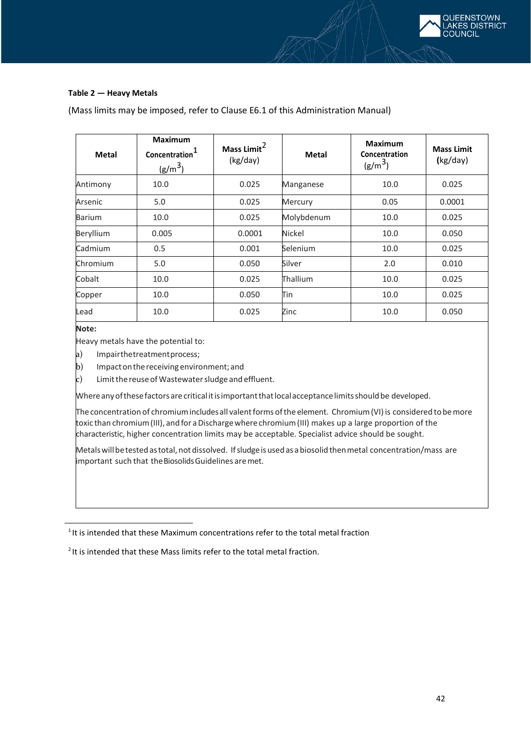**Table 2 — Heavy Metals**

(Mass limits may be imposed, refer to Clause E6.1 of this Administration Manual)

| Metal | Maximum Concentration[1] ($g/m^3$) | Mass Limit[2] (kg/day) | Metal | Maximum Concentration ($g/m^3$) | Mass Limit (kg/day) |
|---|---|---|---|---|---|
| Antimony | 10.0 | 0.025 | Manganese | 10.0 | 0.025 |
| Arsenic | 5.0 | 0.025 | Mercury | 0.05 | 0.0001 |
| Barium | 10.0 | 0.025 | Molybdenum | 10.0 | 0.025 |
| Beryllium | 0.005 | 0.0001 | Nickel | 10.0 | 0.050 |
| Cadmium | 0.5 | 0.001 | Selenium | 10.0 | 0.025 |
| Chromium | 5.0 | 0.050 | Silver | 2.0 | 0.010 |
| Cobalt | 10.0 | 0.025 | Thallium | 10.0 | 0.025 |
| Copper | 10.0 | 0.050 | Tin | 10.0 | 0.025 |
| Lead | 10.0 | 0.025 | Zinc | 10.0 | 0.050 |

**Note:**

Heavy metals have the potential to:

a) Impair the treatment process;

b) Impact on the receiving environment; and

c) Limit the reuse of Wastewater sludge and effluent.

Where any of these factors are critical it is important that local acceptance limits should be developed.

The concentration of chromium includes all valent forms of the element. Chromium (VI) is considered to be more toxic than chromium (III), and for a Discharge where chromium (III) makes up a large proportion of the characteristic, higher concentration limits may be acceptable. Specialist advice should be sought.

Metals will be tested as total, not dissolved. If sludge is used as a biosolid then metal concentration/mass are important such that the Biosolids Guidelines are met.

---

[1] It is intended that these Maximum concentrations refer to the total metal fraction

[2] It is intended that these Mass limits refer to the total metal fraction.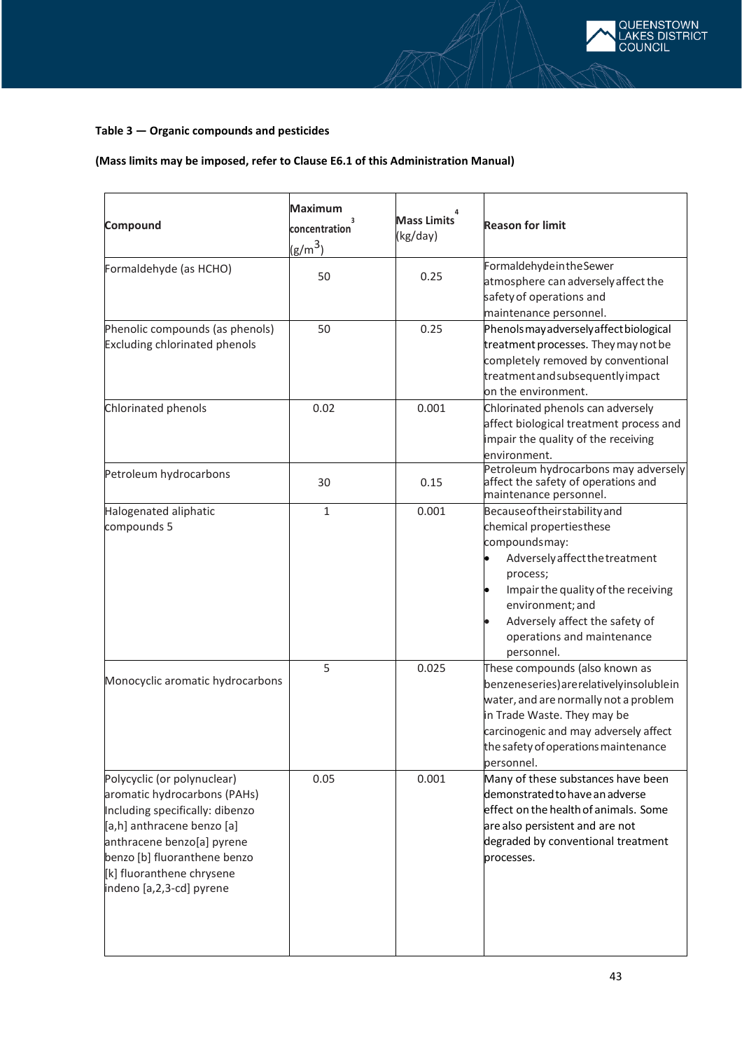**Table 3 — Organic compounds and pesticides**

**(Mass limits may be imposed, refer to Clause E6.1 of this Administration Manual)**

| Compound | Maximum concentration [3] ($g/m^3$) | Mass Limits [4] (kg/day) | Reason for limit |
|---|---|---|---|
| Formaldehyde (as HCHO) | 50 | 0.25 | Formaldehyde in the Sewer atmosphere can adversely affect the safety of operations and maintenance personnel. |
| Phenolic compounds (as phenols) Excluding chlorinated phenols | 50 | 0.25 | Phenols may adversely affect biological treatment processes. They may not be completely removed by conventional treatment and subsequently impact on the environment. |
| Chlorinated phenols | 0.02 | 0.001 | Chlorinated phenols can adversely affect biological treatment process and impair the quality of the receiving environment. |
| Petroleum hydrocarbons | 30 | 0.15 | Petroleum hydrocarbons may adversely affect the safety of operations and maintenance personnel. |
| Halogenated aliphatic compounds 5 | 1 | 0.001 | Because of their stability and chemical properties these compounds may: <br>• Adversely affect the treatment process; <br>• Impair the quality of the receiving environment; and <br>• Adversely affect the safety of operations and maintenance personnel. |
| Monocyclic aromatic hydrocarbons | 5 | 0.025 | These compounds (also known as benzene series) are relatively insoluble in water, and are normally not a problem in Trade Waste. They may be carcinogenic and may adversely affect the safety of operations maintenance personnel. |
| Polycyclic (or polynuclear) aromatic hydrocarbons (PAHs) Including specifically: dibenzo [a,h] anthracene benzo [a] anthracene benzo[a] pyrene benzo [b] fluoranthene benzo [k] fluoranthene chrysene indeno [a,2,3-cd] pyrene | 0.05 | 0.001 | Many of these substances have been demonstrated to have an adverse effect on the health of animals. Some are also persistent and are not degraded by conventional treatment processes. |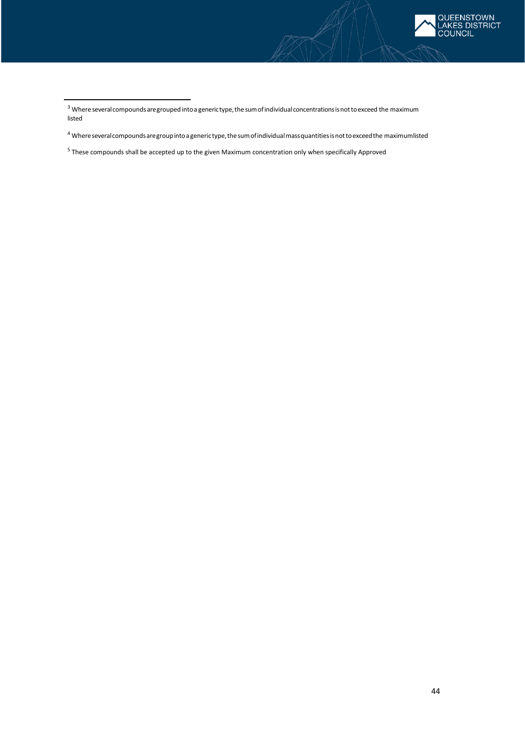[3] Where several compounds are grouped into a generic type, the sum of individual concentrations is not to exceed the maximum listed

[4] Where several compounds are group into a generic type, the sum of individual mass quantities is not to exceed the maximum listed

[5] These compounds shall be accepted up to the given Maximum concentration only when specifically Approved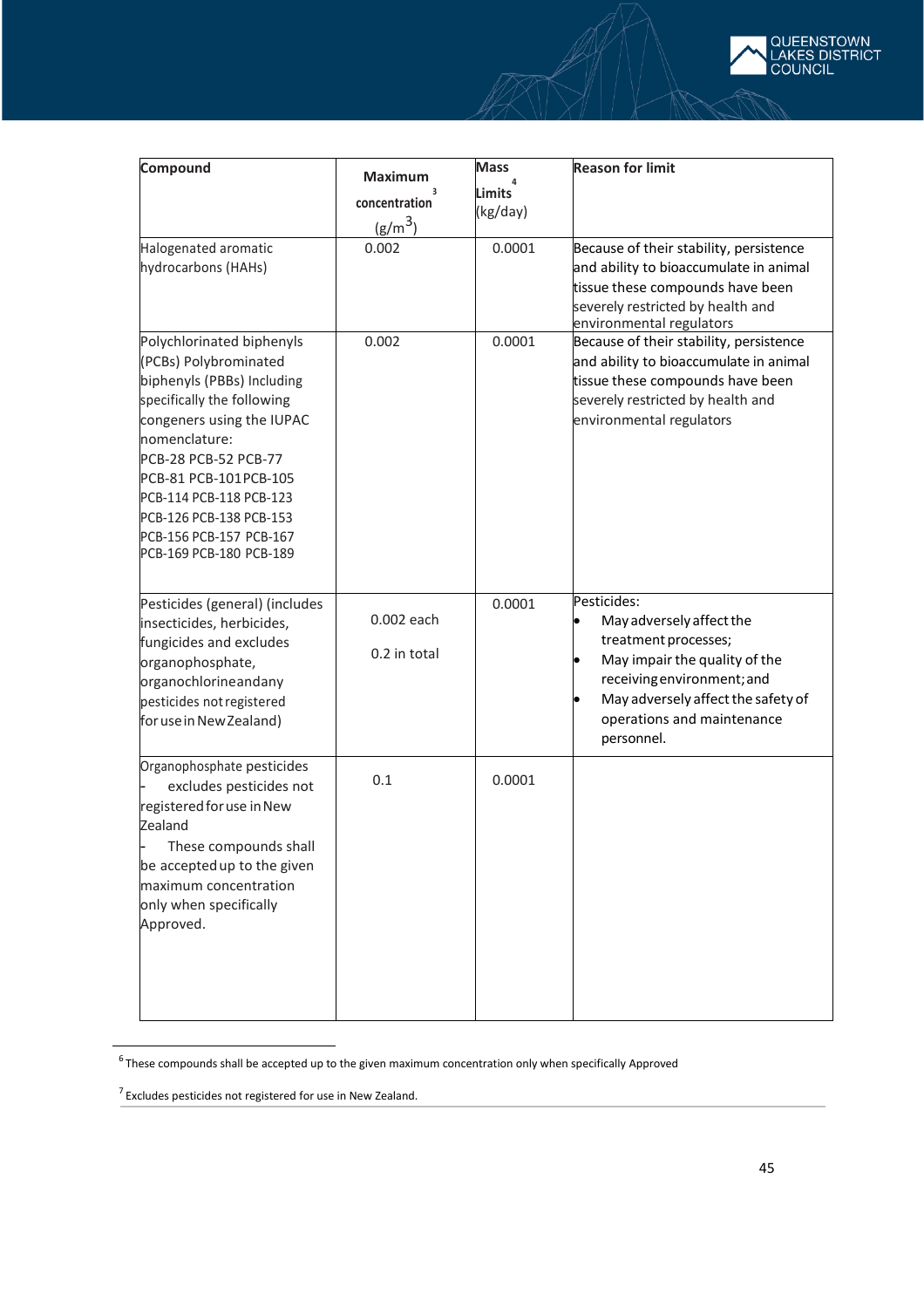| Compound | Maximum concentration[3] ($g/m^3$) | Mass Limits[4] (kg/day) | Reason for limit |
|---|---|---|---|
| Halogenated aromatic hydrocarbons (HAHs) | 0.002 | 0.0001 | Because of their stability, persistence and ability to bioaccumulate in animal tissue these compounds have been severely restricted by health and environmental regulators |
| Polychlorinated biphenyls (PCBs) Polybrominated biphenyls (PBBs) Including specifically the following congeners using the IUPAC nomenclature: PCB-28 PCB-52 PCB-77 PCB-81 PCB-101 PCB-105 PCB-114 PCB-118 PCB-123 PCB-126 PCB-138 PCB-153 PCB-156 PCB-157 PCB-167 PCB-169 PCB-180 PCB-189 | 0.002 | 0.0001 | Because of their stability, persistence and ability to bioaccumulate in animal tissue these compounds have been severely restricted by health and environmental regulators |
| Pesticides (general) (includes insecticides, herbicides, fungicides and excludes organophosphate, organochlorine and any pesticides not registered for use in New Zealand) | 0.002 each<br>0.2 in total | 0.0001 | Pesticides:<br>• May adversely affect the treatment processes;<br>• May impair the quality of the receiving environment; and<br>• May adversely affect the safety of operations and maintenance personnel. |
| Organophosphate pesticides<br>- excludes pesticides not registered for use in New Zealand<br>- These compounds shall be accepted up to the given maximum concentration only when specifically Approved. | 0.1 | 0.0001 | |

[6] These compounds shall be accepted up to the given maximum concentration only when specifically Approved

[7] Excludes pesticides not registered for use in New Zealand.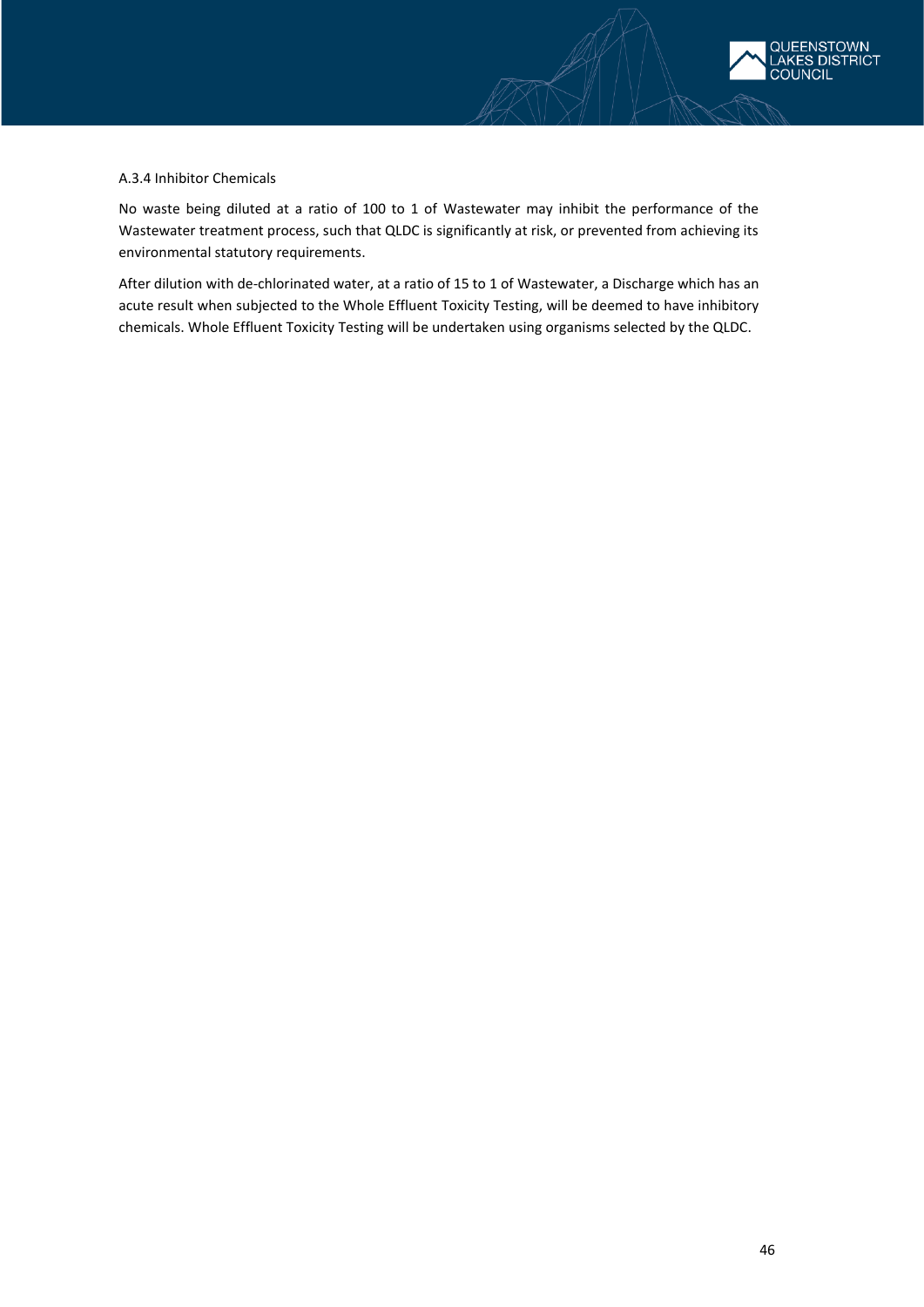### A.3.4 Inhibitor Chemicals

No waste being diluted at a ratio of 100 to 1 of Wastewater may inhibit the performance of the Wastewater treatment process, such that QLDC is significantly at risk, or prevented from achieving its environmental statutory requirements.

After dilution with de-chlorinated water, at a ratio of 15 to 1 of Wastewater, a Discharge which has an acute result when subjected to the Whole Effluent Toxicity Testing, will be deemed to have inhibitory chemicals. Whole Effluent Toxicity Testing will be undertaken using organisms selected by the QLDC.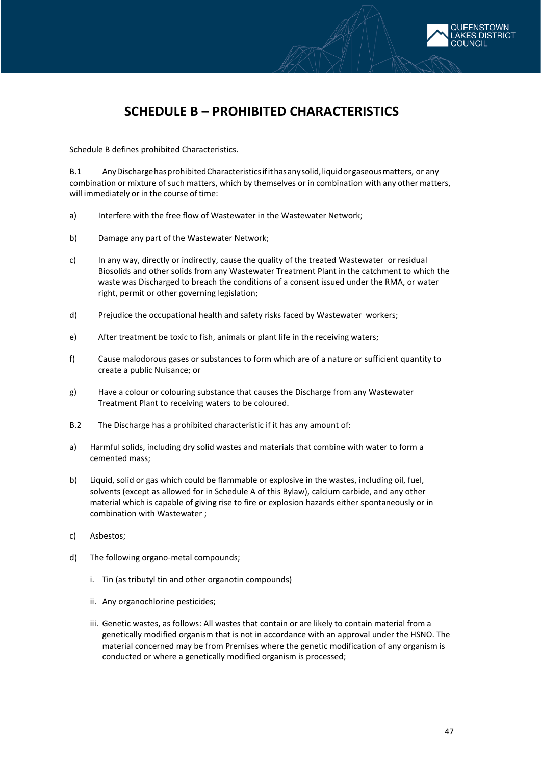# SCHEDULE B – PROHIBITED CHARACTERISTICS

Schedule B defines prohibited Characteristics.

B.1 Any Discharge has prohibited Characteristics if it has any solid, liquid or gaseous matters, or any combination or mixture of such matters, which by themselves or in combination with any other matters, will immediately or in the course of time:

a) Interfere with the free flow of Wastewater in the Wastewater Network;

b) Damage any part of the Wastewater Network;

c) In any way, directly or indirectly, cause the quality of the treated Wastewater or residual Biosolids and other solids from any Wastewater Treatment Plant in the catchment to which the waste was Discharged to breach the conditions of a consent issued under the RMA, or water right, permit or other governing legislation;

d) Prejudice the occupational health and safety risks faced by Wastewater workers;

e) After treatment be toxic to fish, animals or plant life in the receiving waters;

f) Cause malodorous gases or substances to form which are of a nature or sufficient quantity to create a public Nuisance; or

g) Have a colour or colouring substance that causes the Discharge from any Wastewater Treatment Plant to receiving waters to be coloured.

B.2 The Discharge has a prohibited characteristic if it has any amount of:

a) Harmful solids, including dry solid wastes and materials that combine with water to form a cemented mass;

b) Liquid, solid or gas which could be flammable or explosive in the wastes, including oil, fuel, solvents (except as allowed for in Schedule A of this Bylaw), calcium carbide, and any other material which is capable of giving rise to fire or explosion hazards either spontaneously or in combination with Wastewater ;

c) Asbestos;

d) The following organo-metal compounds;

   i. Tin (as tributyl tin and other organotin compounds)

   ii. Any organochlorine pesticides;

   iii. Genetic wastes, as follows: All wastes that contain or are likely to contain material from a genetically modified organism that is not in accordance with an approval under the HSNO. The material concerned may be from Premises where the genetic modification of any organism is conducted or where a genetically modified organism is processed;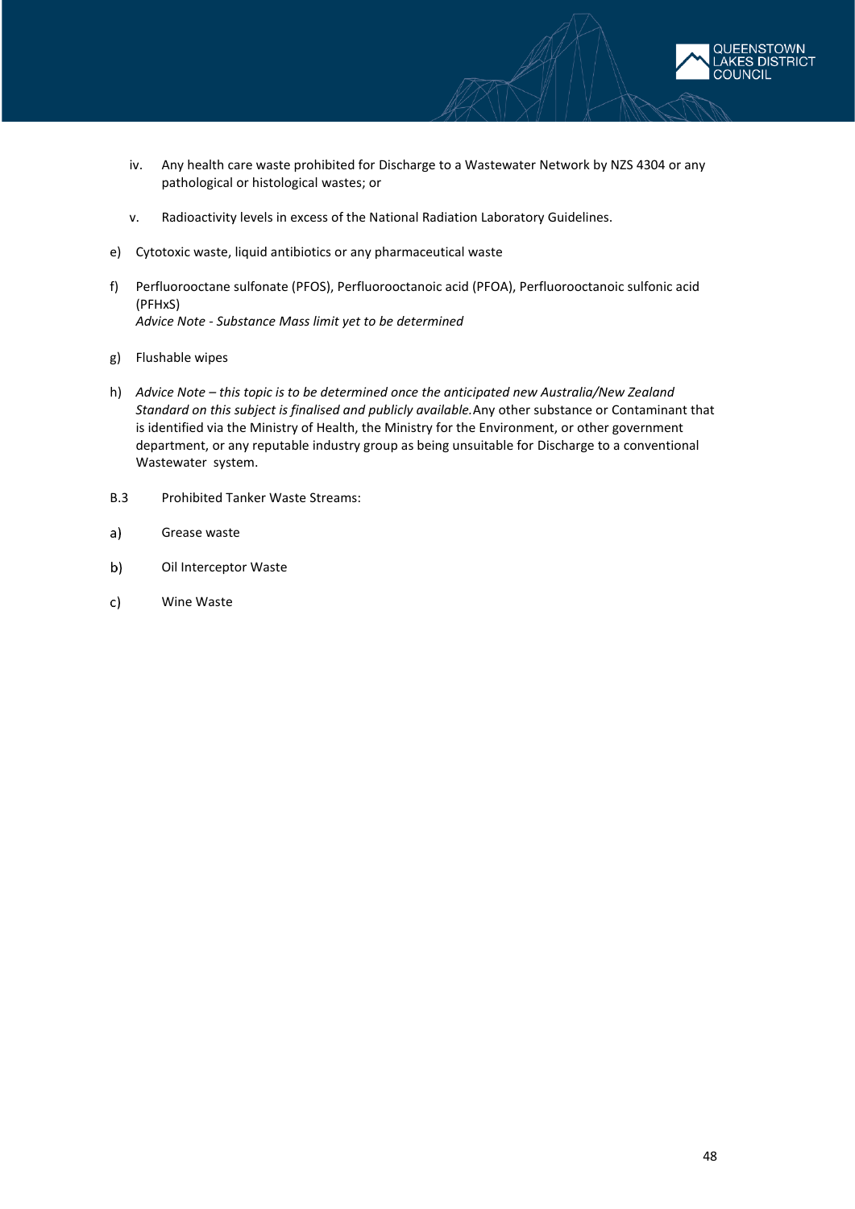iv. Any health care waste prohibited for Discharge to a Wastewater Network by NZS 4304 or any pathological or histological wastes; or

v. Radioactivity levels in excess of the National Radiation Laboratory Guidelines.

e) Cytotoxic waste, liquid antibiotics or any pharmaceutical waste

f) Perfluorooctane sulfonate (PFOS), Perfluorooctanoic acid (PFOA), Perfluorooctanoic sulfonic acid (PFHxS)
*Advice Note - Substance Mass limit yet to be determined*

g) Flushable wipes

h) *Advice Note – this topic is to be determined once the anticipated new Australia/New Zealand Standard on this subject is finalised and publicly available.* Any other substance or Contaminant that is identified via the Ministry of Health, the Ministry for the Environment, or other government department, or any reputable industry group as being unsuitable for Discharge to a conventional Wastewater system.

B.3 Prohibited Tanker Waste Streams:

a) Grease waste

b) Oil Interceptor Waste

c) Wine Waste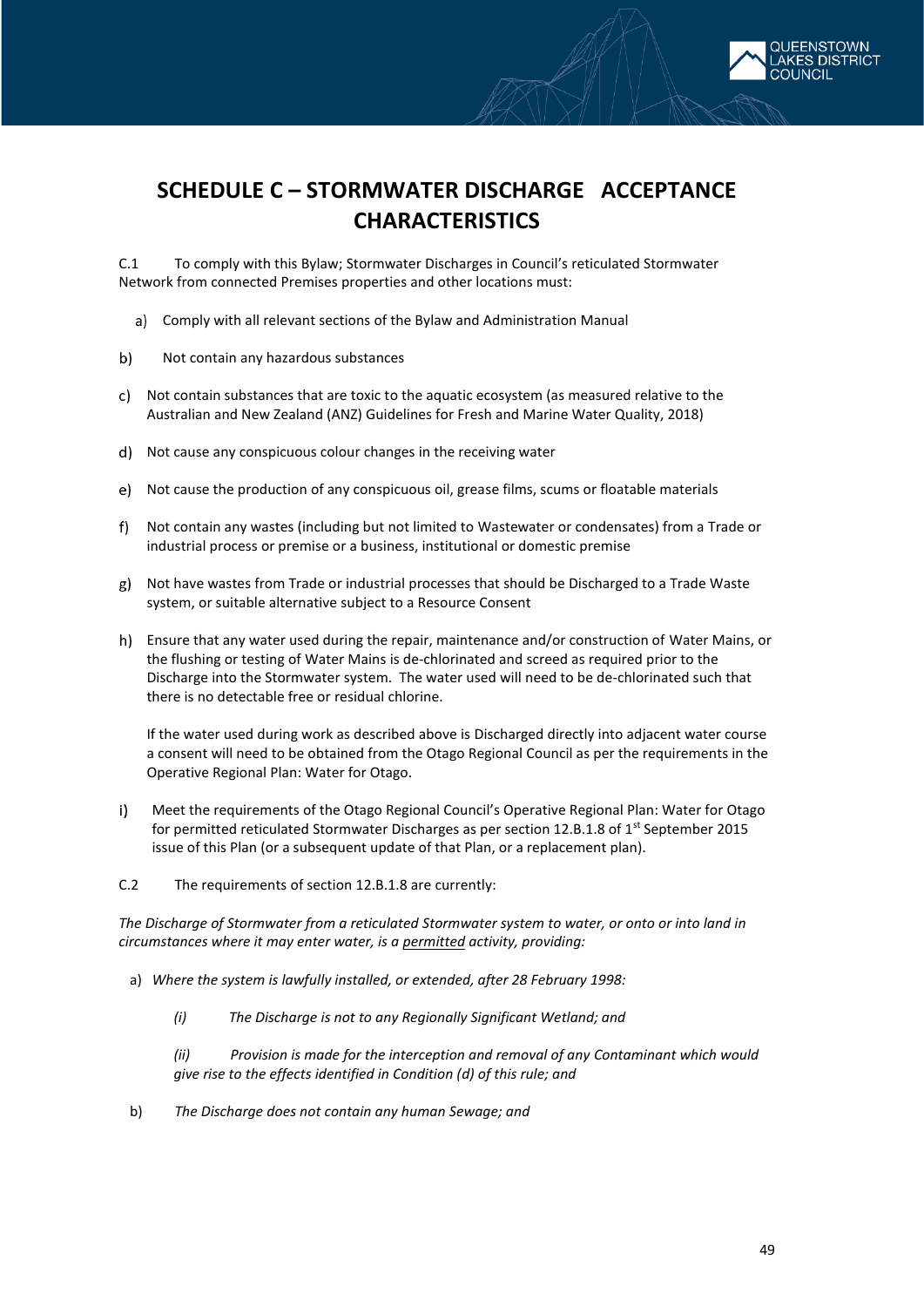# SCHEDULE C – STORMWATER DISCHARGE ACCEPTANCE CHARACTERISTICS

C.1 To comply with this Bylaw; Stormwater Discharges in Council's reticulated Stormwater Network from connected Premises properties and other locations must:

a) Comply with all relevant sections of the Bylaw and Administration Manual

b) Not contain any hazardous substances

c) Not contain substances that are toxic to the aquatic ecosystem (as measured relative to the Australian and New Zealand (ANZ) Guidelines for Fresh and Marine Water Quality, 2018)

d) Not cause any conspicuous colour changes in the receiving water

e) Not cause the production of any conspicuous oil, grease films, scums or floatable materials

f) Not contain any wastes (including but not limited to Wastewater or condensates) from a Trade or industrial process or premise or a business, institutional or domestic premise

g) Not have wastes from Trade or industrial processes that should be Discharged to a Trade Waste system, or suitable alternative subject to a Resource Consent

h) Ensure that any water used during the repair, maintenance and/or construction of Water Mains, or the flushing or testing of Water Mains is de-chlorinated and screed as required prior to the Discharge into the Stormwater system. The water used will need to be de-chlorinated such that there is no detectable free or residual chlorine.

   If the water used during work as described above is Discharged directly into adjacent water course a consent will need to be obtained from the Otago Regional Council as per the requirements in the Operative Regional Plan: Water for Otago.

i) Meet the requirements of the Otago Regional Council's Operative Regional Plan: Water for Otago for permitted reticulated Stormwater Discharges as per section 12.B.1.8 of 1st September 2015 issue of this Plan (or a subsequent update of that Plan, or a replacement plan).

C.2 The requirements of section 12.B.1.8 are currently:

*The Discharge of Stormwater from a reticulated Stormwater system to water, or onto or into land in circumstances where it may enter water, is a permitted activity, providing:*

a) *Where the system is lawfully installed, or extended, after 28 February 1998:*

   *(i) The Discharge is not to any Regionally Significant Wetland; and*

   *(ii) Provision is made for the interception and removal of any Contaminant which would give rise to the effects identified in Condition (d) of this rule; and*

b) *The Discharge does not contain any human Sewage; and*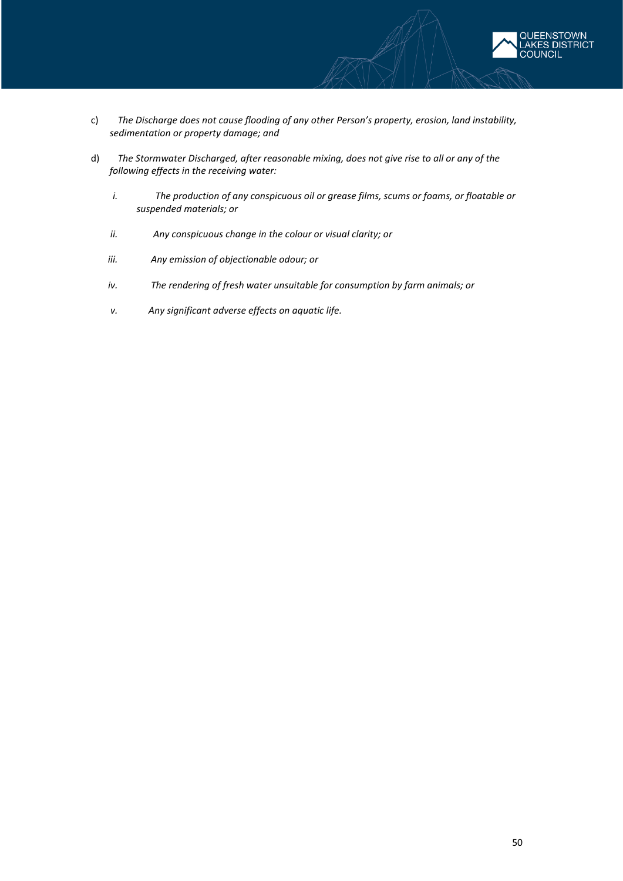c) *The Discharge does not cause flooding of any other Person's property, erosion, land instability, sedimentation or property damage; and*

d) *The Stormwater Discharged, after reasonable mixing, does not give rise to all or any of the following effects in the receiving water:*

   *i. The production of any conspicuous oil or grease films, scums or foams, or floatable or suspended materials; or*

   *ii. Any conspicuous change in the colour or visual clarity; or*

   *iii. Any emission of objectionable odour; or*

   *iv. The rendering of fresh water unsuitable for consumption by farm animals; or*

   *v. Any significant adverse effects on aquatic life.*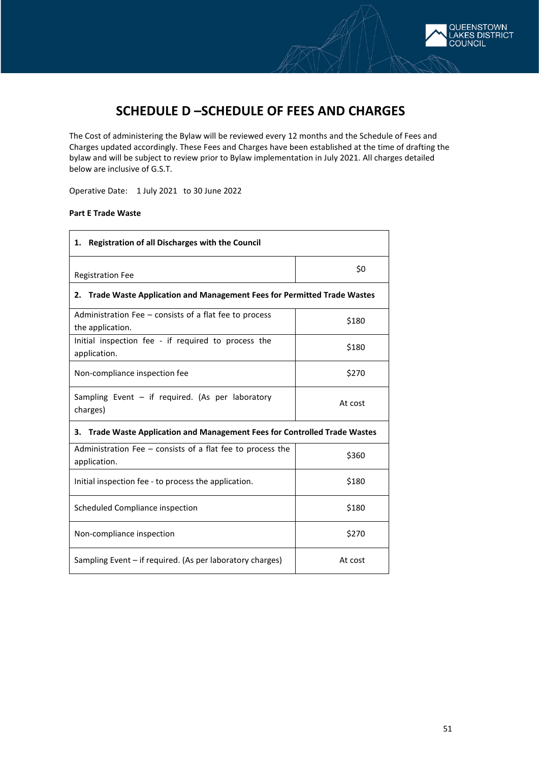# SCHEDULE D –SCHEDULE OF FEES AND CHARGES

The Cost of administering the Bylaw will be reviewed every 12 months and the Schedule of Fees and Charges updated accordingly. These Fees and Charges have been established at the time of drafting the bylaw and will be subject to review prior to Bylaw implementation in July 2021. All charges detailed below are inclusive of G.S.T.

Operative Date: 1 July 2021 to 30 June 2022

**Part E Trade Waste**

| **1. Registration of all Discharges with the Council** | |
|---|---|
| Registration Fee | $0 |
| **2. Trade Waste Application and Management Fees for Permitted Trade Wastes** | |
| Administration Fee – consists of a flat fee to process the application. | $180 |
| Initial inspection fee - if required to process the application. | $180 |
| Non-compliance inspection fee | $270 |
| Sampling Event – if required. (As per laboratory charges) | At cost |
| **3. Trade Waste Application and Management Fees for Controlled Trade Wastes** | |
| Administration Fee – consists of a flat fee to process the application. | $360 |
| Initial inspection fee - to process the application. | $180 |
| Scheduled Compliance inspection | $180 |
| Non-compliance inspection | $270 |
| Sampling Event – if required. (As per laboratory charges) | At cost |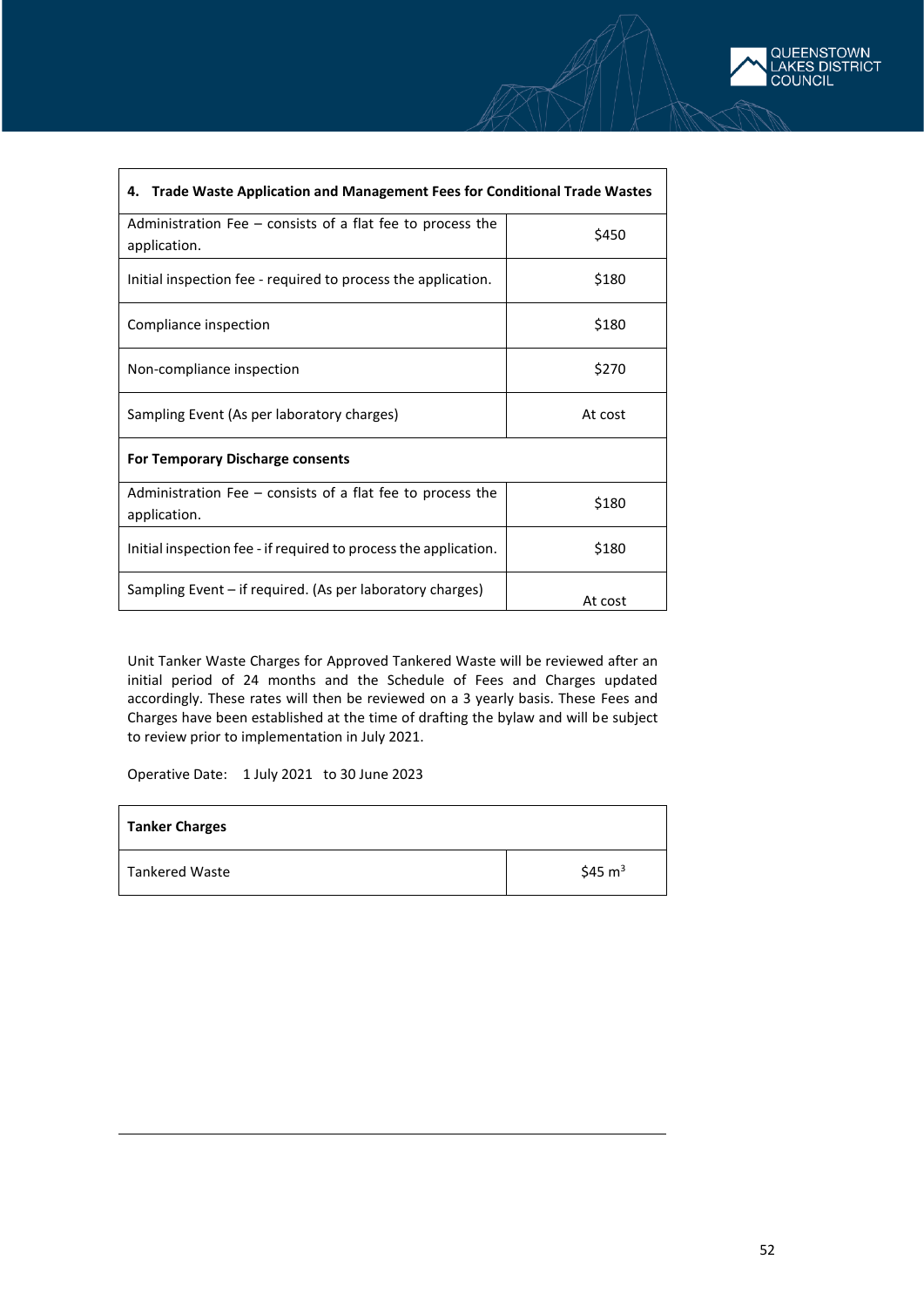| 4. Trade Waste Application and Management Fees for Conditional Trade Wastes | |
| --- | --- |
| Administration Fee – consists of a flat fee to process the application. | $450 |
| Initial inspection fee - required to process the application. | $180 |
| Compliance inspection | $180 |
| Non-compliance inspection | $270 |
| Sampling Event (As per laboratory charges) | At cost |
| **For Temporary Discharge consents** | |
| Administration Fee – consists of a flat fee to process the application. | $180 |
| Initial inspection fee - if required to process the application. | $180 |
| Sampling Event – if required. (As per laboratory charges) | At cost |

Unit Tanker Waste Charges for Approved Tankered Waste will be reviewed after an initial period of 24 months and the Schedule of Fees and Charges updated accordingly. These rates will then be reviewed on a 3 yearly basis. These Fees and Charges have been established at the time of drafting the bylaw and will be subject to review prior to implementation in July 2021.

Operative Date: 1 July 2021 to 30 June 2023

| Tanker Charges | |
| --- | --- |
| Tankered Waste | $45 $m^3$ |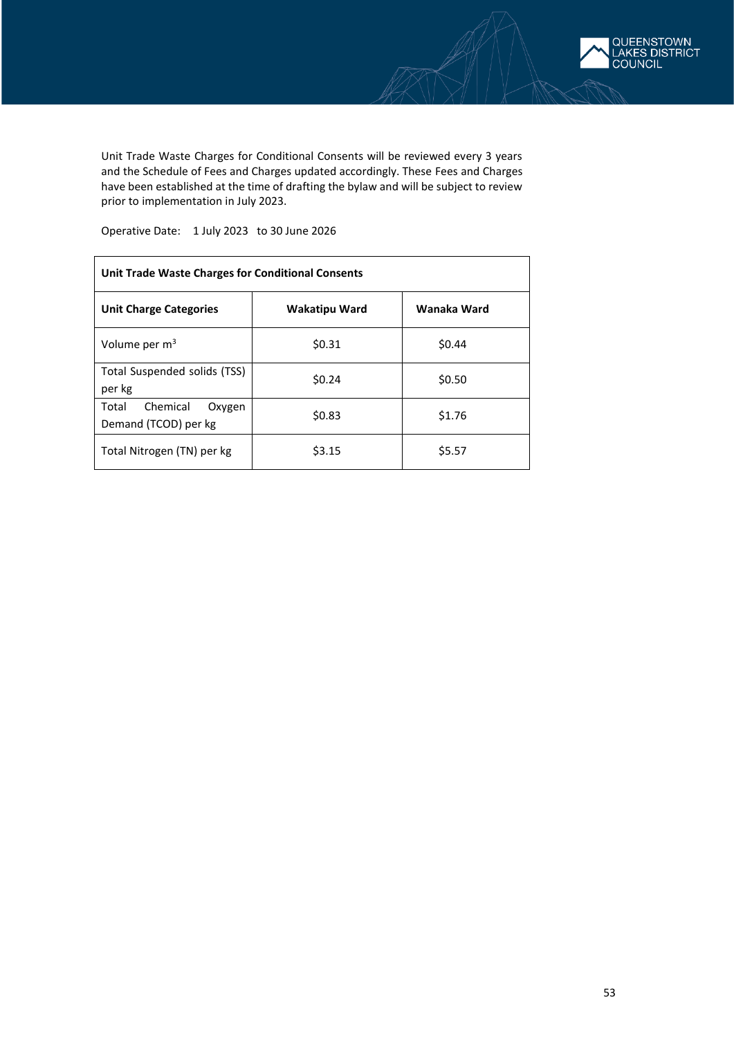Unit Trade Waste Charges for Conditional Consents will be reviewed every 3 years and the Schedule of Fees and Charges updated accordingly. These Fees and Charges have been established at the time of drafting the bylaw and will be subject to review prior to implementation in July 2023.

Operative Date: 1 July 2023 to 30 June 2026

| **Unit Trade Waste Charges for Conditional Consents** | | |
|---|---|---|
| **Unit Charge Categories** | **Wakatipu Ward** | **Wanaka Ward** |
| Volume per $m^3$ | $0.31 | $0.44 |
| Total Suspended solids (TSS) per kg | $0.24 | $0.50 |
| Total Chemical Oxygen Demand (TCOD) per kg | $0.83 | $1.76 |
| Total Nitrogen (TN) per kg | $3.15 | $5.57 |